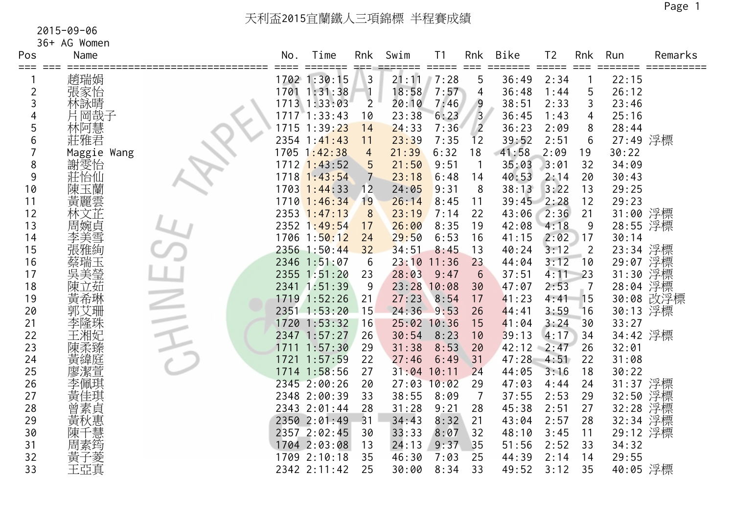# 天利盃2015宜蘭鐵人三項錦標 半程賽成績

2015-09-06

36+ AG Women

| Pos | Name | No. | Time | Rnk | Swim | T1 | Rnk | Bike | T2 | Rnk | Run | Remarks |
|---|---|---|---|---|---|---|---|---|---|---|---|---|
| 1 | 趙瑞娟 | 1702 | 1:30:15 | 3 | 21:11 | 7:28 | 5 | 36:49 | 2:34 | 1 | 22:15 | |
| 2 | 張家怡 | 1701 | 1:31:38 | 1 | 18:58 | 7:57 | 4 | 36:48 | 1:44 | 5 | 26:12 | |
| 3 | 林詠晴 | 1713 | 1:33:03 | 2 | 20:10 | 7:46 | 9 | 38:51 | 2:33 | 3 | 23:46 | |
| 4 | 片岡哉子 | 1717 | 1:33:43 | 10 | 23:38 | 6:23 | 3 | 36:45 | 1:43 | 4 | 25:16 | |
| 5 | 林阿慧 | 1715 | 1:39:23 | 14 | 24:33 | 7:36 | 2 | 36:23 | 2:09 | 8 | 28:44 | |
| 6 | 莊雅君 | 2354 | 1:41:43 | 11 | 23:39 | 7:35 | 12 | 39:52 | 2:51 | 6 | 27:49 | 浮標 |
| 7 | Maggie Wang | 1705 | 1:42:38 | 4 | 21:39 | 6:32 | 18 | 41:58 | 2:09 | 19 | 30:22 | |
| 8 | 謝雯怡 | 1712 | 1:43:52 | 5 | 21:50 | 9:51 | 1 | 35:03 | 3:01 | 32 | 34:09 | |
| 9 | 莊怡仙 | 1718 | 1:43:54 | 7 | 23:18 | 6:48 | 14 | 40:53 | 2:14 | 20 | 30:43 | |
| 10 | 陳玉蘭 | 1703 | 1:44:33 | 12 | 24:05 | 9:31 | 8 | 38:13 | 3:22 | 13 | 29:25 | |
| 11 | 黃麗雲 | 1710 | 1:46:34 | 19 | 26:14 | 8:45 | 11 | 39:45 | 2:28 | 12 | 29:23 | |
| 12 | 林文芷 | 2353 | 1:47:13 | 8 | 23:19 | 7:14 | 22 | 43:06 | 2:36 | 21 | 31:00 | 浮標 |
| 13 | 周婉貞 | 2352 | 1:49:54 | 17 | 26:00 | 8:35 | 19 | 42:08 | 4:18 | 9 | 28:55 | 浮標 |
| 14 | 李美雪 | 1706 | 1:50:12 | 24 | 29:50 | 6:53 | 16 | 41:15 | 2:02 | 17 | 30:14 | |
| 15 | 張雅絢 | 2356 | 1:50:44 | 32 | 34:51 | 8:45 | 13 | 40:24 | 3:12 | 2 | 23:34 | 浮標 |
| 16 | 蔡瑞玉 | 2346 | 1:51:07 | 6 | 23:10 | 11:36 | 23 | 44:04 | 3:12 | 10 | 29:07 | 浮標 |
| 17 | 吳美瑩 | 2355 | 1:51:20 | 23 | 28:03 | 9:47 | 6 | 37:51 | 4:11 | 23 | 31:30 | 浮標 |
| 18 | 陳立茹 | 2341 | 1:51:39 | 9 | 23:28 | 10:08 | 30 | 47:07 | 2:53 | 7 | 28:04 | 浮標 |
| 19 | 黃希琳 | 1719 | 1:52:26 | 21 | 27:23 | 8:54 | 17 | 41:23 | 4:41 | 15 | 30:08 | 改浮標 |
| 20 | 郭艾珊 | 2351 | 1:53:20 | 15 | 24:36 | 9:53 | 26 | 44:41 | 3:59 | 16 | 30:13 | 浮標 |
| 21 | 李隆珠 | 1720 | 1:53:32 | 16 | 25:02 | 10:36 | 15 | 41:04 | 3:24 | 30 | 33:27 | |
| 22 | 王湘妃 | 2347 | 1:57:27 | 26 | 30:54 | 8:23 | 10 | 39:13 | 4:17 | 34 | 34:42 | 浮標 |
| 23 | 陳柔臻 | 1711 | 1:57:30 | 29 | 31:38 | 8:53 | 20 | 42:12 | 2:47 | 26 | 32:01 | |
| 24 | 黃緯庭 | 1721 | 1:57:59 | 22 | 27:46 | 6:49 | 31 | 47:28 | 4:51 | 22 | 31:08 | |
| 25 | 廖潔萱 | 1714 | 1:58:56 | 27 | 31:04 | 10:11 | 24 | 44:05 | 3:16 | 18 | 30:22 | |
| 26 | 李佩琪 | 2345 | 2:00:26 | 20 | 27:03 | 10:02 | 29 | 47:03 | 4:44 | 24 | 31:37 | 浮標 |
| 27 | 黃佳琪 | 2348 | 2:00:39 | 33 | 38:55 | 8:09 | 7 | 37:55 | 2:53 | 29 | 32:50 | 浮標 |
| 28 | 曾素貞 | 2343 | 2:01:44 | 28 | 31:28 | 9:21 | 28 | 45:38 | 2:51 | 27 | 32:28 | 浮標 |
| 29 | 黃秋惠 | 2350 | 2:01:49 | 31 | 34:43 | 8:32 | 21 | 43:04 | 2:57 | 28 | 32:34 | 浮標 |
| 30 | 陳千慧 | 2357 | 2:02:45 | 30 | 33:33 | 8:07 | 32 | 48:10 | 3:45 | 11 | 29:12 | 浮標 |
| 31 | 周素筠 | 1704 | 2:03:08 | 13 | 24:13 | 9:37 | 35 | 51:56 | 2:52 | 33 | 34:32 | |
| 32 | 黃子菱 | 1709 | 2:10:18 | 35 | 46:30 | 7:03 | 25 | 44:39 | 2:14 | 14 | 29:55 | |
| 33 | 王亞真 | 2342 | 2:11:42 | 25 | 30:00 | 8:34 | 33 | 49:52 | 3:12 | 35 | 40:05 | 浮標 |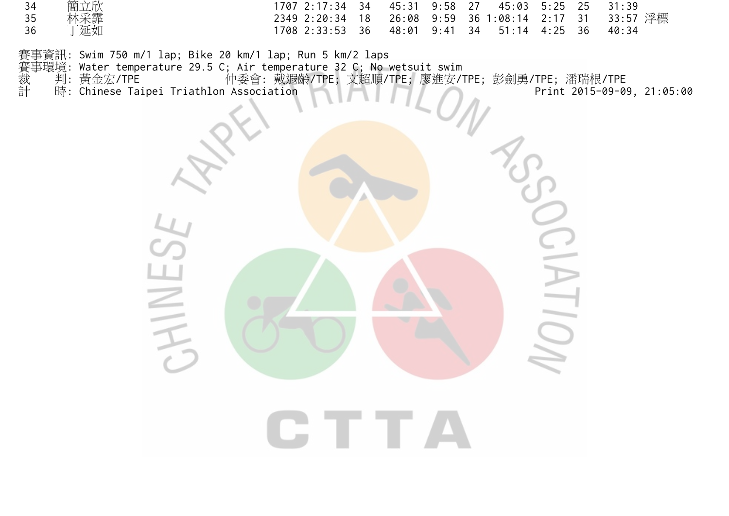| | | | | | | | | | | | | |
|---|---|---|---|---|---|---|---|---|---|---|---|---|
| 34 | 簡立欣 | 1707 | 2:17:34 | 34 | 45:31 | 9:58 | 27 | 45:03 | 5:25 | 25 | 31:39 | |
| 35 | 林采霏 | 2349 | 2:20:34 | 18 | 26:08 | 9:59 | 36 | 1:08:14 | 2:17 | 31 | 33:57 | 浮標 |
| 36 | 丁延如 | 1708 | 2:33:53 | 36 | 48:01 | 9:41 | 34 | 51:14 | 4:25 | 36 | 40:34 | |

賽事資訊: Swim 750 m/1 lap; Bike 20 km/1 lap; Run 5 km/2 laps
賽事環境: Water temperature 29.5 C; Air temperature 32 C; No wetsuit swim
裁　　判: 黃金宏/TPE　　　　仲委會: 戴遐齡/TPE; 文超順/TPE; 廖進安/TPE; 彭劍勇/TPE; 潘瑞根/TPE
計　　時: Chinese Taipei Triathlon Association　　　　Print 2015-09-09, 21:05:00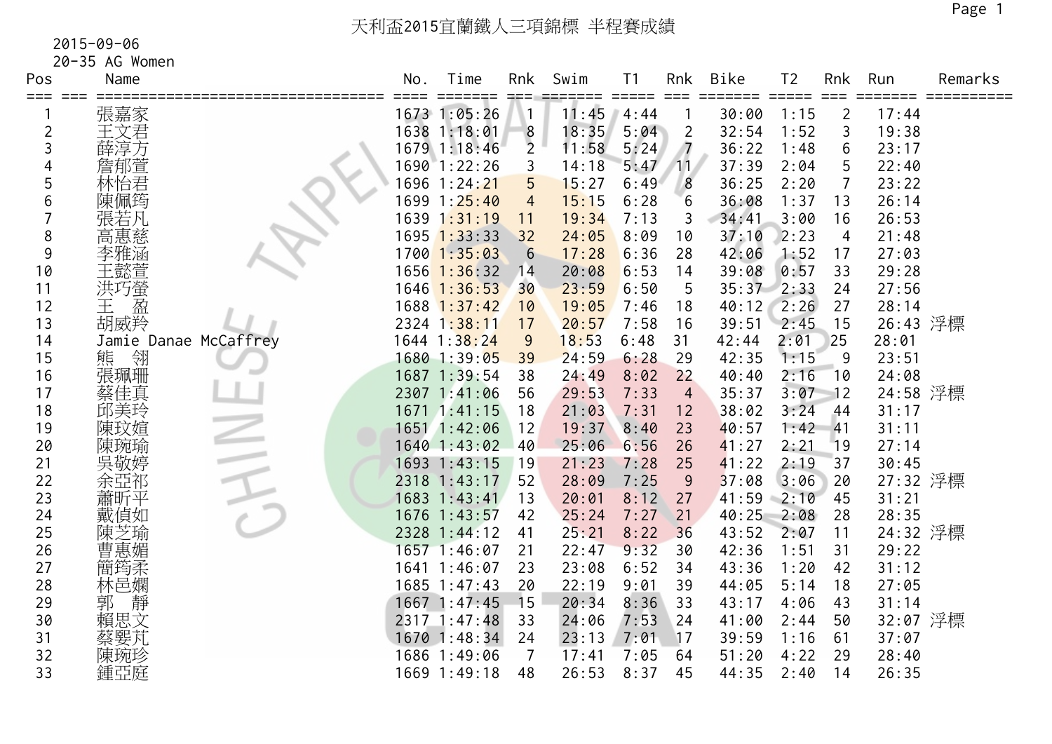# 天利盃2015宜蘭鐵人三項錦標 半程賽成績

2015-09-06

20-35 AG Women

| Pos | Name | No. | Time | Rnk | Swim | T1 | Rnk | Bike | T2 | Rnk | Run | Remarks |
|---|---|---|---|---|---|---|---|---|---|---|---|---|
| 1 | 張嘉家 | 1673 | 1:05:26 | 1 | 11:45 | 4:44 | 1 | 30:00 | 1:15 | 2 | 17:44 | |
| 2 | 王文君 | 1638 | 1:18:01 | 8 | 18:35 | 5:04 | 2 | 32:54 | 1:52 | 3 | 19:38 | |
| 3 | 薛淳方 | 1679 | 1:18:46 | 2 | 11:58 | 5:24 | 7 | 36:22 | 1:48 | 6 | 23:17 | |
| 4 | 詹郁萱 | 1690 | 1:22:26 | 3 | 14:18 | 5:47 | 11 | 37:39 | 2:04 | 5 | 22:40 | |
| 5 | 林怡君 | 1696 | 1:24:21 | 5 | 15:27 | 6:49 | 8 | 36:25 | 2:20 | 7 | 23:22 | |
| 6 | 陳佩筠 | 1699 | 1:25:40 | 4 | 15:15 | 6:28 | 6 | 36:08 | 1:37 | 13 | 26:14 | |
| 7 | 張若凡 | 1639 | 1:31:19 | 11 | 19:34 | 7:13 | 3 | 34:41 | 3:00 | 16 | 26:53 | |
| 8 | 高惠慈 | 1695 | 1:33:33 | 32 | 24:05 | 8:09 | 10 | 37:10 | 2:23 | 4 | 21:48 | |
| 9 | 李雅涵 | 1700 | 1:35:03 | 6 | 17:28 | 6:36 | 28 | 42:06 | 1:52 | 17 | 27:03 | |
| 10 | 王懿萱 | 1656 | 1:36:32 | 14 | 20:08 | 6:53 | 14 | 39:08 | 0:57 | 33 | 29:28 | |
| 11 | 洪巧螢 | 1646 | 1:36:53 | 30 | 23:59 | 6:50 | 5 | 35:37 | 2:33 | 24 | 27:56 | |
| 12 | 王　盈 | 1688 | 1:37:42 | 10 | 19:05 | 7:46 | 18 | 40:12 | 2:26 | 27 | 28:14 | |
| 13 | 胡威羚 | 2324 | 1:38:11 | 17 | 20:57 | 7:58 | 16 | 39:51 | 2:45 | 15 | 26:43 | 浮標 |
| 14 | Jamie Danae McCaffrey | 1644 | 1:38:24 | 9 | 18:53 | 6:48 | 31 | 42:44 | 2:01 | 25 | 28:01 | |
| 15 | 熊　翎 | 1680 | 1:39:05 | 39 | 24:59 | 6:28 | 29 | 42:35 | 1:15 | 9 | 23:51 | |
| 16 | 張珮珊 | 1687 | 1:39:54 | 38 | 24:49 | 8:02 | 22 | 40:40 | 2:16 | 10 | 24:08 | |
| 17 | 蔡佳真 | 2307 | 1:41:06 | 56 | 29:53 | 7:33 | 4 | 35:37 | 3:07 | 12 | 24:58 | 浮標 |
| 18 | 邱美玲 | 1671 | 1:41:15 | 18 | 21:03 | 7:31 | 12 | 38:02 | 3:24 | 44 | 31:17 | |
| 19 | 陳玟媗 | 1651 | 1:42:06 | 12 | 19:37 | 8:40 | 23 | 40:57 | 1:42 | 41 | 31:11 | |
| 20 | 陳琬瑜 | 1640 | 1:43:02 | 40 | 25:06 | 6:56 | 26 | 41:27 | 2:21 | 19 | 27:14 | |
| 21 | 吳敬婷 | 1693 | 1:43:15 | 19 | 21:23 | 7:28 | 25 | 41:22 | 2:19 | 37 | 30:45 | |
| 22 | 余亞祁 | 2318 | 1:43:17 | 52 | 28:09 | 7:25 | 9 | 37:08 | 3:06 | 20 | 27:32 | 浮標 |
| 23 | 蕭昕平 | 1683 | 1:43:41 | 13 | 20:01 | 8:12 | 27 | 41:59 | 2:10 | 45 | 31:21 | |
| 24 | 戴偵如 | 1676 | 1:43:57 | 42 | 25:24 | 7:27 | 21 | 40:25 | 2:08 | 28 | 28:35 | |
| 25 | 陳芝瑜 | 2328 | 1:44:12 | 41 | 25:21 | 8:22 | 36 | 43:52 | 2:07 | 11 | 24:32 | 浮標 |
| 26 | 曹惠媚 | 1657 | 1:46:07 | 21 | 22:47 | 9:32 | 30 | 42:36 | 1:51 | 31 | 29:22 | |
| 27 | 簡筠柔 | 1641 | 1:46:07 | 23 | 23:08 | 6:52 | 34 | 43:36 | 1:20 | 42 | 31:12 | |
| 28 | 林邑嫻 | 1685 | 1:47:43 | 20 | 22:19 | 9:01 | 39 | 44:05 | 5:14 | 18 | 27:05 | |
| 29 | 郭　靜 | 1667 | 1:47:45 | 15 | 20:34 | 8:36 | 33 | 43:17 | 4:06 | 43 | 31:14 | |
| 30 | 賴思文 | 2317 | 1:47:48 | 33 | 24:06 | 7:53 | 24 | 41:00 | 2:44 | 50 | 32:07 | 浮標 |
| 31 | 蔡嬰芃 | 1670 | 1:48:34 | 24 | 23:13 | 7:01 | 17 | 39:59 | 1:16 | 61 | 37:07 | |
| 32 | 陳琬珍 | 1686 | 1:49:06 | 7 | 17:41 | 7:05 | 64 | 51:20 | 4:22 | 29 | 28:40 | |
| 33 | 鍾亞庭 | 1669 | 1:49:18 | 48 | 26:53 | 8:37 | 45 | 44:35 | 2:40 | 14 | 26:35 | |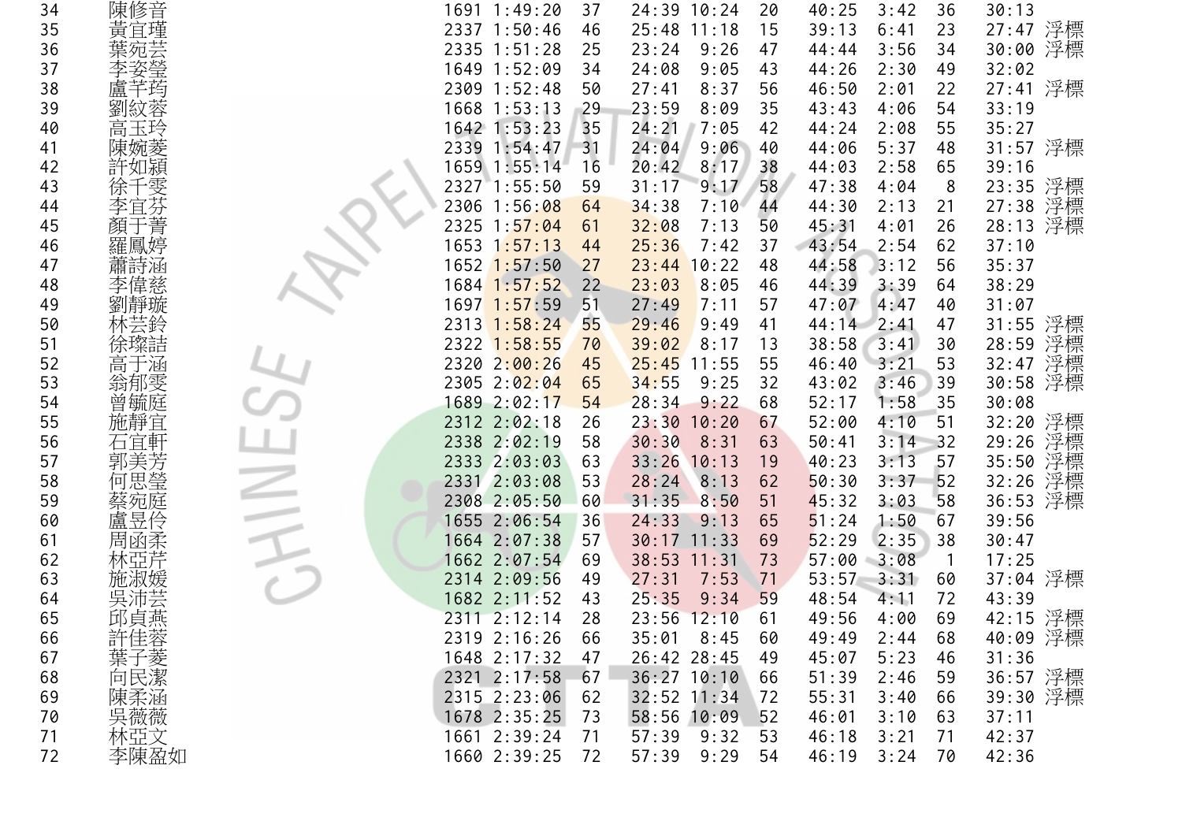| | | | | | | | | | | | | |
|---|---|---|---|---|---|---|---|---|---|---|---|---|
| 34 | 陳修音 | 1691 | 1:49:20 | 37 | 24:39 | 10:24 | 20 | 40:25 | 3:42 | 36 | 30:13 | |
| 35 | 黃宜瑾 | 2337 | 1:50:46 | 46 | 25:48 | 11:18 | 15 | 39:13 | 6:41 | 23 | 27:47 | 浮標 |
| 36 | 葉宛芸 | 2335 | 1:51:28 | 25 | 23:24 | 9:26 | 47 | 44:44 | 3:56 | 34 | 30:00 | 浮標 |
| 37 | 李姿瑩 | 1649 | 1:52:09 | 34 | 24:08 | 9:05 | 43 | 44:26 | 2:30 | 49 | 32:02 | |
| 38 | 盧芊筠 | 2309 | 1:52:48 | 50 | 27:41 | 8:37 | 56 | 46:50 | 2:01 | 22 | 27:41 | 浮標 |
| 39 | 劉紋蓉 | 1668 | 1:53:13 | 29 | 23:59 | 8:09 | 35 | 43:43 | 4:06 | 54 | 33:19 | |
| 40 | 高玉玲 | 1642 | 1:53:23 | 35 | 24:21 | 7:05 | 42 | 44:24 | 2:08 | 55 | 35:27 | |
| 41 | 陳婉菱 | 2339 | 1:54:47 | 31 | 24:04 | 9:06 | 40 | 44:06 | 5:37 | 48 | 31:57 | 浮標 |
| 42 | 許如穎 | 1659 | 1:55:14 | 16 | 20:42 | 8:17 | 38 | 44:03 | 2:58 | 65 | 39:16 | |
| 43 | 徐千雯 | 2327 | 1:55:50 | 59 | 31:17 | 9:17 | 58 | 47:38 | 4:04 | 8 | 23:35 | 浮標 |
| 44 | 李宜芬 | 2306 | 1:56:08 | 64 | 34:38 | 7:10 | 44 | 44:30 | 2:13 | 21 | 27:38 | 浮標 |
| 45 | 顏于菁 | 2325 | 1:57:04 | 61 | 32:08 | 7:13 | 50 | 45:31 | 4:01 | 26 | 28:13 | 浮標 |
| 46 | 羅鳳婷 | 1653 | 1:57:13 | 44 | 25:36 | 7:42 | 37 | 43:54 | 2:54 | 62 | 37:10 | |
| 47 | 蕭詩涵 | 1652 | 1:57:50 | 27 | 23:44 | 10:22 | 48 | 44:58 | 3:12 | 56 | 35:37 | |
| 48 | 李偉慈 | 1684 | 1:57:52 | 22 | 23:03 | 8:05 | 46 | 44:39 | 3:39 | 64 | 38:29 | |
| 49 | 劉靜璇 | 1697 | 1:57:59 | 51 | 27:49 | 7:11 | 57 | 47:07 | 4:47 | 40 | 31:07 | |
| 50 | 林芸鈴 | 2313 | 1:58:24 | 55 | 29:46 | 9:49 | 41 | 44:14 | 2:41 | 47 | 31:55 | 浮標 |
| 51 | 徐琛喆 | 2322 | 1:58:55 | 70 | 39:02 | 8:17 | 13 | 38:58 | 3:41 | 30 | 28:59 | 浮標 |
| 52 | 高于涵 | 2320 | 2:00:26 | 45 | 25:45 | 11:55 | 55 | 46:40 | 3:21 | 53 | 32:47 | 浮標 |
| 53 | 翁郁雯 | 2305 | 2:02:04 | 65 | 34:55 | 9:25 | 32 | 43:02 | 3:46 | 39 | 30:58 | 浮標 |
| 54 | 曾毓庭 | 1689 | 2:02:17 | 54 | 28:34 | 9:22 | 68 | 52:17 | 1:58 | 35 | 30:08 | |
| 55 | 施靜宜 | 2312 | 2:02:18 | 26 | 23:30 | 10:20 | 67 | 52:00 | 4:10 | 51 | 32:20 | 浮標 |
| 56 | 石宜軒 | 2338 | 2:02:19 | 58 | 30:30 | 8:31 | 63 | 50:41 | 3:14 | 32 | 29:26 | 浮標 |
| 57 | 郭美芳 | 2333 | 2:03:03 | 63 | 33:26 | 10:13 | 19 | 40:23 | 3:13 | 57 | 35:50 | 浮標 |
| 58 | 何思瑩 | 2331 | 2:03:08 | 53 | 28:24 | 8:13 | 62 | 50:30 | 3:37 | 52 | 32:26 | 浮標 |
| 59 | 蔡宛庭 | 2308 | 2:05:50 | 60 | 31:35 | 8:50 | 51 | 45:32 | 3:03 | 58 | 36:53 | 浮標 |
| 60 | 盧昱伶 | 1655 | 2:06:54 | 36 | 24:33 | 9:13 | 65 | 51:24 | 1:50 | 67 | 39:56 | |
| 61 | 周函柔 | 1664 | 2:07:38 | 57 | 30:17 | 11:33 | 69 | 52:29 | 2:35 | 38 | 30:47 | |
| 62 | 林亞芹 | 1662 | 2:07:54 | 69 | 38:53 | 11:31 | 73 | 57:00 | 3:08 | 1 | 17:25 | |
| 63 | 施淑媛 | 2314 | 2:09:56 | 49 | 27:31 | 7:53 | 71 | 53:57 | 3:31 | 60 | 37:04 | 浮標 |
| 64 | 吳沛芸 | 1682 | 2:11:52 | 43 | 25:35 | 9:34 | 59 | 48:54 | 4:11 | 72 | 43:39 | |
| 65 | 邱貞燕 | 2311 | 2:12:14 | 28 | 23:56 | 12:10 | 61 | 49:56 | 4:00 | 69 | 42:15 | 浮標 |
| 66 | 許佳蓉 | 2319 | 2:16:26 | 66 | 35:01 | 8:45 | 60 | 49:49 | 2:44 | 68 | 40:09 | 浮標 |
| 67 | 葉子菱 | 1648 | 2:17:32 | 47 | 26:42 | 28:45 | 49 | 45:07 | 5:23 | 46 | 31:36 | |
| 68 | 向民潔 | 2321 | 2:17:58 | 67 | 36:27 | 10:10 | 66 | 51:39 | 2:46 | 59 | 36:57 | 浮標 |
| 69 | 陳柔涵 | 2315 | 2:23:06 | 62 | 32:52 | 11:34 | 72 | 55:31 | 3:40 | 66 | 39:30 | 浮標 |
| 70 | 吳薇薇 | 1678 | 2:35:25 | 73 | 58:56 | 10:09 | 52 | 46:01 | 3:10 | 63 | 37:11 | |
| 71 | 林亞文 | 1661 | 2:39:24 | 71 | 57:39 | 9:32 | 53 | 46:18 | 3:21 | 71 | 42:37 | |
| 72 | 李陳盈如 | 1660 | 2:39:25 | 72 | 57:39 | 9:29 | 54 | 46:19 | 3:24 | 70 | 42:36 | |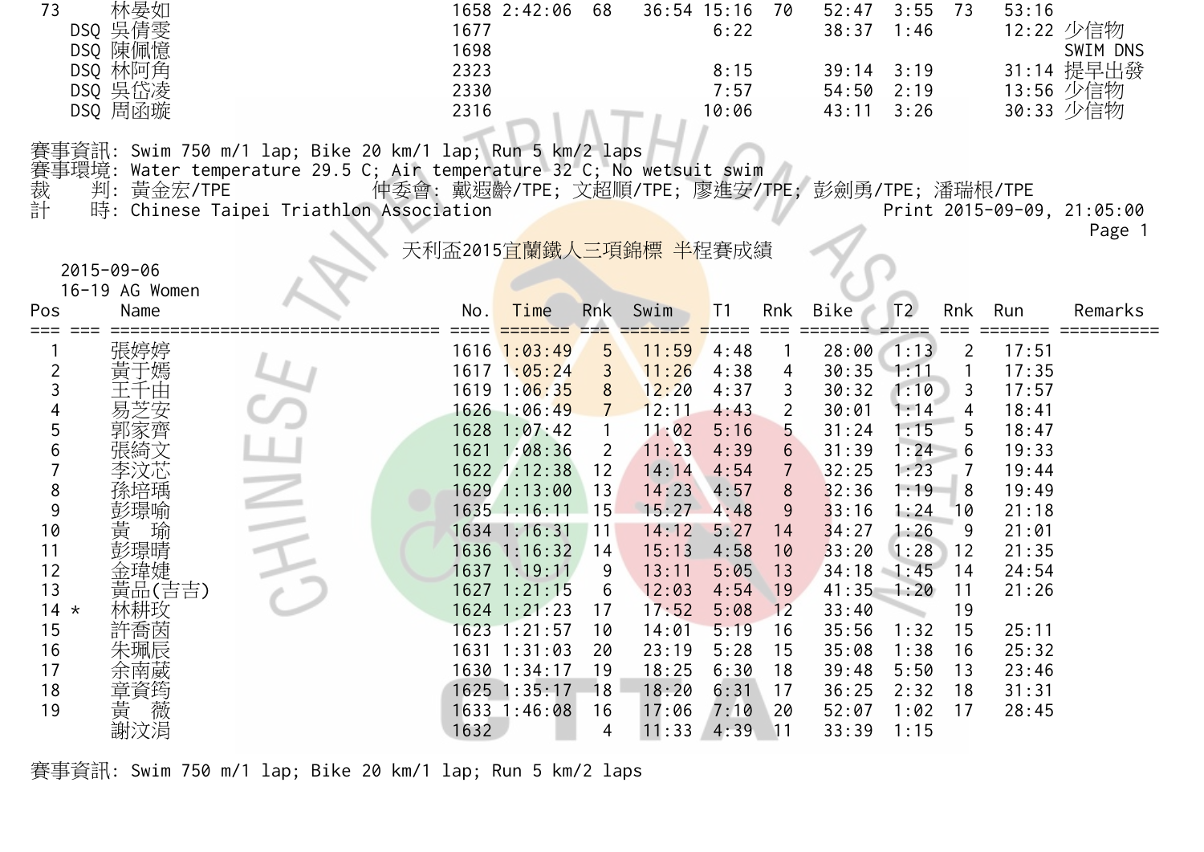| Pos | Name | No. | Time | Rnk | Swim | T1 | Rnk | Bike | T2 | Rnk | Run | Remarks |
|---|---|---|---|---|---|---|---|---|---|---|---|---|
| 73 | 林晏如 | 1658 | 2:42:06 | 68 | 36:54 | 15:16 | 70 | 52:47 | 3:55 | 73 | 53:16 | |
| DSQ | 吳倩雯 | 1677 | | | | 6:22 | | 38:37 | 1:46 | | 12:22 | 少信物 |
| DSQ | 陳佩憶 | 1698 | | | | | | | | | | SWIM DNS |
| DSQ | 林阿角 | 2323 | | | | 8:15 | | 39:14 | 3:19 | | 31:14 | 提早出發 |
| DSQ | 吳岱凌 | 2330 | | | | 7:57 | | 54:50 | 2:19 | | 13:56 | 少信物 |
| DSQ | 周函璇 | 2316 | | | | 10:06 | | 43:11 | 3:26 | | 30:33 | 少信物 |

賽事資訊: Swim 750 m/1 lap; Bike 20 km/1 lap; Run 5 km/2 laps
賽事環境: Water temperature 29.5 C; Air temperature 32 C; No wetsuit swim
裁　　判: 黃金宏/TPE　　　　　　　仲委會: 戴遐齡/TPE; 文超順/TPE; 廖進安/TPE; 彭劍勇/TPE; 潘瑞根/TPE
計　　時: Chinese Taipei Triathlon Association　　　　　　　Print 2015-09-09, 21:05:00

# 天利盃2015宜蘭鐵人三項錦標 半程賽成績

2015-09-06
16-19 AG Women

| Pos | Name | No. | Time | Rnk | Swim | T1 | Rnk | Bike | T2 | Rnk | Run | Remarks |
|---|---|---|---|---|---|---|---|---|---|---|---|---|
| 1 | 張婷婷 | 1616 | 1:03:49 | 5 | 11:59 | 4:48 | 1 | 28:00 | 1:13 | 2 | 17:51 | |
| 2 | 黃于嫣 | 1617 | 1:05:24 | 3 | 11:26 | 4:38 | 4 | 30:35 | 1:11 | 1 | 17:35 | |
| 3 | 王千由 | 1619 | 1:06:35 | 8 | 12:20 | 4:37 | 3 | 30:32 | 1:10 | 3 | 17:57 | |
| 4 | 易芝安 | 1626 | 1:06:49 | 7 | 12:11 | 4:43 | 2 | 30:01 | 1:14 | 4 | 18:41 | |
| 5 | 郭家齊 | 1628 | 1:07:42 | 1 | 11:02 | 5:16 | 5 | 31:24 | 1:15 | 5 | 18:47 | |
| 6 | 張綺文 | 1621 | 1:08:36 | 2 | 11:23 | 4:39 | 6 | 31:39 | 1:24 | 6 | 19:33 | |
| 7 | 李汶芯 | 1622 | 1:12:38 | 12 | 14:14 | 4:54 | 7 | 32:25 | 1:23 | 7 | 19:44 | |
| 8 | 孫培瑀 | 1629 | 1:13:00 | 13 | 14:23 | 4:57 | 8 | 32:36 | 1:19 | 8 | 19:49 | |
| 9 | 彭璟喻 | 1635 | 1:16:11 | 15 | 15:27 | 4:48 | 9 | 33:16 | 1:24 | 10 | 21:18 | |
| 10 | 黃　瑜 | 1634 | 1:16:31 | 11 | 14:12 | 5:27 | 14 | 34:27 | 1:26 | 9 | 21:01 | |
| 11 | 彭璟晴 | 1636 | 1:16:32 | 14 | 15:13 | 4:58 | 10 | 33:20 | 1:28 | 12 | 21:35 | |
| 12 | 金瑋婕 | 1637 | 1:19:11 | 9 | 13:11 | 5:05 | 13 | 34:18 | 1:45 | 14 | 24:54 | |
| 13 | 黃品(吉吉) | 1627 | 1:21:15 | 6 | 12:03 | 4:54 | 19 | 41:35 | 1:20 | 11 | 21:26 | |
| 14 * | 林耕玟 | 1624 | 1:21:23 | 17 | 17:52 | 5:08 | 12 | 33:40 | | 19 | | |
| 15 | 許喬茵 | 1623 | 1:21:57 | 10 | 14:01 | 5:19 | 16 | 35:56 | 1:32 | 15 | 25:11 | |
| 16 | 朱珮辰 | 1631 | 1:31:03 | 20 | 23:19 | 5:28 | 15 | 35:08 | 1:38 | 16 | 25:32 | |
| 17 | 余南葳 | 1630 | 1:34:17 | 19 | 18:25 | 6:30 | 18 | 39:48 | 5:50 | 13 | 23:46 | |
| 18 | 章資筠 | 1625 | 1:35:17 | 18 | 18:20 | 6:31 | 17 | 36:25 | 2:32 | 18 | 31:31 | |
| 19 | 黃　薇 | 1633 | 1:46:08 | 16 | 17:06 | 7:10 | 20 | 52:07 | 1:02 | 17 | 28:45 | |
| | 謝汶涓 | 1632 | | 4 | 11:33 | 4:39 | 11 | 33:39 | 1:15 | | | |

賽事資訊: Swim 750 m/1 lap; Bike 20 km/1 lap; Run 5 km/2 laps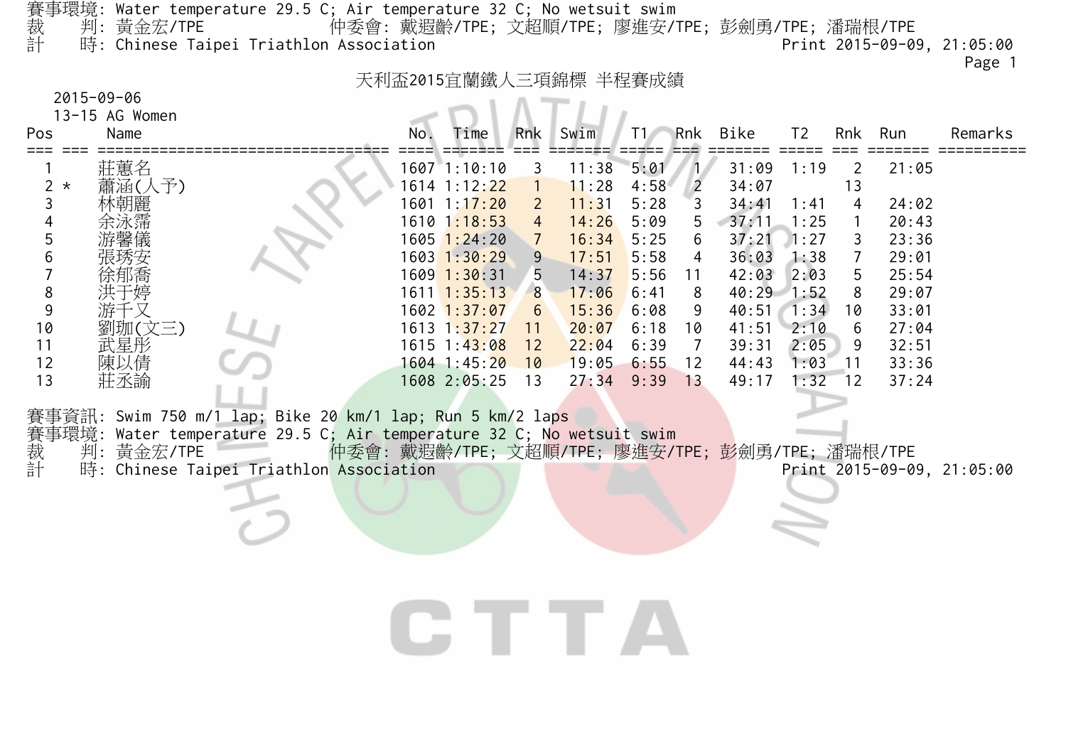賽事環境: Water temperature 29.5 C; Air temperature 32 C; No wetsuit swim
裁　判: 黃金宏/TPE　　仲委會: 戴遐齡/TPE; 文超順/TPE; 廖進安/TPE; 彭劍勇/TPE; 潘瑞根/TPE
計　時: Chinese Taipei Triathlon Association　　Print 2015-09-09, 21:05:00

# 天利盃2015宜蘭鐵人三項錦標 半程賽成績

2015-09-06

13-15 AG Women

| Pos | | Name | No. | Time | Rnk | Swim | T1 | Rnk | Bike | T2 | Rnk | Run | Remarks |
|---|---|---|---|---|---|---|---|---|---|---|---|---|---|
| 1 | | 莊蕙名 | 1607 | 1:10:10 | 3 | 11:38 | 5:01 | 1 | 31:09 | 1:19 | 2 | 21:05 | |
| 2 | * | 蕭涵(人予) | 1614 | 1:12:22 | 1 | 11:28 | 4:58 | 2 | 34:07 | | 13 | | |
| 3 | | 林朝麗 | 1601 | 1:17:20 | 2 | 11:31 | 5:28 | 3 | 34:41 | 1:41 | 4 | 24:02 | |
| 4 | | 余泳霈 | 1610 | 1:18:53 | 4 | 14:26 | 5:09 | 5 | 37:11 | 1:25 | 1 | 20:43 | |
| 5 | | 游馨儀 | 1605 | 1:24:20 | 7 | 16:34 | 5:25 | 6 | 37:21 | 1:27 | 3 | 23:36 | |
| 6 | | 張琇安 | 1603 | 1:30:29 | 9 | 17:51 | 5:58 | 4 | 36:03 | 1:38 | 7 | 29:01 | |
| 7 | | 徐郁喬 | 1609 | 1:30:31 | 5 | 14:37 | 5:56 | 11 | 42:03 | 2:03 | 5 | 25:54 | |
| 8 | | 洪于婷 | 1611 | 1:35:13 | 8 | 17:06 | 6:41 | 8 | 40:29 | 1:52 | 8 | 29:07 | |
| 9 | | 游千又 | 1602 | 1:37:07 | 6 | 15:36 | 6:08 | 9 | 40:51 | 1:34 | 10 | 33:01 | |
| 10 | | 劉珈(文三) | 1613 | 1:37:27 | 11 | 20:07 | 6:18 | 10 | 41:51 | 2:10 | 6 | 27:04 | |
| 11 | | 武星彤 | 1615 | 1:43:08 | 12 | 22:04 | 6:39 | 7 | 39:31 | 2:05 | 9 | 32:51 | |
| 12 | | 陳以倩 | 1604 | 1:45:20 | 10 | 19:05 | 6:55 | 12 | 44:43 | 1:03 | 11 | 33:36 | |
| 13 | | 莊丞諭 | 1608 | 2:05:25 | 13 | 27:34 | 9:39 | 13 | 49:17 | 1:32 | 12 | 37:24 | |

賽事資訊: Swim 750 m/1 lap; Bike 20 km/1 lap; Run 5 km/2 laps
賽事環境: Water temperature 29.5 C; Air temperature 32 C; No wetsuit swim
裁　判: 黃金宏/TPE　　仲委會: 戴遐齡/TPE; 文超順/TPE; 廖進安/TPE; 彭劍勇/TPE; 潘瑞根/TPE
計　時: Chinese Taipei Triathlon Association　　Print 2015-09-09, 21:05:00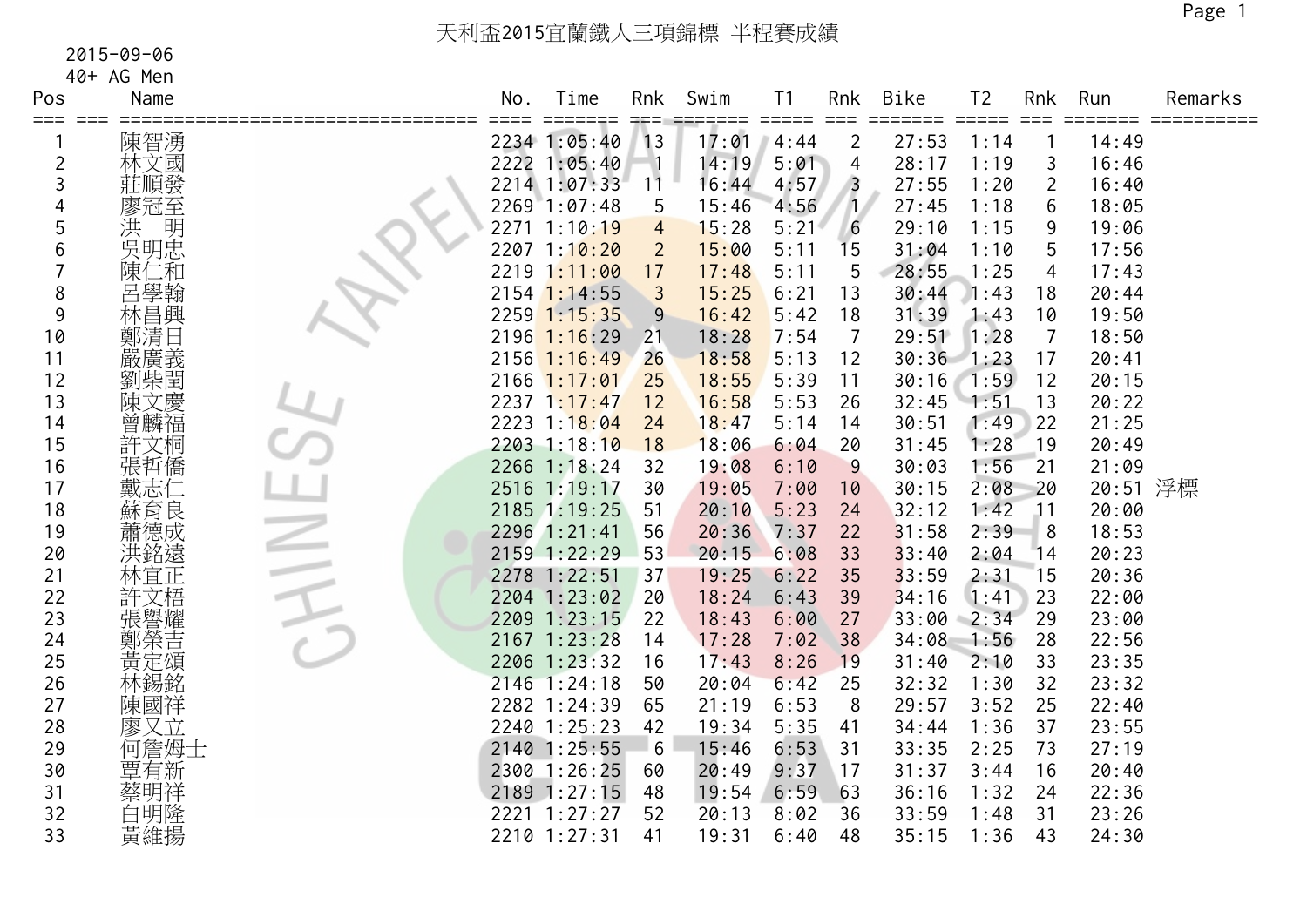# 天利盃2015宜蘭鐵人三項錦標 半程賽成績

2015-09-06
40+ AG Men

| Pos | Name | No. | Time | Rnk | Swim | T1 | Rnk | Bike | T2 | Rnk | Run | Remarks |
|---|---|---|---|---|---|---|---|---|---|---|---|---|
| 1 | 陳智湧 | 2234 | 1:05:40 | 13 | 17:01 | 4:44 | 2 | 27:53 | 1:14 | 1 | 14:49 | |
| 2 | 林文國 | 2222 | 1:05:40 | 1 | 14:19 | 5:01 | 4 | 28:17 | 1:19 | 3 | 16:46 | |
| 3 | 莊順發 | 2214 | 1:07:33 | 11 | 16:44 | 4:57 | 3 | 27:55 | 1:20 | 2 | 16:40 | |
| 4 | 廖冠至 | 2269 | 1:07:48 | 5 | 15:46 | 4:56 | 1 | 27:45 | 1:18 | 6 | 18:05 | |
| 5 | 洪　明 | 2271 | 1:10:19 | 4 | 15:28 | 5:21 | 6 | 29:10 | 1:15 | 9 | 19:06 | |
| 6 | 吳明忠 | 2207 | 1:10:20 | 2 | 15:00 | 5:11 | 15 | 31:04 | 1:10 | 5 | 17:56 | |
| 7 | 陳仁和 | 2219 | 1:11:00 | 17 | 17:48 | 5:11 | 5 | 28:55 | 1:25 | 4 | 17:43 | |
| 8 | 呂學翰 | 2154 | 1:14:55 | 3 | 15:25 | 6:21 | 13 | 30:44 | 1:43 | 18 | 20:44 | |
| 9 | 林昌興 | 2259 | 1:15:35 | 9 | 16:42 | 5:42 | 18 | 31:39 | 1:43 | 10 | 19:50 | |
| 10 | 鄭清日 | 2196 | 1:16:29 | 21 | 18:28 | 7:54 | 7 | 29:51 | 1:28 | 7 | 18:50 | |
| 11 | 嚴廣義 | 2156 | 1:16:49 | 26 | 18:58 | 5:13 | 12 | 30:36 | 1:23 | 17 | 20:41 | |
| 12 | 劉柴閏 | 2166 | 1:17:01 | 25 | 18:55 | 5:39 | 11 | 30:16 | 1:59 | 12 | 20:15 | |
| 13 | 陳文慶 | 2237 | 1:17:47 | 12 | 16:58 | 5:53 | 26 | 32:45 | 1:51 | 13 | 20:22 | |
| 14 | 曾麟福 | 2223 | 1:18:04 | 24 | 18:47 | 5:14 | 14 | 30:51 | 1:49 | 22 | 21:25 | |
| 15 | 許文桐 | 2203 | 1:18:10 | 18 | 18:06 | 6:04 | 20 | 31:45 | 1:28 | 19 | 20:49 | |
| 16 | 張哲僑 | 2266 | 1:18:24 | 32 | 19:08 | 6:10 | 9 | 30:03 | 1:56 | 21 | 21:09 | |
| 17 | 戴志仁 | 2516 | 1:19:17 | 30 | 19:05 | 7:00 | 10 | 30:15 | 2:08 | 20 | 20:51 | 浮標 |
| 18 | 蘇育良 | 2185 | 1:19:25 | 51 | 20:10 | 5:23 | 24 | 32:12 | 1:42 | 11 | 20:00 | |
| 19 | 蕭德成 | 2296 | 1:21:41 | 56 | 20:36 | 7:37 | 22 | 31:58 | 2:39 | 8 | 18:53 | |
| 20 | 洪銘遠 | 2159 | 1:22:29 | 53 | 20:15 | 6:08 | 33 | 33:40 | 2:04 | 14 | 20:23 | |
| 21 | 林宜正 | 2278 | 1:22:51 | 37 | 19:25 | 6:22 | 35 | 33:59 | 2:31 | 15 | 20:36 | |
| 22 | 許文梧 | 2204 | 1:23:02 | 20 | 18:24 | 6:43 | 39 | 34:16 | 1:41 | 23 | 22:00 | |
| 23 | 張譽耀 | 2209 | 1:23:15 | 22 | 18:43 | 6:00 | 27 | 33:00 | 2:34 | 29 | 23:00 | |
| 24 | 鄭榮吉 | 2167 | 1:23:28 | 14 | 17:28 | 7:02 | 38 | 34:08 | 1:56 | 28 | 22:56 | |
| 25 | 黃定頌 | 2206 | 1:23:32 | 16 | 17:43 | 8:26 | 19 | 31:40 | 2:10 | 33 | 23:35 | |
| 26 | 林錫銘 | 2146 | 1:24:18 | 50 | 20:04 | 6:42 | 25 | 32:32 | 1:30 | 32 | 23:32 | |
| 27 | 陳國祥 | 2282 | 1:24:39 | 65 | 21:19 | 6:53 | 8 | 29:57 | 3:52 | 25 | 22:40 | |
| 28 | 廖又立 | 2240 | 1:25:23 | 42 | 19:34 | 5:35 | 41 | 34:44 | 1:36 | 37 | 23:55 | |
| 29 | 何詹姆士 | 2140 | 1:25:55 | 6 | 15:46 | 6:53 | 31 | 33:35 | 2:25 | 73 | 27:19 | |
| 30 | 覃有新 | 2300 | 1:26:25 | 60 | 20:49 | 9:37 | 17 | 31:37 | 3:44 | 16 | 20:40 | |
| 31 | 蔡明祥 | 2189 | 1:27:15 | 48 | 19:54 | 6:59 | 63 | 36:16 | 1:32 | 24 | 22:36 | |
| 32 | 白明隆 | 2221 | 1:27:27 | 52 | 20:13 | 8:02 | 36 | 33:59 | 1:48 | 31 | 23:26 | |
| 33 | 黃維揚 | 2210 | 1:27:31 | 41 | 19:31 | 6:40 | 48 | 35:15 | 1:36 | 43 | 24:30 | |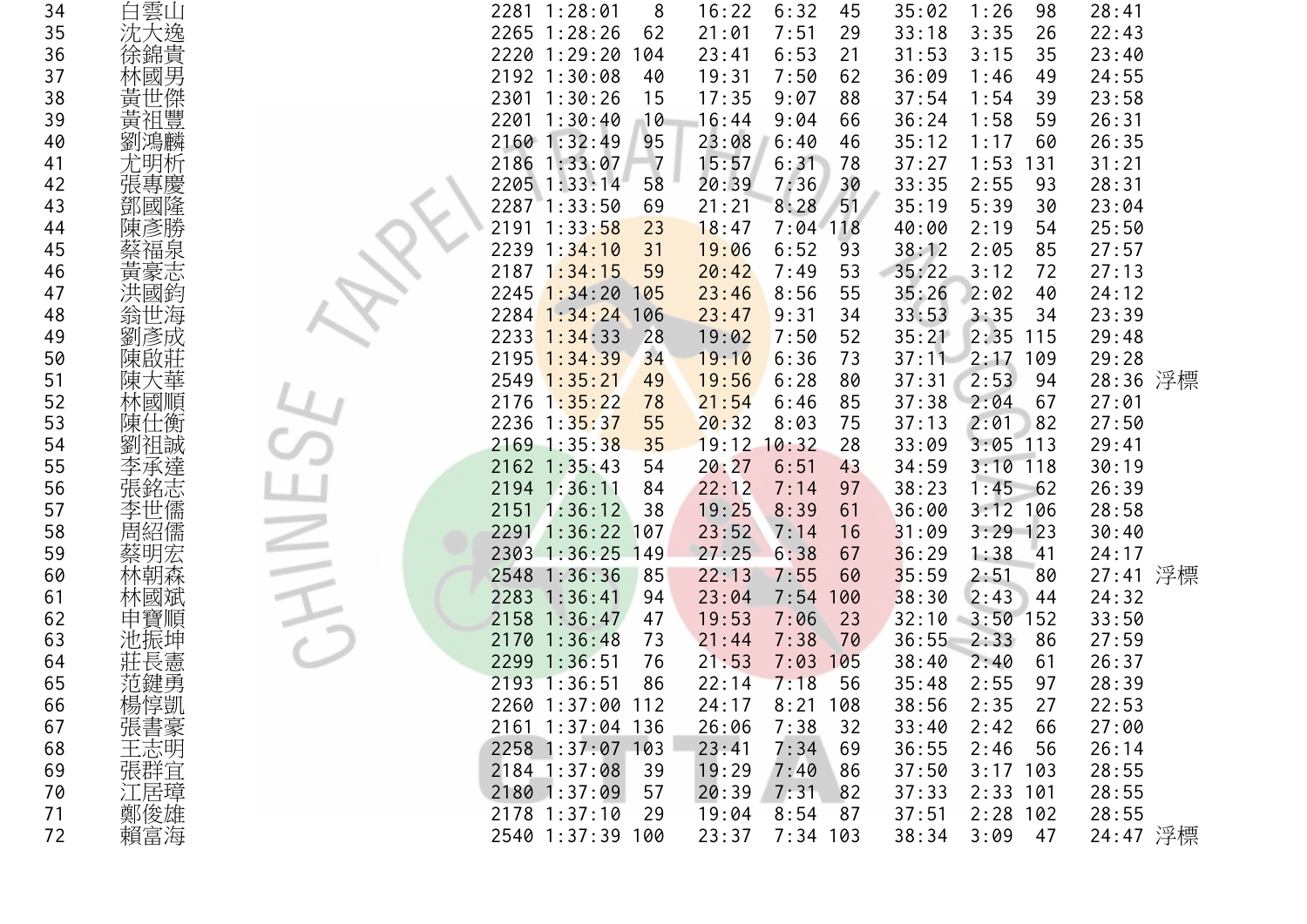| | | | | | | | | | | | | |
|---|---|---|---|---|---|---|---|---|---|---|---|---|
| 34 | 白雲山 | 2281 | 1:28:01 | 8 | 16:22 | 6:32 | 45 | 35:02 | 1:26 | 98 | 28:41 | |
| 35 | 沈大逸 | 2265 | 1:28:26 | 62 | 21:01 | 7:51 | 29 | 33:18 | 3:35 | 26 | 22:43 | |
| 36 | 徐錦貴 | 2220 | 1:29:20 | 104 | 23:41 | 6:53 | 21 | 31:53 | 3:15 | 35 | 23:40 | |
| 37 | 林國男 | 2192 | 1:30:08 | 40 | 19:31 | 7:50 | 62 | 36:09 | 1:46 | 49 | 24:55 | |
| 38 | 黃世傑 | 2301 | 1:30:26 | 15 | 17:35 | 9:07 | 88 | 37:54 | 1:54 | 39 | 23:58 | |
| 39 | 黃祖豐 | 2201 | 1:30:40 | 10 | 16:44 | 9:04 | 66 | 36:24 | 1:58 | 59 | 26:31 | |
| 40 | 劉鴻麟 | 2160 | 1:32:49 | 95 | 23:08 | 6:40 | 46 | 35:12 | 1:17 | 60 | 26:35 | |
| 41 | 尤明析 | 2186 | 1:33:07 | 7 | 15:57 | 6:31 | 78 | 37:27 | 1:53 | 131 | 31:21 | |
| 42 | 張專慶 | 2205 | 1:33:14 | 58 | 20:39 | 7:36 | 30 | 33:35 | 2:55 | 93 | 28:31 | |
| 43 | 鄧國隆 | 2287 | 1:33:50 | 69 | 21:21 | 8:28 | 51 | 35:19 | 5:39 | 30 | 23:04 | |
| 44 | 陳彥勝 | 2191 | 1:33:58 | 23 | 18:47 | 7:04 | 118 | 40:00 | 2:19 | 54 | 25:50 | |
| 45 | 蔡福泉 | 2239 | 1:34:10 | 31 | 19:06 | 6:52 | 93 | 38:12 | 2:05 | 85 | 27:57 | |
| 46 | 黃豪志 | 2187 | 1:34:15 | 59 | 20:42 | 7:49 | 53 | 35:22 | 3:12 | 72 | 27:13 | |
| 47 | 洪國鈞 | 2245 | 1:34:20 | 105 | 23:46 | 8:56 | 55 | 35:26 | 2:02 | 40 | 24:12 | |
| 48 | 翁世海 | 2284 | 1:34:24 | 106 | 23:47 | 9:31 | 34 | 33:53 | 3:35 | 34 | 23:39 | |
| 49 | 劉彥成 | 2233 | 1:34:33 | 28 | 19:02 | 7:50 | 52 | 35:21 | 2:35 | 115 | 29:48 | |
| 50 | 陳啟莊 | 2195 | 1:34:39 | 34 | 19:10 | 6:36 | 73 | 37:11 | 2:17 | 109 | 29:28 | |
| 51 | 陳大華 | 2549 | 1:35:21 | 49 | 19:56 | 6:28 | 80 | 37:31 | 2:53 | 94 | 28:36 | 浮標 |
| 52 | 林國順 | 2176 | 1:35:22 | 78 | 21:54 | 6:46 | 85 | 37:38 | 2:04 | 67 | 27:01 | |
| 53 | 陳仕衡 | 2236 | 1:35:37 | 55 | 20:32 | 8:03 | 75 | 37:13 | 2:01 | 82 | 27:50 | |
| 54 | 劉祖誠 | 2169 | 1:35:38 | 35 | 19:12 | 10:32 | 28 | 33:09 | 3:05 | 113 | 29:41 | |
| 55 | 李承達 | 2162 | 1:35:43 | 54 | 20:27 | 6:51 | 43 | 34:59 | 3:10 | 118 | 30:19 | |
| 56 | 張銘志 | 2194 | 1:36:11 | 84 | 22:12 | 7:14 | 97 | 38:23 | 1:45 | 62 | 26:39 | |
| 57 | 李世儒 | 2151 | 1:36:12 | 38 | 19:25 | 8:39 | 61 | 36:00 | 3:12 | 106 | 28:58 | |
| 58 | 周紹儒 | 2291 | 1:36:22 | 107 | 23:52 | 7:14 | 16 | 31:09 | 3:29 | 123 | 30:40 | |
| 59 | 蔡明宏 | 2303 | 1:36:25 | 149 | 27:25 | 6:38 | 67 | 36:29 | 1:38 | 41 | 24:17 | |
| 60 | 林朝森 | 2548 | 1:36:36 | 85 | 22:13 | 7:55 | 60 | 35:59 | 2:51 | 80 | 27:41 | 浮標 |
| 61 | 林國斌 | 2283 | 1:36:41 | 94 | 23:04 | 7:54 | 100 | 38:30 | 2:43 | 44 | 24:32 | |
| 62 | 申寶順 | 2158 | 1:36:47 | 47 | 19:53 | 7:06 | 23 | 32:10 | 3:50 | 152 | 33:50 | |
| 63 | 池振坤 | 2170 | 1:36:48 | 73 | 21:44 | 7:38 | 70 | 36:55 | 2:33 | 86 | 27:59 | |
| 64 | 莊長憲 | 2299 | 1:36:51 | 76 | 21:53 | 7:03 | 105 | 38:40 | 2:40 | 61 | 26:37 | |
| 65 | 范鍵勇 | 2193 | 1:36:51 | 86 | 22:14 | 7:18 | 56 | 35:48 | 2:55 | 97 | 28:39 | |
| 66 | 楊惇凱 | 2260 | 1:37:00 | 112 | 24:17 | 8:21 | 108 | 38:56 | 2:35 | 27 | 22:53 | |
| 67 | 張書豪 | 2161 | 1:37:04 | 136 | 26:06 | 7:38 | 32 | 33:40 | 2:42 | 66 | 27:00 | |
| 68 | 王志明 | 2258 | 1:37:07 | 103 | 23:41 | 7:34 | 69 | 36:55 | 2:46 | 56 | 26:14 | |
| 69 | 張群宜 | 2184 | 1:37:08 | 39 | 19:29 | 7:40 | 86 | 37:50 | 3:17 | 103 | 28:55 | |
| 70 | 江居璋 | 2180 | 1:37:09 | 57 | 20:39 | 7:31 | 82 | 37:33 | 2:33 | 101 | 28:55 | |
| 71 | 鄭俊雄 | 2178 | 1:37:10 | 29 | 19:04 | 8:54 | 87 | 37:51 | 2:28 | 102 | 28:55 | |
| 72 | 賴富海 | 2540 | 1:37:39 | 100 | 23:37 | 7:34 | 103 | 38:34 | 3:09 | 47 | 24:47 | 浮標 |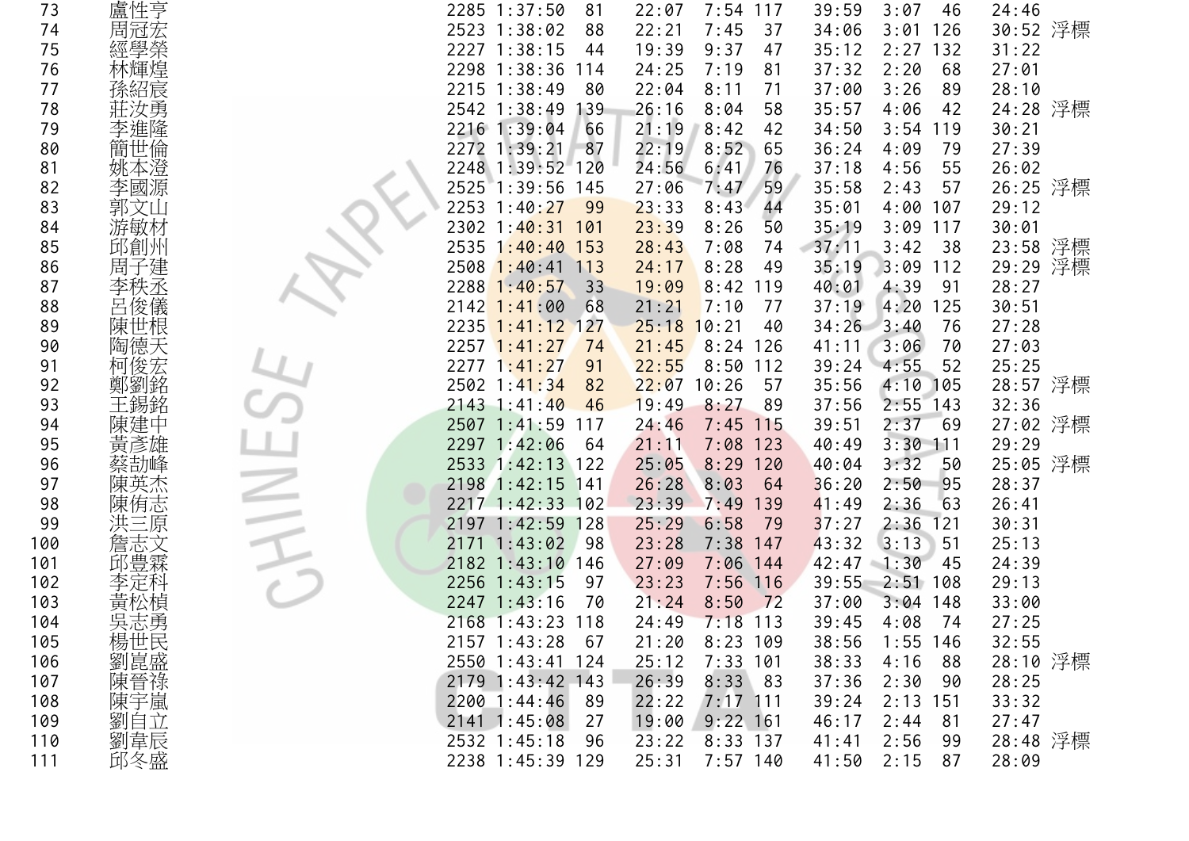| | | | | | | | | | | | | |
|---|---|---|---|---|---|---|---|---|---|---|---|---|
| 73 | 盧性亨 | 2285 | 1:37:50 | 81 | 22:07 | 7:54 | 117 | 39:59 | 3:07 | 46 | 24:46 | |
| 74 | 周冠宏 | 2523 | 1:38:02 | 88 | 22:21 | 7:45 | 37 | 34:06 | 3:01 | 126 | 30:52 | 浮標 |
| 75 | 經學榮 | 2227 | 1:38:15 | 44 | 19:39 | 9:37 | 47 | 35:12 | 2:27 | 132 | 31:22 | |
| 76 | 林輝煌 | 2298 | 1:38:36 | 114 | 24:25 | 7:19 | 81 | 37:32 | 2:20 | 68 | 27:01 | |
| 77 | 孫紹宸 | 2215 | 1:38:49 | 80 | 22:04 | 8:11 | 71 | 37:00 | 3:26 | 89 | 28:10 | |
| 78 | 莊汝勇 | 2542 | 1:38:49 | 139 | 26:16 | 8:04 | 58 | 35:57 | 4:06 | 42 | 24:28 | 浮標 |
| 79 | 李進隆 | 2216 | 1:39:04 | 66 | 21:19 | 8:42 | 42 | 34:50 | 3:54 | 119 | 30:21 | |
| 80 | 簡世倫 | 2272 | 1:39:21 | 87 | 22:19 | 8:52 | 65 | 36:24 | 4:09 | 79 | 27:39 | |
| 81 | 姚本澄 | 2248 | 1:39:52 | 120 | 24:56 | 6:41 | 76 | 37:18 | 4:56 | 55 | 26:02 | |
| 82 | 李國源 | 2525 | 1:39:56 | 145 | 27:06 | 7:47 | 59 | 35:58 | 2:43 | 57 | 26:25 | 浮標 |
| 83 | 郭文山 | 2253 | 1:40:27 | 99 | 23:33 | 8:43 | 44 | 35:01 | 4:00 | 107 | 29:12 | |
| 84 | 游敏材 | 2302 | 1:40:31 | 101 | 23:39 | 8:26 | 50 | 35:19 | 3:09 | 117 | 30:01 | |
| 85 | 邱創州 | 2535 | 1:40:40 | 153 | 28:43 | 7:08 | 74 | 37:11 | 3:42 | 38 | 23:58 | 浮標 |
| 86 | 周子建 | 2508 | 1:40:41 | 113 | 24:17 | 8:28 | 49 | 35:19 | 3:09 | 112 | 29:29 | 浮標 |
| 87 | 李秩丞 | 2288 | 1:40:57 | 33 | 19:09 | 8:42 | 119 | 40:01 | 4:39 | 91 | 28:27 | |
| 88 | 呂俊儀 | 2142 | 1:41:00 | 68 | 21:21 | 7:10 | 77 | 37:19 | 4:20 | 125 | 30:51 | |
| 89 | 陳世根 | 2235 | 1:41:12 | 127 | 25:18 | 10:21 | 40 | 34:26 | 3:40 | 76 | 27:28 | |
| 90 | 陶德天 | 2257 | 1:41:27 | 74 | 21:45 | 8:24 | 126 | 41:11 | 3:06 | 70 | 27:03 | |
| 91 | 柯俊宏 | 2277 | 1:41:27 | 91 | 22:55 | 8:50 | 112 | 39:24 | 4:55 | 52 | 25:25 | |
| 92 | 鄭劉銘 | 2502 | 1:41:34 | 82 | 22:07 | 10:26 | 57 | 35:56 | 4:10 | 105 | 28:57 | 浮標 |
| 93 | 王錫銘 | 2143 | 1:41:40 | 46 | 19:49 | 8:27 | 89 | 37:56 | 2:55 | 143 | 32:36 | |
| 94 | 陳建中 | 2507 | 1:41:59 | 117 | 24:46 | 7:45 | 115 | 39:51 | 2:37 | 69 | 27:02 | 浮標 |
| 95 | 黃彥雄 | 2297 | 1:42:06 | 64 | 21:11 | 7:08 | 123 | 40:49 | 3:30 | 111 | 29:29 | |
| 96 | 蔡劼峰 | 2533 | 1:42:13 | 122 | 25:05 | 8:29 | 120 | 40:04 | 3:32 | 50 | 25:05 | 浮標 |
| 97 | 陳英杰 | 2198 | 1:42:15 | 141 | 26:28 | 8:03 | 64 | 36:20 | 2:50 | 95 | 28:37 | |
| 98 | 陳侑志 | 2217 | 1:42:33 | 102 | 23:39 | 7:49 | 139 | 41:49 | 2:36 | 63 | 26:41 | |
| 99 | 洪三原 | 2197 | 1:42:59 | 128 | 25:29 | 6:58 | 79 | 37:27 | 2:36 | 121 | 30:31 | |
| 100 | 詹志文 | 2171 | 1:43:02 | 98 | 23:28 | 7:38 | 147 | 43:32 | 3:13 | 51 | 25:13 | |
| 101 | 邱豐霖 | 2182 | 1:43:10 | 146 | 27:09 | 7:06 | 144 | 42:47 | 1:30 | 45 | 24:39 | |
| 102 | 李定科 | 2256 | 1:43:15 | 97 | 23:23 | 7:56 | 116 | 39:55 | 2:51 | 108 | 29:13 | |
| 103 | 黃松楨 | 2247 | 1:43:16 | 70 | 21:24 | 8:50 | 72 | 37:00 | 3:04 | 148 | 33:00 | |
| 104 | 吳志勇 | 2168 | 1:43:23 | 118 | 24:49 | 7:18 | 113 | 39:45 | 4:08 | 74 | 27:25 | |
| 105 | 楊世民 | 2157 | 1:43:28 | 67 | 21:20 | 8:23 | 109 | 38:56 | 1:55 | 146 | 32:55 | |
| 106 | 劉崑盛 | 2550 | 1:43:41 | 124 | 25:12 | 7:33 | 101 | 38:33 | 4:16 | 88 | 28:10 | 浮標 |
| 107 | 陳晉祿 | 2179 | 1:43:42 | 143 | 26:39 | 8:33 | 83 | 37:36 | 2:30 | 90 | 28:25 | |
| 108 | 陳宇嵐 | 2200 | 1:44:46 | 89 | 22:22 | 7:17 | 111 | 39:24 | 2:13 | 151 | 33:32 | |
| 109 | 劉自立 | 2141 | 1:45:08 | 27 | 19:00 | 9:22 | 161 | 46:17 | 2:44 | 81 | 27:47 | |
| 110 | 劉韋辰 | 2532 | 1:45:18 | 96 | 23:22 | 8:33 | 137 | 41:41 | 2:56 | 99 | 28:48 | 浮標 |
| 111 | 邱冬盛 | 2238 | 1:45:39 | 129 | 25:31 | 7:57 | 140 | 41:50 | 2:15 | 87 | 28:09 | |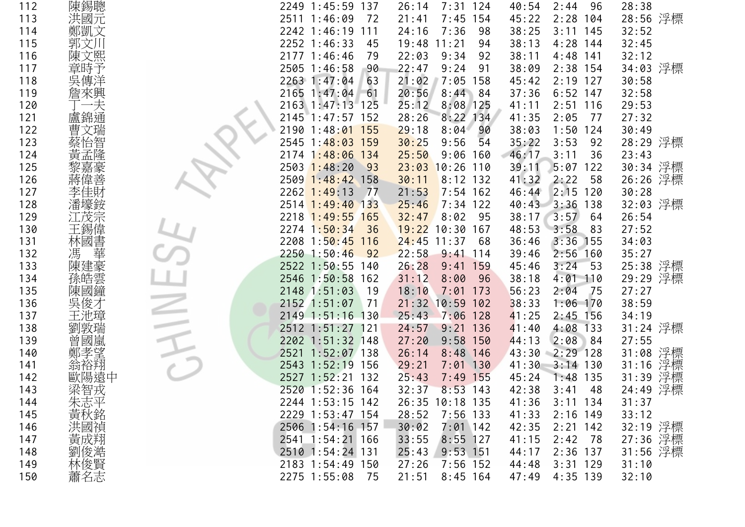| | | | | | | | | | | | | |
|---|---|---|---|---|---|---|---|---|---|---|---|---|
| 112 | 陳錫聰 | 2249 | 1:45:59 | 137 | 26:14 | 7:31 | 124 | 40:54 | 2:44 | 96 | 28:38 | |
| 113 | 洪國元 | 2511 | 1:46:09 | 72 | 21:41 | 7:45 | 154 | 45:22 | 2:28 | 104 | 28:56 | 浮標 |
| 114 | 鄭凱文 | 2242 | 1:46:19 | 111 | 24:16 | 7:36 | 98 | 38:25 | 3:11 | 145 | 32:52 | |
| 115 | 郭文川 | 2252 | 1:46:33 | 45 | 19:48 | 11:21 | 94 | 38:13 | 4:28 | 144 | 32:45 | |
| 116 | 陳文熙 | 2177 | 1:46:46 | 79 | 22:03 | 9:34 | 92 | 38:11 | 4:48 | 141 | 32:12 | |
| 117 | 章時予 | 2505 | 1:46:58 | 90 | 22:47 | 9:24 | 91 | 38:09 | 2:38 | 154 | 34:03 | 浮標 |
| 118 | 吳傳洋 | 2263 | 1:47:04 | 63 | 21:02 | 7:05 | 158 | 45:42 | 2:19 | 127 | 30:58 | |
| 119 | 詹來興 | 2165 | 1:47:04 | 61 | 20:56 | 8:44 | 84 | 37:36 | 6:52 | 147 | 32:58 | |
| 120 | 丁一夫 | 2163 | 1:47:13 | 125 | 25:12 | 8:08 | 125 | 41:11 | 2:51 | 116 | 29:53 | |
| 121 | 盧錦通 | 2145 | 1:47:57 | 152 | 28:26 | 8:22 | 134 | 41:35 | 2:05 | 77 | 27:32 | |
| 122 | 曹文瑞 | 2190 | 1:48:01 | 155 | 29:18 | 8:04 | 90 | 38:03 | 1:50 | 124 | 30:49 | |
| 123 | 蔡怡智 | 2545 | 1:48:03 | 159 | 30:25 | 9:56 | 54 | 35:22 | 3:53 | 92 | 28:29 | 浮標 |
| 124 | 黃孟隆 | 2174 | 1:48:06 | 134 | 25:50 | 9:06 | 160 | 46:17 | 3:11 | 36 | 23:43 | |
| 125 | 黎嘉豪 | 2503 | 1:48:20 | 93 | 23:03 | 10:26 | 110 | 39:11 | 5:07 | 122 | 30:34 | 浮標 |
| 126 | 蔣偉善 | 2509 | 1:48:42 | 158 | 30:11 | 8:12 | 132 | 41:32 | 2:22 | 58 | 26:26 | 浮標 |
| 127 | 李佳財 | 2262 | 1:49:13 | 77 | 21:53 | 7:54 | 162 | 46:44 | 2:15 | 120 | 30:28 | |
| 128 | 潘壕鋑 | 2514 | 1:49:40 | 133 | 25:46 | 7:34 | 122 | 40:43 | 3:36 | 138 | 32:03 | 浮標 |
| 129 | 江茂宗 | 2218 | 1:49:55 | 165 | 32:47 | 8:02 | 95 | 38:17 | 3:57 | 64 | 26:54 | |
| 130 | 王錫偉 | 2274 | 1:50:34 | 36 | 19:22 | 10:30 | 167 | 48:53 | 3:58 | 83 | 27:52 | |
| 131 | 林國書 | 2208 | 1:50:45 | 116 | 24:45 | 11:37 | 68 | 36:46 | 3:36 | 155 | 34:03 | |
| 132 | 馮　華 | 2250 | 1:50:46 | 92 | 22:58 | 9:41 | 114 | 39:46 | 2:56 | 160 | 35:27 | |
| 133 | 陳建豪 | 2522 | 1:50:55 | 140 | 26:28 | 9:41 | 159 | 45:46 | 3:24 | 53 | 25:38 | 浮標 |
| 134 | 孫皓雲 | 2546 | 1:50:58 | 162 | 31:12 | 8:00 | 96 | 38:18 | 4:01 | 110 | 29:29 | 浮標 |
| 135 | 陳國鐘 | 2148 | 1:51:03 | 19 | 18:10 | 7:01 | 173 | 56:23 | 2:04 | 75 | 27:27 | |
| 136 | 吳俊才 | 2152 | 1:51:07 | 71 | 21:32 | 10:59 | 102 | 38:33 | 1:06 | 170 | 38:59 | |
| 137 | 王池璋 | 2149 | 1:51:16 | 130 | 25:43 | 7:06 | 128 | 41:25 | 2:45 | 156 | 34:19 | |
| 138 | 劉敦瑞 | 2512 | 1:51:27 | 121 | 24:57 | 9:21 | 136 | 41:40 | 4:08 | 133 | 31:24 | 浮標 |
| 139 | 曾國嵐 | 2202 | 1:51:32 | 148 | 27:20 | 9:58 | 150 | 44:13 | 2:08 | 84 | 27:55 | |
| 140 | 鄭孝望 | 2521 | 1:52:07 | 138 | 26:14 | 8:48 | 146 | 43:30 | 2:29 | 128 | 31:08 | 浮標 |
| 141 | 翁裕翔 | 2543 | 1:52:19 | 156 | 29:21 | 7:01 | 130 | 41:30 | 3:14 | 130 | 31:16 | 浮標 |
| 142 | 歐陽遠中 | 2527 | 1:52:21 | 132 | 25:43 | 7:49 | 155 | 45:24 | 1:48 | 135 | 31:39 | 浮標 |
| 143 | 梁智戎 | 2520 | 1:52:36 | 164 | 32:37 | 8:53 | 143 | 42:38 | 3:41 | 48 | 24:49 | 浮標 |
| 144 | 朱志平 | 2244 | 1:53:15 | 142 | 26:35 | 10:18 | 135 | 41:36 | 3:11 | 134 | 31:37 | |
| 145 | 黃秋銘 | 2229 | 1:53:47 | 154 | 28:52 | 7:56 | 133 | 41:33 | 2:16 | 149 | 33:12 | |
| 146 | 洪國禎 | 2506 | 1:54:16 | 157 | 30:02 | 7:01 | 142 | 42:35 | 2:21 | 142 | 32:19 | 浮標 |
| 147 | 黃成翔 | 2541 | 1:54:21 | 166 | 33:55 | 8:55 | 127 | 41:15 | 2:42 | 78 | 27:36 | 浮標 |
| 148 | 劉俊澔 | 2510 | 1:54:24 | 131 | 25:43 | 9:53 | 151 | 44:17 | 2:36 | 137 | 31:56 | 浮標 |
| 149 | 林俊賢 | 2183 | 1:54:49 | 150 | 27:26 | 7:56 | 152 | 44:48 | 3:31 | 129 | 31:10 | |
| 150 | 蕭名志 | 2275 | 1:55:08 | 75 | 21:51 | 8:45 | 164 | 47:49 | 4:35 | 139 | 32:10 | |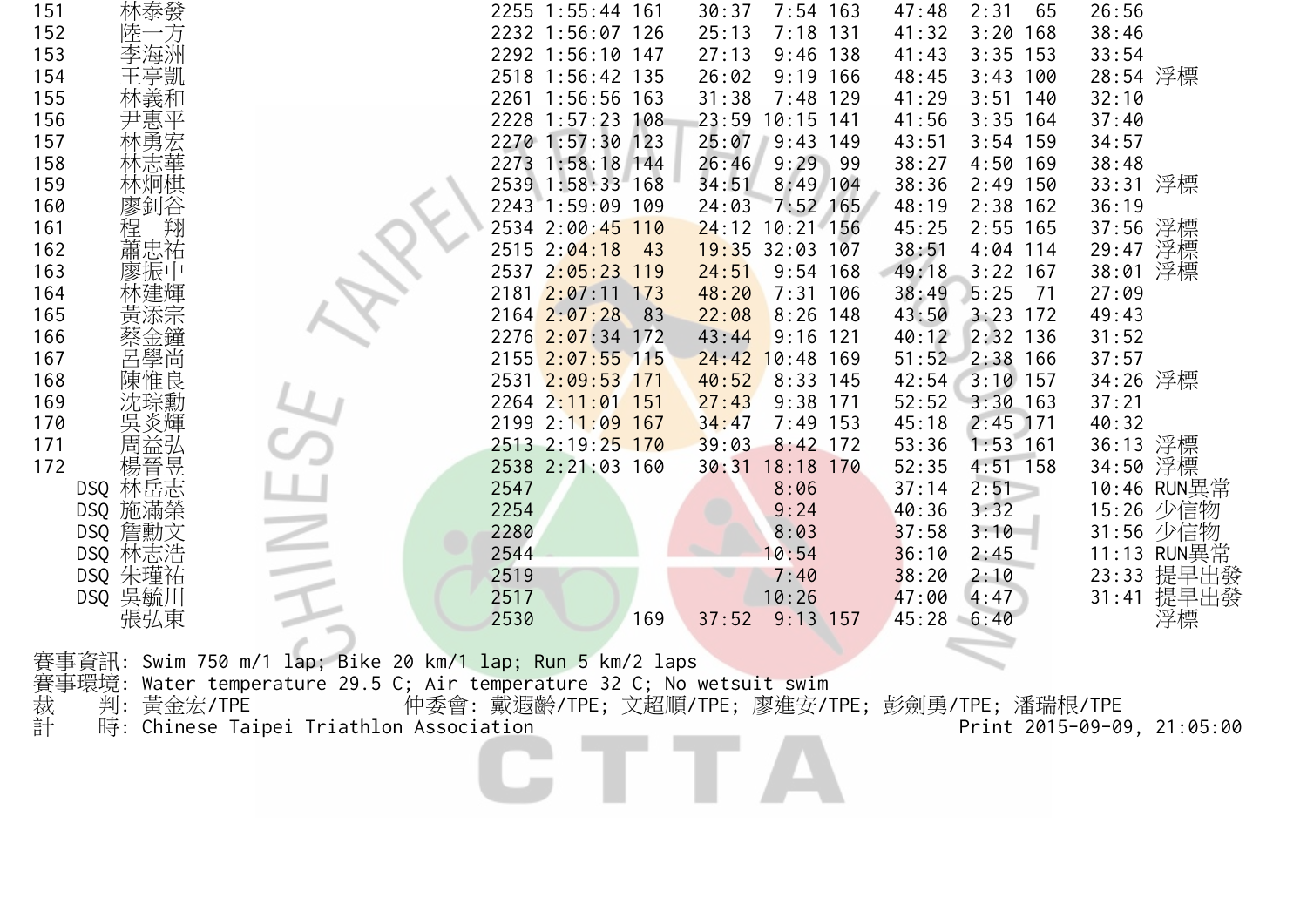| Rank | Name | No. | Total | Swim Rank | Swim | T1 | Bike Rank | Bike | T2 | Run Rank | Run | Note |
|---|---|---|---|---|---|---|---|---|---|---|---|---|
| 151 | 林泰發 | 2255 | 1:55:44 | 161 | 30:37 | 7:54 | 163 | 47:48 | 2:31 | 65 | 26:56 | |
| 152 | 陸一方 | 2232 | 1:56:07 | 126 | 25:13 | 7:18 | 131 | 41:32 | 3:20 | 168 | 38:46 | |
| 153 | 李海洲 | 2292 | 1:56:10 | 147 | 27:13 | 9:46 | 138 | 41:43 | 3:35 | 153 | 33:54 | |
| 154 | 王亭凱 | 2518 | 1:56:42 | 135 | 26:02 | 9:19 | 166 | 48:45 | 3:43 | 100 | 28:54 | 浮標 |
| 155 | 林義和 | 2261 | 1:56:56 | 163 | 31:38 | 7:48 | 129 | 41:29 | 3:51 | 140 | 32:10 | |
| 156 | 尹惠平 | 2228 | 1:57:23 | 108 | 23:59 | 10:15 | 141 | 41:56 | 3:35 | 164 | 37:40 | |
| 157 | 林勇宏 | 2270 | 1:57:30 | 123 | 25:07 | 9:43 | 149 | 43:51 | 3:54 | 159 | 34:57 | |
| 158 | 林志華 | 2273 | 1:58:18 | 144 | 26:46 | 9:29 | 99 | 38:27 | 4:50 | 169 | 38:48 | |
| 159 | 林炯棋 | 2539 | 1:58:33 | 168 | 34:51 | 8:49 | 104 | 38:36 | 2:49 | 150 | 33:31 | 浮標 |
| 160 | 廖釗谷 | 2243 | 1:59:09 | 109 | 24:03 | 7:52 | 165 | 48:19 | 2:38 | 162 | 36:19 | |
| 161 | 程　翔 | 2534 | 2:00:45 | 110 | 24:12 | 10:21 | 156 | 45:25 | 2:55 | 165 | 37:56 | 浮標 |
| 162 | 蕭忠祐 | 2515 | 2:04:18 | 43 | 19:35 | 32:03 | 107 | 38:51 | 4:04 | 114 | 29:47 | 浮標 |
| 163 | 廖振中 | 2537 | 2:05:23 | 119 | 24:51 | 9:54 | 168 | 49:18 | 3:22 | 167 | 38:01 | 浮標 |
| 164 | 林建輝 | 2181 | 2:07:11 | 173 | 48:20 | 7:31 | 106 | 38:49 | 5:25 | 71 | 27:09 | |
| 165 | 黃添宗 | 2164 | 2:07:28 | 83 | 22:08 | 8:26 | 148 | 43:50 | 3:23 | 172 | 49:43 | |
| 166 | 蔡金鐘 | 2276 | 2:07:34 | 172 | 43:44 | 9:16 | 121 | 40:12 | 2:32 | 136 | 31:52 | |
| 167 | 呂學尚 | 2155 | 2:07:55 | 115 | 24:42 | 10:48 | 169 | 51:52 | 2:38 | 166 | 37:57 | |
| 168 | 陳惟良 | 2531 | 2:09:53 | 171 | 40:52 | 8:33 | 145 | 42:54 | 3:10 | 157 | 34:26 | 浮標 |
| 169 | 沈琮勳 | 2264 | 2:11:01 | 151 | 27:43 | 9:38 | 171 | 52:52 | 3:30 | 163 | 37:21 | |
| 170 | 吳炎輝 | 2199 | 2:11:09 | 167 | 34:47 | 7:49 | 153 | 45:18 | 2:45 | 171 | 40:32 | |
| 171 | 周益弘 | 2513 | 2:19:25 | 170 | 39:03 | 8:42 | 172 | 53:36 | 1:53 | 161 | 36:13 | 浮標 |
| 172 | 楊晉昱 | 2538 | 2:21:03 | 160 | 30:31 | 18:18 | 170 | 52:35 | 4:51 | 158 | 34:50 | 浮標 |
| DSQ | 林岳志 | 2547 | | | | 8:06 | | 37:14 | 2:51 | | 10:46 | RUN異常 |
| DSQ | 施滿榮 | 2254 | | | | 9:24 | | 40:36 | 3:32 | | 15:26 | 少信物 |
| DSQ | 詹勳文 | 2280 | | | | 8:03 | | 37:58 | 3:10 | | 31:56 | 少信物 |
| DSQ | 林志浩 | 2544 | | | | 10:54 | | 36:10 | 2:45 | | 11:13 | RUN異常 |
| DSQ | 朱瑾祐 | 2519 | | | | 7:40 | | 38:20 | 2:10 | | 23:33 | 提早出發 |
| DSQ | 吳毓川 | 2517 | | | | 10:26 | | 47:00 | 4:47 | | 31:41 | 提早出發 |
| | 張弘東 | 2530 | | 169 | 37:52 | 9:13 | 157 | 45:28 | 6:40 | | | 浮標 |

賽事資訊: Swim 750 m/1 lap; Bike 20 km/1 lap; Run 5 km/2 laps
賽事環境: Water temperature 29.5 C; Air temperature 32 C; No wetsuit swim
裁　判: 黃金宏/TPE　　仲委會: 戴遐齡/TPE; 文超順/TPE; 廖進安/TPE; 彭劍勇/TPE; 潘瑞根/TPE
計　時: Chinese Taipei Triathlon Association　　Print 2015-09-09, 21:05:00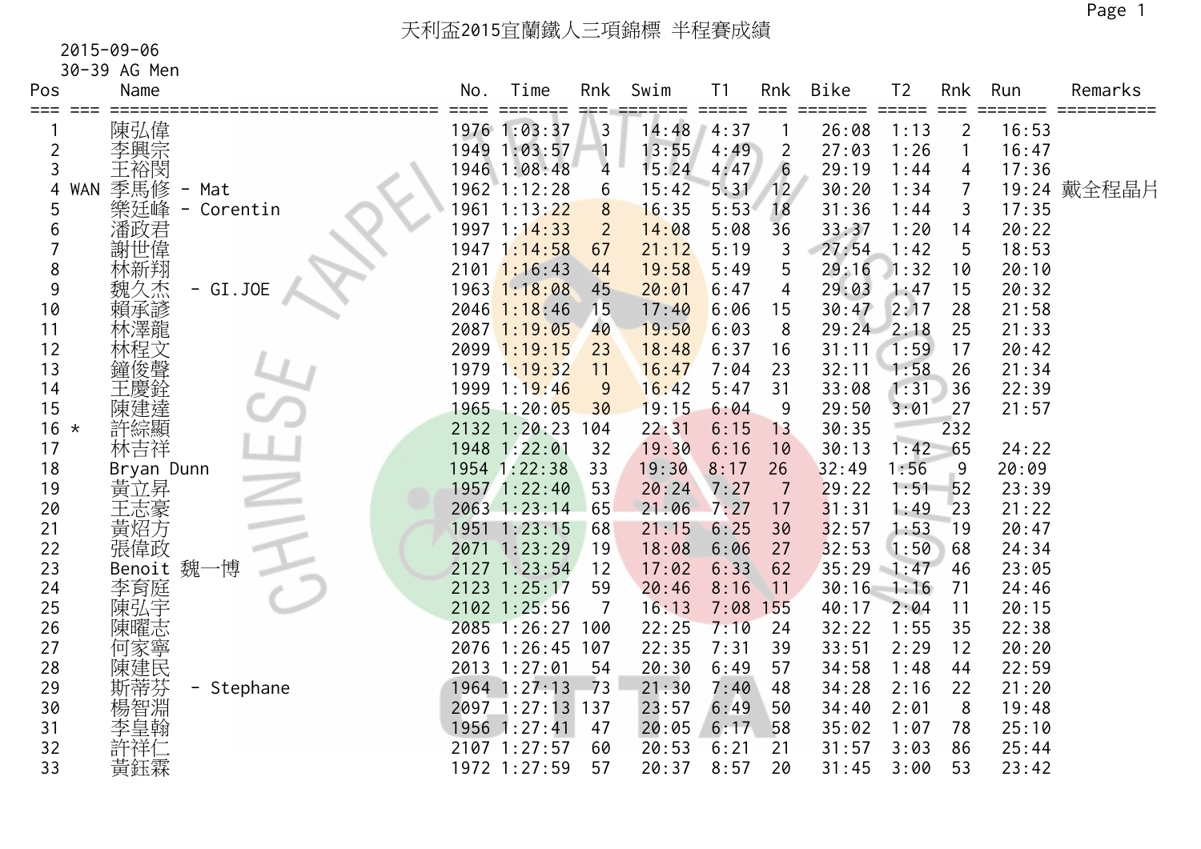# 天利盃2015宜蘭鐵人三項錦標 半程賽成績

2015-09-06
30-39 AG Men

| Pos | | Name | No. | Time | Rnk | Swim | T1 | Rnk | Bike | T2 | Rnk | Run | Remarks |
|---|---|---|---|---|---|---|---|---|---|---|---|---|---|
| 1 | | 陳弘偉 | 1976 | 1:03:37 | 3 | 14:48 | 4:37 | 1 | 26:08 | 1:13 | 2 | 16:53 | |
| 2 | | 李興宗 | 1949 | 1:03:57 | 1 | 13:55 | 4:49 | 2 | 27:03 | 1:26 | 1 | 16:47 | |
| 3 | | 王裕閔 | 1946 | 1:08:48 | 4 | 15:24 | 4:47 | 6 | 29:19 | 1:44 | 4 | 17:36 | |
| 4 | WAN | 季馬修 - Mat | 1962 | 1:12:28 | 6 | 15:42 | 5:31 | 12 | 30:20 | 1:34 | 7 | 19:24 | 戴全程晶片 |
| 5 | | 樂廷峰 - Corentin | 1961 | 1:13:22 | 8 | 16:35 | 5:53 | 18 | 31:36 | 1:44 | 3 | 17:35 | |
| 6 | | 潘政君 | 1997 | 1:14:33 | 2 | 14:08 | 5:08 | 36 | 33:37 | 1:20 | 14 | 20:22 | |
| 7 | | 謝世偉 | 1947 | 1:14:58 | 67 | 21:12 | 5:19 | 3 | 27:54 | 1:42 | 5 | 18:53 | |
| 8 | | 林新翔 | 2101 | 1:16:43 | 44 | 19:58 | 5:49 | 5 | 29:16 | 1:32 | 10 | 20:10 | |
| 9 | | 魏久杰 - GI.JOE | 1963 | 1:18:08 | 45 | 20:01 | 6:47 | 4 | 29:03 | 1:47 | 15 | 20:32 | |
| 10 | | 賴承諺 | 2046 | 1:18:46 | 15 | 17:40 | 6:06 | 15 | 30:47 | 2:17 | 28 | 21:58 | |
| 11 | | 林澤龍 | 2087 | 1:19:05 | 40 | 19:50 | 6:03 | 8 | 29:24 | 2:18 | 25 | 21:33 | |
| 12 | | 林程文 | 2099 | 1:19:15 | 23 | 18:48 | 6:37 | 16 | 31:11 | 1:59 | 17 | 20:42 | |
| 13 | | 鐘俊聲 | 1979 | 1:19:32 | 11 | 16:47 | 7:04 | 23 | 32:11 | 1:58 | 26 | 21:34 | |
| 14 | | 王慶銓 | 1999 | 1:19:46 | 9 | 16:42 | 5:47 | 31 | 33:08 | 1:31 | 36 | 22:39 | |
| 15 | | 陳建達 | 1965 | 1:20:05 | 30 | 19:15 | 6:04 | 9 | 29:50 | 3:01 | 27 | 21:57 | |
| 16 | * | 許綜顯 | 2132 | 1:20:23 | 104 | 22:31 | 6:15 | 13 | 30:35 | | 232 | | |
| 17 | | 林吉祥 | 1948 | 1:22:01 | 32 | 19:30 | 6:16 | 10 | 30:13 | 1:42 | 65 | 24:22 | |
| 18 | | Bryan Dunn | 1954 | 1:22:38 | 33 | 19:30 | 8:17 | 26 | 32:49 | 1:56 | 9 | 20:09 | |
| 19 | | 黃立昇 | 1957 | 1:22:40 | 53 | 20:24 | 7:27 | 7 | 29:22 | 1:51 | 52 | 23:39 | |
| 20 | | 王志豪 | 2063 | 1:23:14 | 65 | 21:06 | 7:27 | 17 | 31:31 | 1:49 | 23 | 21:22 | |
| 21 | | 黃炤方 | 1951 | 1:23:15 | 68 | 21:15 | 6:25 | 30 | 32:57 | 1:53 | 19 | 20:47 | |
| 22 | | 張偉政 | 2071 | 1:23:29 | 19 | 18:08 | 6:06 | 27 | 32:53 | 1:50 | 68 | 24:34 | |
| 23 | | Benoit 魏一博 | 2127 | 1:23:54 | 12 | 17:02 | 6:33 | 62 | 35:29 | 1:47 | 46 | 23:05 | |
| 24 | | 李育庭 | 2123 | 1:25:17 | 59 | 20:46 | 8:16 | 11 | 30:16 | 1:16 | 71 | 24:46 | |
| 25 | | 陳弘宇 | 2102 | 1:25:56 | 7 | 16:13 | 7:08 | 155 | 40:17 | 2:04 | 11 | 20:15 | |
| 26 | | 陳曜志 | 2085 | 1:26:27 | 100 | 22:25 | 7:10 | 24 | 32:22 | 1:55 | 35 | 22:38 | |
| 27 | | 何家寧 | 2076 | 1:26:45 | 107 | 22:35 | 7:31 | 39 | 33:51 | 2:29 | 12 | 20:20 | |
| 28 | | 陳建民 | 2013 | 1:27:01 | 54 | 20:30 | 6:49 | 57 | 34:58 | 1:48 | 44 | 22:59 | |
| 29 | | 斯蒂芬 - Stephane | 1964 | 1:27:13 | 73 | 21:30 | 7:40 | 48 | 34:28 | 2:16 | 22 | 21:20 | |
| 30 | | 楊智淵 | 2097 | 1:27:13 | 137 | 23:57 | 6:49 | 50 | 34:40 | 2:01 | 8 | 19:48 | |
| 31 | | 李皇翰 | 1956 | 1:27:41 | 47 | 20:05 | 6:17 | 58 | 35:02 | 1:07 | 78 | 25:10 | |
| 32 | | 許祥仁 | 2107 | 1:27:57 | 60 | 20:53 | 6:21 | 21 | 31:57 | 3:03 | 86 | 25:44 | |
| 33 | | 黃鈺霖 | 1972 | 1:27:59 | 57 | 20:37 | 8:57 | 20 | 31:45 | 3:00 | 53 | 23:42 | |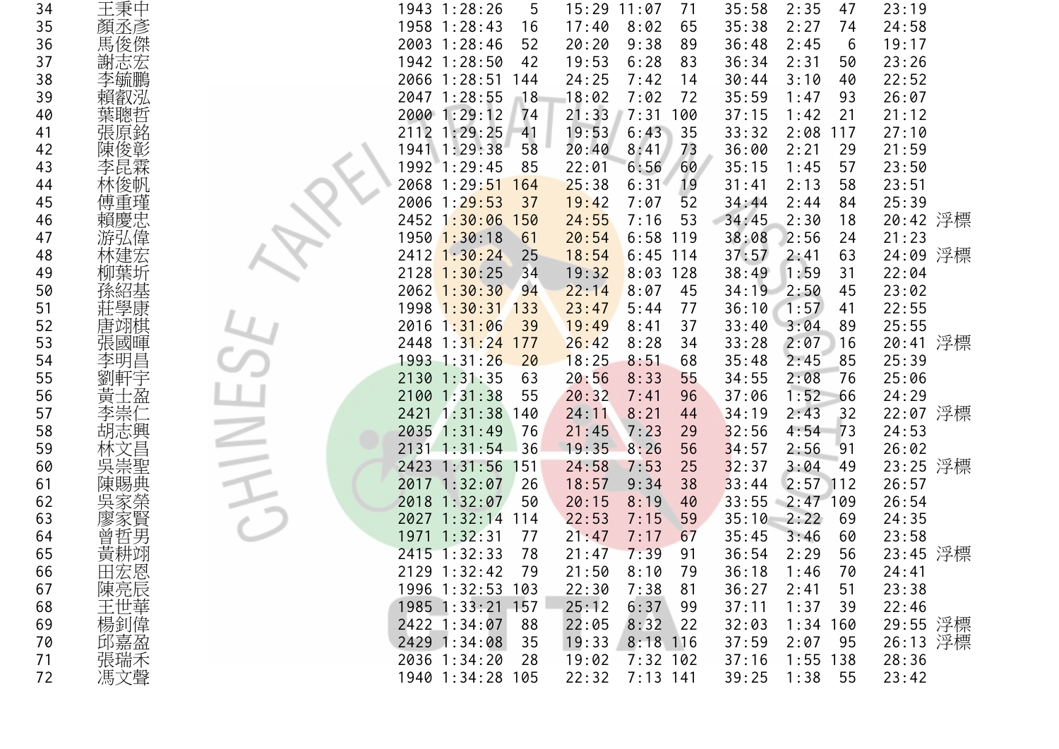| | | | | | | | | | | | | | |
|---|---|---|---|---|---|---|---|---|---|---|---|---|---|
| 34 | 王秉中 | 1943 | 1:28:26 | 5 | 15:29 | 11:07 | 71 | 35:58 | 2:35 | 47 | 23:19 | |
| 35 | 顏丞彥 | 1958 | 1:28:43 | 16 | 17:40 | 8:02 | 65 | 35:38 | 2:27 | 74 | 24:58 | |
| 36 | 馬俊傑 | 2003 | 1:28:46 | 52 | 20:20 | 9:38 | 89 | 36:48 | 2:45 | 6 | 19:17 | |
| 37 | 謝志宏 | 1942 | 1:28:50 | 42 | 19:53 | 6:28 | 83 | 36:34 | 2:31 | 50 | 23:26 | |
| 38 | 李毓鵬 | 2066 | 1:28:51 | 144 | 24:25 | 7:42 | 14 | 30:44 | 3:10 | 40 | 22:52 | |
| 39 | 賴叡泓 | 2047 | 1:28:55 | 18 | 18:02 | 7:02 | 72 | 35:59 | 1:47 | 93 | 26:07 | |
| 40 | 葉聰哲 | 2000 | 1:29:12 | 74 | 21:33 | 7:31 | 100 | 37:15 | 1:42 | 21 | 21:12 | |
| 41 | 張原銘 | 2112 | 1:29:25 | 41 | 19:53 | 6:43 | 35 | 33:32 | 2:08 | 117 | 27:10 | |
| 42 | 陳俊彰 | 1941 | 1:29:38 | 58 | 20:40 | 8:41 | 73 | 36:00 | 2:21 | 29 | 21:59 | |
| 43 | 李昆霖 | 1992 | 1:29:45 | 85 | 22:01 | 6:56 | 60 | 35:15 | 1:45 | 57 | 23:50 | |
| 44 | 林俊帆 | 2068 | 1:29:51 | 164 | 25:38 | 6:31 | 19 | 31:41 | 2:13 | 58 | 23:51 | |
| 45 | 傅重瑾 | 2006 | 1:29:53 | 37 | 19:42 | 7:07 | 52 | 34:44 | 2:44 | 84 | 25:39 | |
| 46 | 賴慶忠 | 2452 | 1:30:06 | 150 | 24:55 | 7:16 | 53 | 34:45 | 2:30 | 18 | 20:42 | 浮標 |
| 47 | 游弘偉 | 1950 | 1:30:18 | 61 | 20:54 | 6:58 | 119 | 38:08 | 2:56 | 24 | 21:23 | |
| 48 | 林建宏 | 2412 | 1:30:24 | 25 | 18:54 | 6:45 | 114 | 37:57 | 2:41 | 63 | 24:09 | 浮標 |
| 49 | 柳葉圻 | 2128 | 1:30:25 | 34 | 19:32 | 8:03 | 128 | 38:49 | 1:59 | 31 | 22:04 | |
| 50 | 孫紹基 | 2062 | 1:30:30 | 94 | 22:14 | 8:07 | 45 | 34:19 | 2:50 | 45 | 23:02 | |
| 51 | 莊學康 | 1998 | 1:30:31 | 133 | 23:47 | 5:44 | 77 | 36:10 | 1:57 | 41 | 22:55 | |
| 52 | 唐翊棋 | 2016 | 1:31:06 | 39 | 19:49 | 8:41 | 37 | 33:40 | 3:04 | 89 | 25:55 | |
| 53 | 張國暉 | 2448 | 1:31:24 | 177 | 26:42 | 8:28 | 34 | 33:28 | 2:07 | 16 | 20:41 | 浮標 |
| 54 | 李明昌 | 1993 | 1:31:26 | 20 | 18:25 | 8:51 | 68 | 35:48 | 2:45 | 85 | 25:39 | |
| 55 | 劉軒宇 | 2130 | 1:31:35 | 63 | 20:56 | 8:33 | 55 | 34:55 | 2:08 | 76 | 25:06 | |
| 56 | 黃士盈 | 2100 | 1:31:38 | 55 | 20:32 | 7:41 | 96 | 37:06 | 1:52 | 66 | 24:29 | |
| 57 | 李崇仁 | 2421 | 1:31:38 | 140 | 24:11 | 8:21 | 44 | 34:19 | 2:43 | 32 | 22:07 | 浮標 |
| 58 | 胡志興 | 2035 | 1:31:49 | 76 | 21:45 | 7:23 | 29 | 32:56 | 4:54 | 73 | 24:53 | |
| 59 | 林文昌 | 2131 | 1:31:54 | 36 | 19:35 | 8:26 | 56 | 34:57 | 2:56 | 91 | 26:02 | |
| 60 | 吳崇聖 | 2423 | 1:31:56 | 151 | 24:58 | 7:53 | 25 | 32:37 | 3:04 | 49 | 23:25 | 浮標 |
| 61 | 陳賜典 | 2017 | 1:32:07 | 26 | 18:57 | 9:34 | 38 | 33:44 | 2:57 | 112 | 26:57 | |
| 62 | 吳家榮 | 2018 | 1:32:07 | 50 | 20:15 | 8:19 | 40 | 33:55 | 2:47 | 109 | 26:54 | |
| 63 | 廖家賢 | 2027 | 1:32:14 | 114 | 22:53 | 7:15 | 59 | 35:10 | 2:22 | 69 | 24:35 | |
| 64 | 曾哲男 | 1971 | 1:32:31 | 77 | 21:47 | 7:17 | 67 | 35:45 | 3:46 | 60 | 23:58 | |
| 65 | 黃耕翊 | 2415 | 1:32:33 | 78 | 21:47 | 7:39 | 91 | 36:54 | 2:29 | 56 | 23:45 | 浮標 |
| 66 | 田宏恩 | 2129 | 1:32:42 | 79 | 21:50 | 8:10 | 79 | 36:18 | 1:46 | 70 | 24:41 | |
| 67 | 陳亮辰 | 1996 | 1:32:53 | 103 | 22:30 | 7:38 | 81 | 36:27 | 2:41 | 51 | 23:38 | |
| 68 | 王世華 | 1985 | 1:33:21 | 157 | 25:12 | 6:37 | 99 | 37:11 | 1:37 | 39 | 22:46 | |
| 69 | 楊釗偉 | 2422 | 1:34:07 | 88 | 22:05 | 8:32 | 22 | 32:03 | 1:34 | 160 | 29:55 | 浮標 |
| 70 | 邱嘉盈 | 2429 | 1:34:08 | 35 | 19:33 | 8:18 | 116 | 37:59 | 2:07 | 95 | 26:13 | 浮標 |
| 71 | 張瑞禾 | 2036 | 1:34:20 | 28 | 19:02 | 7:32 | 102 | 37:16 | 1:55 | 138 | 28:36 | |
| 72 | 馮文聲 | 1940 | 1:34:28 | 105 | 22:32 | 7:13 | 141 | 39:25 | 1:38 | 55 | 23:42 | |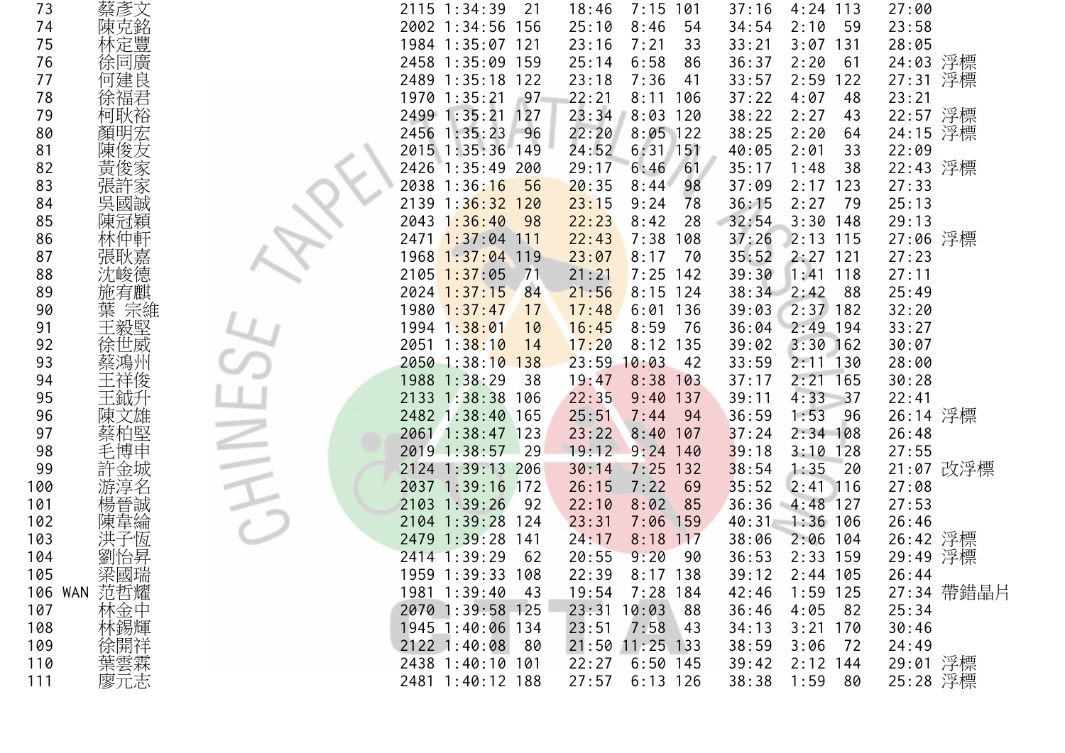| | | | | | | | | | | | | | |
|---|---|---|---|---|---|---|---|---|---|---|---|---|---|
| 73 | | 蔡彥文 | 2115 | 1:34:39 | 21 | 18:46 | 7:15 | 101 | 37:16 | 4:24 | 113 | 27:00 | |
| 74 | | 陳克銘 | 2002 | 1:34:56 | 156 | 25:10 | 8:46 | 54 | 34:54 | 2:10 | 59 | 23:58 | |
| 75 | | 林定豐 | 1984 | 1:35:07 | 121 | 23:16 | 7:21 | 33 | 33:21 | 3:07 | 131 | 28:05 | |
| 76 | | 徐同廣 | 2458 | 1:35:09 | 159 | 25:14 | 6:58 | 86 | 36:37 | 2:20 | 61 | 24:03 | 浮標 |
| 77 | | 何建良 | 2489 | 1:35:18 | 122 | 23:18 | 7:36 | 41 | 33:57 | 2:59 | 122 | 27:31 | 浮標 |
| 78 | | 徐福君 | 1970 | 1:35:21 | 97 | 22:21 | 8:11 | 106 | 37:22 | 4:07 | 48 | 23:21 | |
| 79 | | 柯耿裕 | 2499 | 1:35:21 | 127 | 23:34 | 8:03 | 120 | 38:22 | 2:27 | 43 | 22:57 | 浮標 |
| 80 | | 顏明宏 | 2456 | 1:35:23 | 96 | 22:20 | 8:05 | 122 | 38:25 | 2:20 | 64 | 24:15 | 浮標 |
| 81 | | 陳俊友 | 2015 | 1:35:36 | 149 | 24:52 | 6:31 | 151 | 40:05 | 2:01 | 33 | 22:09 | |
| 82 | | 黃俊家 | 2426 | 1:35:49 | 200 | 29:17 | 6:46 | 61 | 35:17 | 1:48 | 38 | 22:43 | 浮標 |
| 83 | | 張許家 | 2038 | 1:36:16 | 56 | 20:35 | 8:44 | 98 | 37:09 | 2:17 | 123 | 27:33 | |
| 84 | | 吳國誠 | 2139 | 1:36:32 | 120 | 23:15 | 9:24 | 78 | 36:15 | 2:27 | 79 | 25:13 | |
| 85 | | 陳冠穎 | 2043 | 1:36:40 | 98 | 22:23 | 8:42 | 28 | 32:54 | 3:30 | 148 | 29:13 | |
| 86 | | 林仲軒 | 2471 | 1:37:04 | 111 | 22:43 | 7:38 | 108 | 37:26 | 2:13 | 115 | 27:06 | 浮標 |
| 87 | | 張耿嘉 | 1968 | 1:37:04 | 119 | 23:07 | 8:17 | 70 | 35:52 | 2:27 | 121 | 27:23 | |
| 88 | | 沈峻德 | 2105 | 1:37:05 | 71 | 21:21 | 7:25 | 142 | 39:30 | 1:41 | 118 | 27:11 | |
| 89 | | 施宥麒 | 2024 | 1:37:15 | 84 | 21:56 | 8:15 | 124 | 38:34 | 2:42 | 88 | 25:49 | |
| 90 | | 葉 宗維 | 1980 | 1:37:47 | 17 | 17:48 | 6:01 | 136 | 39:03 | 2:37 | 182 | 32:20 | |
| 91 | | 王毅堅 | 1994 | 1:38:01 | 10 | 16:45 | 8:59 | 76 | 36:04 | 2:49 | 194 | 33:27 | |
| 92 | | 徐世威 | 2051 | 1:38:10 | 14 | 17:20 | 8:12 | 135 | 39:02 | 3:30 | 162 | 30:07 | |
| 93 | | 蔡鴻州 | 2050 | 1:38:10 | 138 | 23:59 | 10:03 | 42 | 33:59 | 2:11 | 130 | 28:00 | |
| 94 | | 王祥俊 | 1988 | 1:38:29 | 38 | 19:47 | 8:38 | 103 | 37:17 | 2:21 | 165 | 30:28 | |
| 95 | | 王鉞升 | 2133 | 1:38:38 | 106 | 22:35 | 9:40 | 137 | 39:11 | 4:33 | 37 | 22:41 | |
| 96 | | 陳文雄 | 2482 | 1:38:40 | 165 | 25:51 | 7:44 | 94 | 36:59 | 1:53 | 96 | 26:14 | 浮標 |
| 97 | | 蔡柏堅 | 2061 | 1:38:47 | 123 | 23:22 | 8:40 | 107 | 37:24 | 2:34 | 108 | 26:48 | |
| 98 | | 毛博申 | 2019 | 1:38:57 | 29 | 19:12 | 9:24 | 140 | 39:18 | 3:10 | 128 | 27:55 | |
| 99 | | 許金城 | 2124 | 1:39:13 | 206 | 30:14 | 7:25 | 132 | 38:54 | 1:35 | 20 | 21:07 | 改浮標 |
| 100 | | 游淳名 | 2037 | 1:39:16 | 172 | 26:15 | 7:22 | 69 | 35:52 | 2:41 | 116 | 27:08 | |
| 101 | | 楊晉誠 | 2103 | 1:39:26 | 92 | 22:10 | 8:02 | 85 | 36:36 | 4:48 | 127 | 27:53 | |
| 102 | | 陳韋綸 | 2104 | 1:39:28 | 124 | 23:31 | 7:06 | 159 | 40:31 | 1:36 | 106 | 26:46 | |
| 103 | | 洪子恆 | 2479 | 1:39:28 | 141 | 24:17 | 8:18 | 117 | 38:06 | 2:06 | 104 | 26:42 | 浮標 |
| 104 | | 劉怡昇 | 2414 | 1:39:29 | 62 | 20:55 | 9:20 | 90 | 36:53 | 2:33 | 159 | 29:49 | 浮標 |
| 105 | | 梁國瑞 | 1959 | 1:39:33 | 108 | 22:39 | 8:17 | 138 | 39:12 | 2:44 | 105 | 26:44 | |
| 106 | WAN | 范哲耀 | 1981 | 1:39:40 | 43 | 19:54 | 7:28 | 184 | 42:46 | 1:59 | 125 | 27:34 | 帶錯晶片 |
| 107 | | 林金中 | 2070 | 1:39:58 | 125 | 23:31 | 10:03 | 88 | 36:46 | 4:05 | 82 | 25:34 | |
| 108 | | 林錫輝 | 1945 | 1:40:06 | 134 | 23:51 | 7:58 | 43 | 34:13 | 3:21 | 170 | 30:46 | |
| 109 | | 徐開祥 | 2122 | 1:40:08 | 80 | 21:50 | 11:25 | 133 | 38:59 | 3:06 | 72 | 24:49 | |
| 110 | | 葉雲霖 | 2438 | 1:40:10 | 101 | 22:27 | 6:50 | 145 | 39:42 | 2:12 | 144 | 29:01 | 浮標 |
| 111 | | 廖元志 | 2481 | 1:40:12 | 188 | 27:57 | 6:13 | 126 | 38:38 | 1:59 | 80 | 25:28 | 浮標 |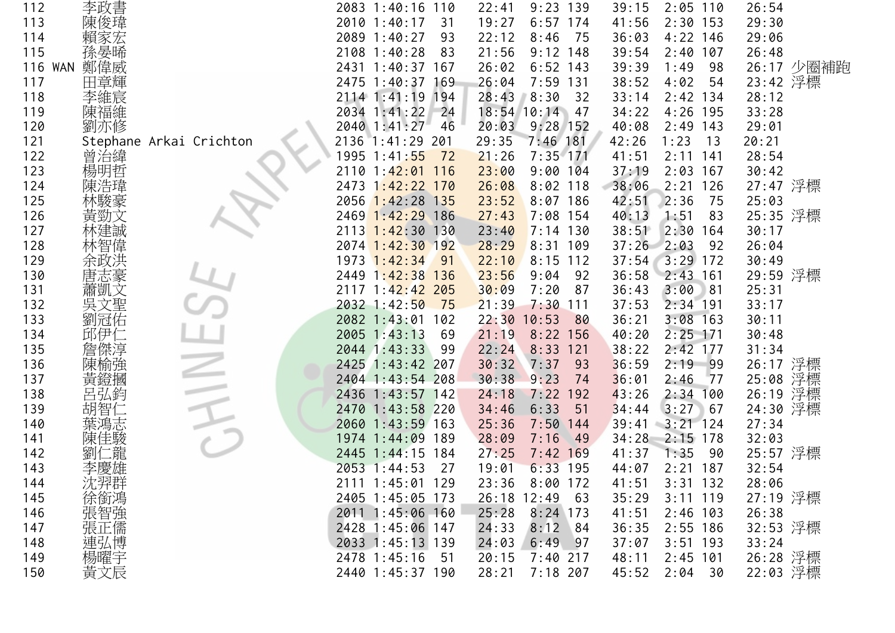| | | | | | | | | | | | | | |
|---|---|---|---|---|---|---|---|---|---|---|---|---|---|
| 112 | | 李政書 | 2083 | 1:40:16 | 110 | 22:41 | 9:23 | 139 | 39:15 | 2:05 | 110 | 26:54 | |
| 113 | | 陳俊瑋 | 2010 | 1:40:17 | 31 | 19:27 | 6:57 | 174 | 41:56 | 2:30 | 153 | 29:30 | |
| 114 | | 賴家宏 | 2089 | 1:40:27 | 93 | 22:12 | 8:46 | 75 | 36:03 | 4:22 | 146 | 29:06 | |
| 115 | | 孫晏晞 | 2108 | 1:40:28 | 83 | 21:56 | 9:12 | 148 | 39:54 | 2:40 | 107 | 26:48 | |
| 116 | WAN | 鄭偉威 | 2431 | 1:40:37 | 167 | 26:02 | 6:52 | 143 | 39:39 | 1:49 | 98 | 26:17 | 少圈補跑 |
| 117 | | 田章輝 | 2475 | 1:40:37 | 169 | 26:04 | 7:59 | 131 | 38:52 | 4:02 | 54 | 23:42 | 浮標 |
| 118 | | 李維宸 | 2114 | 1:41:19 | 194 | 28:43 | 8:30 | 32 | 33:14 | 2:42 | 134 | 28:12 | |
| 119 | | 陳福維 | 2034 | 1:41:22 | 24 | 18:54 | 10:14 | 47 | 34:22 | 4:26 | 195 | 33:28 | |
| 120 | | 劉亦修 | 2040 | 1:41:27 | 46 | 20:03 | 9:28 | 152 | 40:08 | 2:49 | 143 | 29:01 | |
| 121 | | Stephane Arkai Crichton | 2136 | 1:41:29 | 201 | 29:35 | 7:46 | 181 | 42:26 | 1:23 | 13 | 20:21 | |
| 122 | | 曾治緯 | 1995 | 1:41:55 | 72 | 21:26 | 7:35 | 171 | 41:51 | 2:11 | 141 | 28:54 | |
| 123 | | 楊明哲 | 2110 | 1:42:01 | 116 | 23:00 | 9:00 | 104 | 37:19 | 2:03 | 167 | 30:42 | |
| 124 | | 陳浩瑋 | 2473 | 1:42:22 | 170 | 26:08 | 8:02 | 118 | 38:06 | 2:21 | 126 | 27:47 | 浮標 |
| 125 | | 林駿豪 | 2056 | 1:42:28 | 135 | 23:52 | 8:07 | 186 | 42:51 | 2:36 | 75 | 25:03 | |
| 126 | | 黃勁文 | 2469 | 1:42:29 | 186 | 27:43 | 7:08 | 154 | 40:13 | 1:51 | 83 | 25:35 | 浮標 |
| 127 | | 林建誠 | 2113 | 1:42:30 | 130 | 23:40 | 7:14 | 130 | 38:51 | 2:30 | 164 | 30:17 | |
| 128 | | 林智偉 | 2074 | 1:42:30 | 192 | 28:29 | 8:31 | 109 | 37:26 | 2:03 | 92 | 26:04 | |
| 129 | | 余政洪 | 1973 | 1:42:34 | 91 | 22:10 | 8:15 | 112 | 37:54 | 3:29 | 172 | 30:49 | |
| 130 | | 唐志豪 | 2449 | 1:42:38 | 136 | 23:56 | 9:04 | 92 | 36:58 | 2:43 | 161 | 29:59 | 浮標 |
| 131 | | 蕭凱文 | 2117 | 1:42:42 | 205 | 30:09 | 7:20 | 87 | 36:43 | 3:00 | 81 | 25:31 | |
| 132 | | 吳文聖 | 2032 | 1:42:50 | 75 | 21:39 | 7:30 | 111 | 37:53 | 2:34 | 191 | 33:17 | |
| 133 | | 劉冠佑 | 2082 | 1:43:01 | 102 | 22:30 | 10:53 | 80 | 36:21 | 3:08 | 163 | 30:11 | |
| 134 | | 邱伊仁 | 2005 | 1:43:13 | 69 | 21:19 | 8:22 | 156 | 40:20 | 2:25 | 171 | 30:48 | |
| 135 | | 詹傑淳 | 2044 | 1:43:33 | 99 | 22:24 | 8:33 | 121 | 38:22 | 2:42 | 177 | 31:34 | |
| 136 | | 陳榆強 | 2425 | 1:43:42 | 207 | 30:32 | 7:37 | 93 | 36:59 | 2:19 | 99 | 26:17 | 浮標 |
| 137 | | 黃鐙擲 | 2404 | 1:43:54 | 208 | 30:38 | 9:23 | 74 | 36:01 | 2:46 | 77 | 25:08 | 浮標 |
| 138 | | 呂弘鈞 | 2436 | 1:43:57 | 142 | 24:18 | 7:22 | 192 | 43:26 | 2:34 | 100 | 26:19 | 浮標 |
| 139 | | 胡智仁 | 2470 | 1:43:58 | 220 | 34:46 | 6:33 | 51 | 34:44 | 3:27 | 67 | 24:30 | 浮標 |
| 140 | | 葉鴻志 | 2060 | 1:43:59 | 163 | 25:36 | 7:50 | 144 | 39:41 | 3:21 | 124 | 27:34 | |
| 141 | | 陳佳駿 | 1974 | 1:44:09 | 189 | 28:09 | 7:16 | 49 | 34:28 | 2:15 | 178 | 32:03 | |
| 142 | | 劉仁龍 | 2445 | 1:44:15 | 184 | 27:25 | 7:42 | 169 | 41:37 | 1:35 | 90 | 25:57 | 浮標 |
| 143 | | 李慶雄 | 2053 | 1:44:53 | 27 | 19:01 | 6:33 | 195 | 44:07 | 2:21 | 187 | 32:54 | |
| 144 | | 沈羿群 | 2111 | 1:45:01 | 129 | 23:36 | 8:00 | 172 | 41:51 | 3:31 | 132 | 28:06 | |
| 145 | | 徐銜鴻 | 2405 | 1:45:05 | 173 | 26:18 | 12:49 | 63 | 35:29 | 3:11 | 119 | 27:19 | 浮標 |
| 146 | | 張智強 | 2011 | 1:45:06 | 160 | 25:28 | 8:24 | 173 | 41:51 | 2:46 | 103 | 26:38 | |
| 147 | | 張正儒 | 2428 | 1:45:06 | 147 | 24:33 | 8:12 | 84 | 36:35 | 2:55 | 186 | 32:53 | 浮標 |
| 148 | | 連弘博 | 2033 | 1:45:13 | 139 | 24:03 | 6:49 | 97 | 37:07 | 3:51 | 193 | 33:24 | |
| 149 | | 楊曜宇 | 2478 | 1:45:16 | 51 | 20:15 | 7:40 | 217 | 48:11 | 2:45 | 101 | 26:28 | 浮標 |
| 150 | | 黃文辰 | 2440 | 1:45:37 | 190 | 28:21 | 7:18 | 207 | 45:52 | 2:04 | 30 | 22:03 | 浮標 |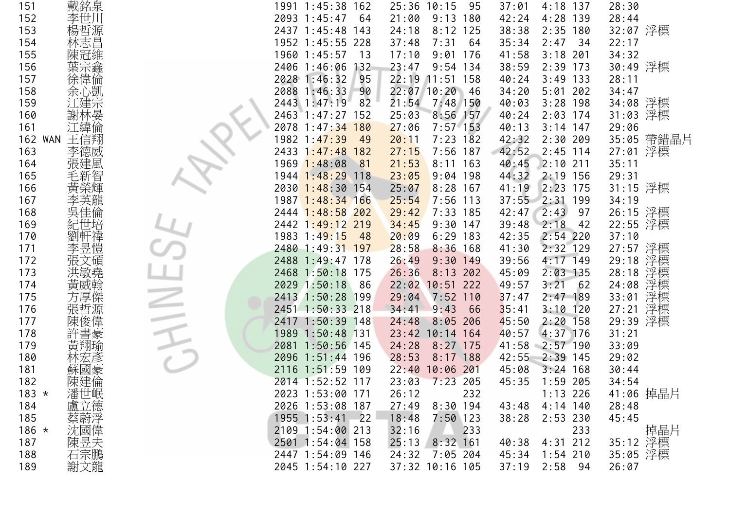| | | | | | | | | | | | | | |
|---|---|---|---|---|---|---|---|---|---|---|---|---|---|
| 151 | | 戴銘泉 | 1991 | 1:45:38 | 162 | 25:36 | 10:15 | 95 | 37:01 | 4:18 | 137 | 28:30 | |
| 152 | | 李世川 | 2093 | 1:45:47 | 64 | 21:00 | 9:13 | 180 | 42:24 | 4:28 | 139 | 28:44 | |
| 153 | | 楊哲源 | 2437 | 1:45:48 | 143 | 24:18 | 8:12 | 125 | 38:38 | 2:35 | 180 | 32:07 | 浮標 |
| 154 | | 林志昌 | 1952 | 1:45:55 | 228 | 37:48 | 7:31 | 64 | 35:34 | 2:47 | 34 | 22:17 | |
| 155 | | 陳冠維 | 1960 | 1:45:57 | 13 | 17:10 | 9:01 | 176 | 41:58 | 3:18 | 201 | 34:32 | |
| 156 | | 葉宗鑫 | 2406 | 1:46:06 | 132 | 23:47 | 9:54 | 134 | 38:59 | 2:39 | 173 | 30:49 | 浮標 |
| 157 | | 徐偉倫 | 2028 | 1:46:32 | 95 | 22:19 | 11:51 | 158 | 40:24 | 3:49 | 133 | 28:11 | |
| 158 | | 余心凱 | 2088 | 1:46:33 | 90 | 22:07 | 10:20 | 46 | 34:20 | 5:01 | 202 | 34:47 | |
| 159 | | 江建宗 | 2443 | 1:47:19 | 82 | 21:54 | 7:48 | 150 | 40:03 | 3:28 | 198 | 34:08 | 浮標 |
| 160 | | 謝林晏 | 2463 | 1:47:27 | 152 | 25:03 | 8:56 | 157 | 40:24 | 2:03 | 174 | 31:03 | 浮標 |
| 161 | | 江緯倫 | 2078 | 1:47:34 | 180 | 27:06 | 7:57 | 153 | 40:13 | 3:14 | 147 | 29:06 | |
| 162 | WAN | 王信翔 | 1982 | 1:47:39 | 49 | 20:11 | 7:23 | 182 | 42:32 | 2:30 | 209 | 35:05 | 帶錯晶片 |
| 163 | | 李德威 | 2433 | 1:47:48 | 182 | 27:15 | 7:56 | 187 | 42:52 | 2:45 | 114 | 27:01 | 浮標 |
| 164 | | 張建風 | 1969 | 1:48:08 | 81 | 21:53 | 8:11 | 163 | 40:45 | 2:10 | 211 | 35:11 | |
| 165 | | 毛新智 | 1944 | 1:48:29 | 118 | 23:05 | 9:04 | 198 | 44:32 | 2:19 | 156 | 29:31 | |
| 166 | | 黃榮輝 | 2030 | 1:48:30 | 154 | 25:07 | 8:28 | 167 | 41:19 | 2:23 | 175 | 31:15 | 浮標 |
| 167 | | 李英龍 | 1987 | 1:48:34 | 166 | 25:54 | 7:56 | 113 | 37:55 | 2:31 | 199 | 34:19 | |
| 168 | | 吳佳倫 | 2444 | 1:48:58 | 202 | 29:42 | 7:33 | 185 | 42:47 | 2:43 | 97 | 26:15 | 浮標 |
| 169 | | 紀世培 | 2442 | 1:49:12 | 219 | 34:45 | 9:30 | 147 | 39:48 | 2:18 | 42 | 22:55 | 浮標 |
| 170 | | 劉軒禕 | 1983 | 1:49:15 | 48 | 20:09 | 6:29 | 183 | 42:35 | 2:54 | 220 | 37:10 | |
| 171 | | 李昱愷 | 2480 | 1:49:31 | 197 | 28:58 | 8:36 | 168 | 41:30 | 2:32 | 129 | 27:57 | 浮標 |
| 172 | | 張文碩 | 2488 | 1:49:47 | 178 | 26:49 | 9:30 | 149 | 39:56 | 4:17 | 149 | 29:18 | 浮標 |
| 173 | | 洪敏堯 | 2468 | 1:50:18 | 175 | 26:36 | 8:13 | 202 | 45:09 | 2:03 | 135 | 28:18 | 浮標 |
| 174 | | 黃威翰 | 2029 | 1:50:18 | 86 | 22:02 | 10:51 | 222 | 49:57 | 3:21 | 62 | 24:08 | 浮標 |
| 175 | | 方厚傑 | 2413 | 1:50:28 | 199 | 29:04 | 7:52 | 110 | 37:47 | 2:47 | 189 | 33:01 | 浮標 |
| 176 | | 張哲源 | 2451 | 1:50:33 | 218 | 34:41 | 9:43 | 66 | 35:41 | 3:10 | 120 | 27:21 | 浮標 |
| 177 | | 陳俊偉 | 2417 | 1:50:39 | 148 | 24:48 | 8:05 | 206 | 45:50 | 2:20 | 158 | 29:39 | 浮標 |
| 178 | | 許書豪 | 1989 | 1:50:48 | 131 | 23:42 | 10:14 | 164 | 40:57 | 4:37 | 176 | 31:21 | |
| 179 | | 黃翔瑜 | 2081 | 1:50:56 | 145 | 24:28 | 8:27 | 175 | 41:58 | 2:57 | 190 | 33:09 | |
| 180 | | 林宏彥 | 2096 | 1:51:44 | 196 | 28:53 | 8:17 | 188 | 42:55 | 2:39 | 145 | 29:02 | |
| 181 | | 蘇國豪 | 2116 | 1:51:59 | 109 | 22:40 | 10:06 | 201 | 45:08 | 3:24 | 168 | 30:44 | |
| 182 | | 陳建倫 | 2014 | 1:52:52 | 117 | 23:03 | 7:23 | 205 | 45:35 | 1:59 | 205 | 34:54 | |
| 183 | * | 潘世岷 | 2023 | 1:53:00 | 171 | 26:12 | | 232 | | 1:13 | 226 | 41:06 | 掉晶片 |
| 184 | | 盧立德 | 2026 | 1:53:08 | 187 | 27:49 | 8:30 | 194 | 43:48 | 4:14 | 140 | 28:48 | |
| 185 | | 蔡蔚浮 | 1955 | 1:53:41 | 22 | 18:48 | 7:50 | 123 | 38:28 | 2:53 | 230 | 45:45 | |
| 186 | * | 沈國偉 | 2109 | 1:54:00 | 213 | 32:16 | | 233 | | | 233 | | 掉晶片 |
| 187 | | 陳昱夫 | 2501 | 1:54:04 | 158 | 25:13 | 8:32 | 161 | 40:38 | 4:31 | 212 | 35:12 | 浮標 |
| 188 | | 石宗鵬 | 2447 | 1:54:09 | 146 | 24:32 | 7:05 | 204 | 45:34 | 1:54 | 210 | 35:05 | 浮標 |
| 189 | | 謝文龍 | 2045 | 1:54:10 | 227 | 37:32 | 10:16 | 105 | 37:19 | 2:58 | 94 | 26:07 | |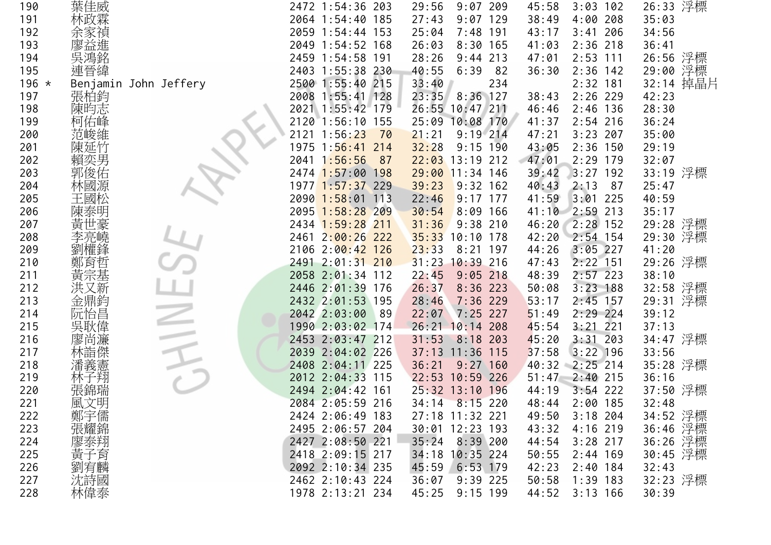| 190 | 葉佳威 | 2472 | 1:54:36 | 203 | 29:56 | 9:07 | 209 | 45:58 | 3:03 | 102 | 26:33 | 浮標 |
|---|---|---|---|---|---|---|---|---|---|---|---|---|
| 191 | 林政霖 | 2064 | 1:54:40 | 185 | 27:43 | 9:07 | 129 | 38:49 | 4:00 | 208 | 35:03 | |
| 192 | 余家禎 | 2059 | 1:54:44 | 153 | 25:04 | 7:48 | 191 | 43:17 | 3:41 | 206 | 34:56 | |
| 193 | 廖益進 | 2049 | 1:54:52 | 168 | 26:03 | 8:30 | 165 | 41:03 | 2:36 | 218 | 36:41 | |
| 194 | 吳鴻銘 | 2459 | 1:54:58 | 191 | 28:26 | 9:44 | 213 | 47:01 | 2:53 | 111 | 26:56 | 浮標 |
| 195 | 連晉緯 | 2403 | 1:55:38 | 230 | 40:55 | 6:39 | 82 | 36:30 | 2:36 | 142 | 29:00 | 浮標 |
| 196 * | Benjamin John Jeffery | 2500 | 1:55:40 | 215 | 33:40 | | 234 | | 2:32 | 181 | 32:14 | 掉晶片 |
| 197 | 張柏鈞 | 2008 | 1:55:41 | 128 | 23:35 | 8:36 | 127 | 38:43 | 2:26 | 229 | 42:23 | |
| 198 | 陳昀志 | 2021 | 1:55:42 | 179 | 26:55 | 10:47 | 211 | 46:46 | 2:46 | 136 | 28:30 | |
| 199 | 柯佑峰 | 2120 | 1:56:10 | 155 | 25:09 | 10:08 | 170 | 41:37 | 2:54 | 216 | 36:24 | |
| 200 | 范峻維 | 2121 | 1:56:23 | 70 | 21:21 | 9:19 | 214 | 47:21 | 3:23 | 207 | 35:00 | |
| 201 | 陳延竹 | 1975 | 1:56:41 | 214 | 32:28 | 9:15 | 190 | 43:05 | 2:36 | 150 | 29:19 | |
| 202 | 賴奕男 | 2041 | 1:56:56 | 87 | 22:03 | 13:19 | 212 | 47:01 | 2:29 | 179 | 32:07 | |
| 203 | 郭俊佑 | 2474 | 1:57:00 | 198 | 29:00 | 11:34 | 146 | 39:42 | 3:27 | 192 | 33:19 | 浮標 |
| 204 | 林國源 | 1977 | 1:57:37 | 229 | 39:23 | 9:32 | 162 | 40:43 | 2:13 | 87 | 25:47 | |
| 205 | 王國松 | 2090 | 1:58:01 | 113 | 22:46 | 9:17 | 177 | 41:59 | 3:01 | 225 | 40:59 | |
| 206 | 陳泰明 | 2095 | 1:58:28 | 209 | 30:54 | 8:09 | 166 | 41:10 | 2:59 | 213 | 35:17 | |
| 207 | 黃世豪 | 2434 | 1:59:28 | 211 | 31:36 | 9:38 | 210 | 46:20 | 2:28 | 152 | 29:28 | 浮標 |
| 208 | 李亮嶢 | 2461 | 2:00:26 | 222 | 35:33 | 10:10 | 178 | 42:20 | 2:54 | 154 | 29:30 | 浮標 |
| 209 | 劉權鋒 | 2106 | 2:00:42 | 126 | 23:33 | 8:21 | 197 | 44:26 | 3:05 | 227 | 41:20 | |
| 210 | 鄭育哲 | 2491 | 2:01:31 | 210 | 31:23 | 10:39 | 216 | 47:43 | 2:22 | 151 | 29:26 | 浮標 |
| 211 | 黃宗基 | 2058 | 2:01:34 | 112 | 22:45 | 9:05 | 218 | 48:39 | 2:57 | 223 | 38:10 | |
| 212 | 洪又新 | 2446 | 2:01:39 | 176 | 26:37 | 8:36 | 223 | 50:08 | 3:23 | 188 | 32:58 | 浮標 |
| 213 | 金鼎鈞 | 2432 | 2:01:53 | 195 | 28:46 | 7:36 | 229 | 53:17 | 2:45 | 157 | 29:31 | 浮標 |
| 214 | 阮怡昌 | 2042 | 2:03:00 | 89 | 22:07 | 7:25 | 227 | 51:49 | 2:29 | 224 | 39:12 | |
| 215 | 吳耿偉 | 1990 | 2:03:02 | 174 | 26:21 | 10:14 | 208 | 45:54 | 3:21 | 221 | 37:13 | |
| 216 | 廖尚濂 | 2453 | 2:03:47 | 212 | 31:53 | 8:18 | 203 | 45:20 | 3:31 | 203 | 34:47 | 浮標 |
| 217 | 林詣傑 | 2039 | 2:04:02 | 226 | 37:13 | 11:36 | 115 | 37:58 | 3:22 | 196 | 33:56 | |
| 218 | 潘義憲 | 2408 | 2:04:11 | 225 | 36:21 | 9:27 | 160 | 40:32 | 2:25 | 214 | 35:28 | 浮標 |
| 219 | 林子翔 | 2012 | 2:04:33 | 115 | 22:53 | 10:59 | 226 | 51:47 | 2:40 | 215 | 36:16 | |
| 220 | 張錦瑞 | 2494 | 2:04:42 | 161 | 25:32 | 13:10 | 196 | 44:19 | 3:54 | 222 | 37:50 | 浮標 |
| 221 | 風文明 | 2084 | 2:05:59 | 216 | 34:14 | 8:15 | 220 | 48:44 | 2:00 | 185 | 32:48 | |
| 222 | 鄭宇儒 | 2424 | 2:06:49 | 183 | 27:18 | 11:32 | 221 | 49:50 | 3:18 | 204 | 34:52 | 浮標 |
| 223 | 張耀錦 | 2495 | 2:06:57 | 204 | 30:01 | 12:23 | 193 | 43:32 | 4:16 | 219 | 36:46 | 浮標 |
| 224 | 廖泰翔 | 2427 | 2:08:50 | 221 | 35:24 | 8:39 | 200 | 44:54 | 3:28 | 217 | 36:26 | 浮標 |
| 225 | 黃子育 | 2418 | 2:09:15 | 217 | 34:18 | 10:35 | 224 | 50:55 | 2:44 | 169 | 30:45 | 浮標 |
| 226 | 劉宥麟 | 2092 | 2:10:34 | 235 | 45:59 | 6:53 | 179 | 42:23 | 2:40 | 184 | 32:43 | |
| 227 | 沈詩國 | 2462 | 2:10:43 | 224 | 36:07 | 9:39 | 225 | 50:58 | 1:39 | 183 | 32:23 | 浮標 |
| 228 | 林偉泰 | 1978 | 2:13:21 | 234 | 45:25 | 9:15 | 199 | 44:52 | 3:13 | 166 | 30:39 | |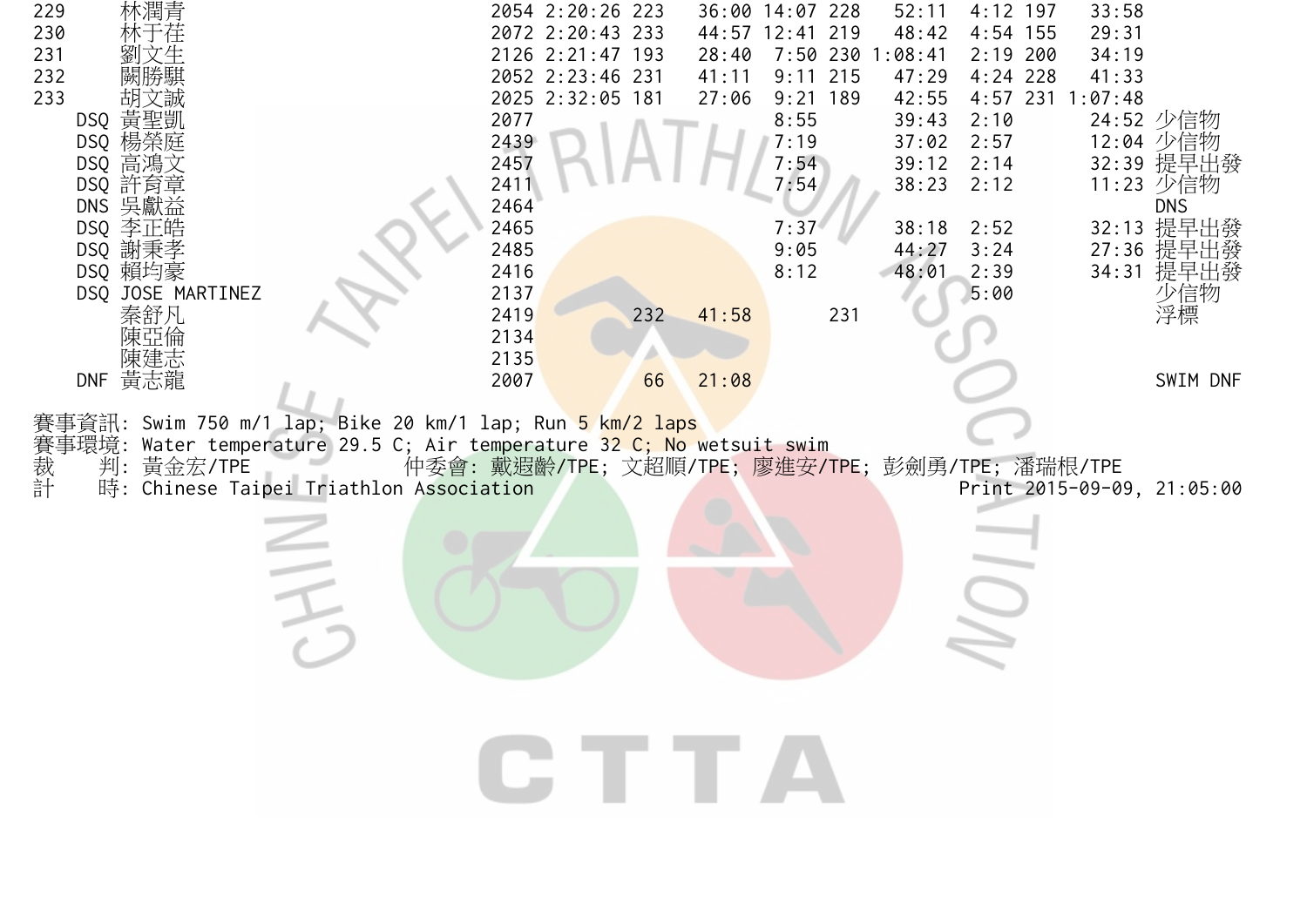| | | | | | | | | | | | | |
|---|---|---|---|---|---|---|---|---|---|---|---|---|
| 229 | 林潤青 | 2054 | 2:20:26 | 223 | 36:00 | 14:07 | 228 | 52:11 | 4:12 | 197 | 33:58 | |
| 230 | 林于荏 | 2072 | 2:20:43 | 233 | 44:57 | 12:41 | 219 | 48:42 | 4:54 | 155 | 29:31 | |
| 231 | 劉文生 | 2126 | 2:21:47 | 193 | 28:40 | 7:50 | 230 | 1:08:41 | 2:19 | 200 | 34:19 | |
| 232 | 闕勝騏 | 2052 | 2:23:46 | 231 | 41:11 | 9:11 | 215 | 47:29 | 4:24 | 228 | 41:33 | |
| 233 | 胡文誠 | 2025 | 2:32:05 | 181 | 27:06 | 9:21 | 189 | 42:55 | 4:57 | 231 | 1:07:48 | |
| DSQ | 黃聖凱 | 2077 | | | | 8:55 | | 39:43 | 2:10 | | 24:52 | 少信物 |
| DSQ | 楊榮庭 | 2439 | | | | 7:19 | | 37:02 | 2:57 | | 12:04 | 少信物 |
| DSQ | 高鴻文 | 2457 | | | | 7:54 | | 39:12 | 2:14 | | 32:39 | 提早出發 |
| DSQ | 許育章 | 2411 | | | | 7:54 | | 38:23 | 2:12 | | 11:23 | 少信物 |
| DNS | 吳獻益 | 2464 | | | | | | | | | | DNS |
| DSQ | 李正皓 | 2465 | | | | 7:37 | | 38:18 | 2:52 | | 32:13 | 提早出發 |
| DSQ | 謝秉孝 | 2485 | | | | 9:05 | | 44:27 | 3:24 | | 27:36 | 提早出發 |
| DSQ | 賴均豪 | 2416 | | | | 8:12 | | 48:01 | 2:39 | | 34:31 | 提早出發 |
| DSQ | JOSE MARTINEZ | 2137 | | | | | | | 5:00 | | | 少信物 |
| | 秦舒凡 | 2419 | | 232 | 41:58 | | 231 | | | | | 浮標 |
| | 陳亞倫 | 2134 | | | | | | | | | | |
| | 陳建志 | 2135 | | | | | | | | | | |
| DNF | 黃志龍 | 2007 | | 66 | 21:08 | | | | | | | SWIM DNF |

賽事資訊: Swim 750 m/1 lap; Bike 20 km/1 lap; Run 5 km/2 laps
賽事環境: Water temperature 29.5 C; Air temperature 32 C; No wetsuit swim
裁　　判: 黃金宏/TPE　　仲委會: 戴遐齡/TPE; 文超順/TPE; 廖進安/TPE; 彭劍勇/TPE; 潘瑞根/TPE
計　　時: Chinese Taipei Triathlon Association　　Print 2015-09-09, 21:05:00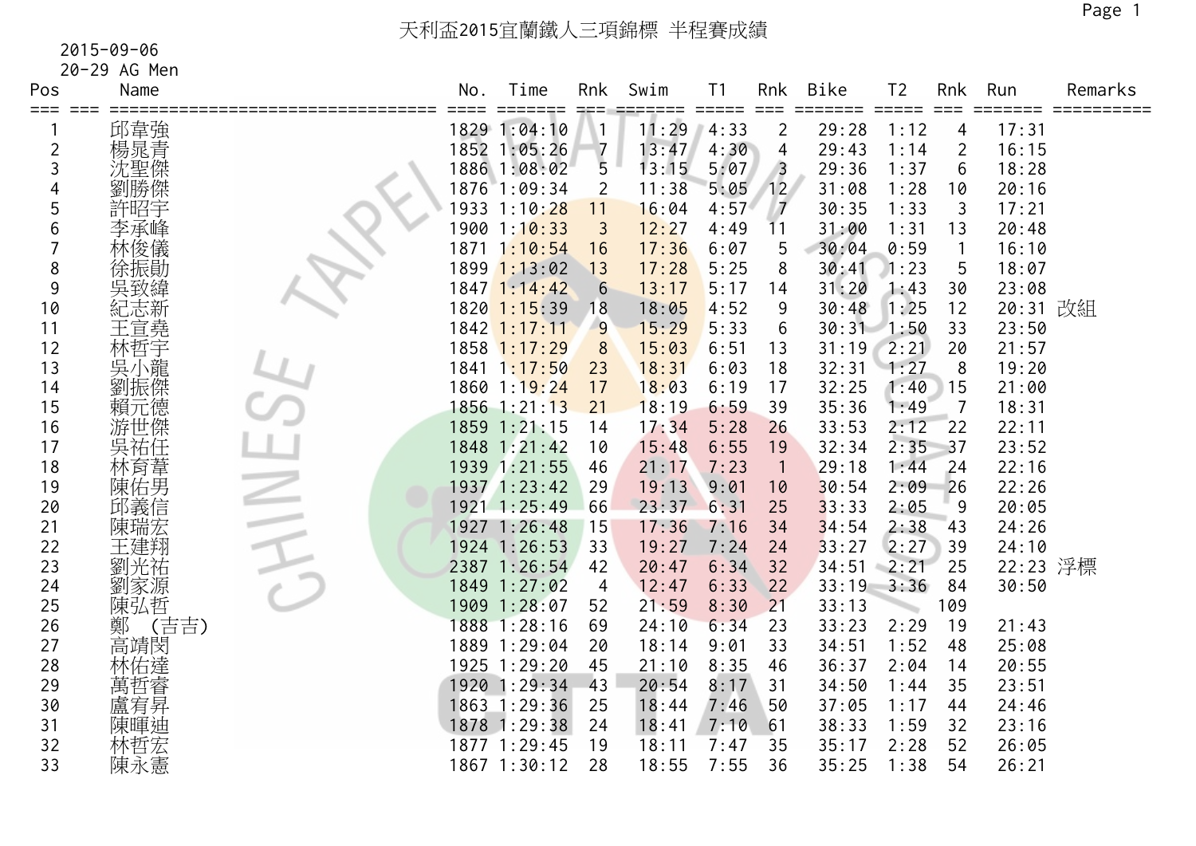# 天利盃2015宜蘭鐵人三項錦標 半程賽成績

2015-09-06

20-29 AG Men

| Pos | Name | No. | Time | Rnk | Swim | T1 | Rnk | Bike | T2 | Rnk | Run | Remarks |
|---|---|---|---|---|---|---|---|---|---|---|---|---|
| 1 | 邱韋強 | 1829 | 1:04:10 | 1 | 11:29 | 4:33 | 2 | 29:28 | 1:12 | 4 | 17:31 | |
| 2 | 楊晁青 | 1852 | 1:05:26 | 7 | 13:47 | 4:30 | 4 | 29:43 | 1:14 | 2 | 16:15 | |
| 3 | 沈聖傑 | 1886 | 1:08:02 | 5 | 13:15 | 5:07 | 3 | 29:36 | 1:37 | 6 | 18:28 | |
| 4 | 劉勝傑 | 1876 | 1:09:34 | 2 | 11:38 | 5:05 | 12 | 31:08 | 1:28 | 10 | 20:16 | |
| 5 | 許昭宇 | 1933 | 1:10:28 | 11 | 16:04 | 4:57 | 7 | 30:35 | 1:33 | 3 | 17:21 | |
| 6 | 李承峰 | 1900 | 1:10:33 | 3 | 12:27 | 4:49 | 11 | 31:00 | 1:31 | 13 | 20:48 | |
| 7 | 林俊儀 | 1871 | 1:10:54 | 16 | 17:36 | 6:07 | 5 | 30:04 | 0:59 | 1 | 16:10 | |
| 8 | 徐振勛 | 1899 | 1:13:02 | 13 | 17:28 | 5:25 | 8 | 30:41 | 1:23 | 5 | 18:07 | |
| 9 | 吳致緯 | 1847 | 1:14:42 | 6 | 13:17 | 5:17 | 14 | 31:20 | 1:43 | 30 | 23:08 | |
| 10 | 紀志新 | 1820 | 1:15:39 | 18 | 18:05 | 4:52 | 9 | 30:48 | 1:25 | 12 | 20:31 | 改組 |
| 11 | 王宣堯 | 1842 | 1:17:11 | 9 | 15:29 | 5:33 | 6 | 30:31 | 1:50 | 33 | 23:50 | |
| 12 | 林哲宇 | 1858 | 1:17:29 | 8 | 15:03 | 6:51 | 13 | 31:19 | 2:21 | 20 | 21:57 | |
| 13 | 吳小龍 | 1841 | 1:17:50 | 23 | 18:31 | 6:03 | 18 | 32:31 | 1:27 | 8 | 19:20 | |
| 14 | 劉振傑 | 1860 | 1:19:24 | 17 | 18:03 | 6:19 | 17 | 32:25 | 1:40 | 15 | 21:00 | |
| 15 | 賴元德 | 1856 | 1:21:13 | 21 | 18:19 | 6:59 | 39 | 35:36 | 1:49 | 7 | 18:31 | |
| 16 | 游世傑 | 1859 | 1:21:15 | 14 | 17:34 | 5:28 | 26 | 33:53 | 2:12 | 22 | 22:11 | |
| 17 | 吳祐任 | 1848 | 1:21:42 | 10 | 15:48 | 6:55 | 19 | 32:34 | 2:35 | 37 | 23:52 | |
| 18 | 林育葦 | 1939 | 1:21:55 | 46 | 21:17 | 7:23 | 1 | 29:18 | 1:44 | 24 | 22:16 | |
| 19 | 陳佑男 | 1937 | 1:23:42 | 29 | 19:13 | 9:01 | 10 | 30:54 | 2:09 | 26 | 22:26 | |
| 20 | 邱義信 | 1921 | 1:25:49 | 66 | 23:37 | 6:31 | 25 | 33:33 | 2:05 | 9 | 20:05 | |
| 21 | 陳瑞宏 | 1927 | 1:26:48 | 15 | 17:36 | 7:16 | 34 | 34:54 | 2:38 | 43 | 24:26 | |
| 22 | 王建翔 | 1924 | 1:26:53 | 33 | 19:27 | 7:24 | 24 | 33:27 | 2:27 | 39 | 24:10 | |
| 23 | 劉光祐 | 2387 | 1:26:54 | 42 | 20:47 | 6:34 | 32 | 34:51 | 2:21 | 25 | 22:23 | 浮標 |
| 24 | 劉家源 | 1849 | 1:27:02 | 4 | 12:47 | 6:33 | 22 | 33:19 | 3:36 | 84 | 30:50 | |
| 25 | 陳弘哲 | 1909 | 1:28:07 | 52 | 21:59 | 8:30 | 21 | 33:13 | | 109 | | |
| 26 | 鄭 (吉吉) | 1888 | 1:28:16 | 69 | 24:10 | 6:34 | 23 | 33:23 | 2:29 | 19 | 21:43 | |
| 27 | 高靖閔 | 1889 | 1:29:04 | 20 | 18:14 | 9:01 | 33 | 34:51 | 1:52 | 48 | 25:08 | |
| 28 | 林佑達 | 1925 | 1:29:20 | 45 | 21:10 | 8:35 | 46 | 36:37 | 2:04 | 14 | 20:55 | |
| 29 | 萬哲睿 | 1920 | 1:29:34 | 43 | 20:54 | 8:17 | 31 | 34:50 | 1:44 | 35 | 23:51 | |
| 30 | 盧宥昇 | 1863 | 1:29:36 | 25 | 18:44 | 7:46 | 50 | 37:05 | 1:17 | 44 | 24:46 | |
| 31 | 陳暉迪 | 1878 | 1:29:38 | 24 | 18:41 | 7:10 | 61 | 38:33 | 1:59 | 32 | 23:16 | |
| 32 | 林哲宏 | 1877 | 1:29:45 | 19 | 18:11 | 7:47 | 35 | 35:17 | 2:28 | 52 | 26:05 | |
| 33 | 陳永憲 | 1867 | 1:30:12 | 28 | 18:55 | 7:55 | 36 | 35:25 | 1:38 | 54 | 26:21 | |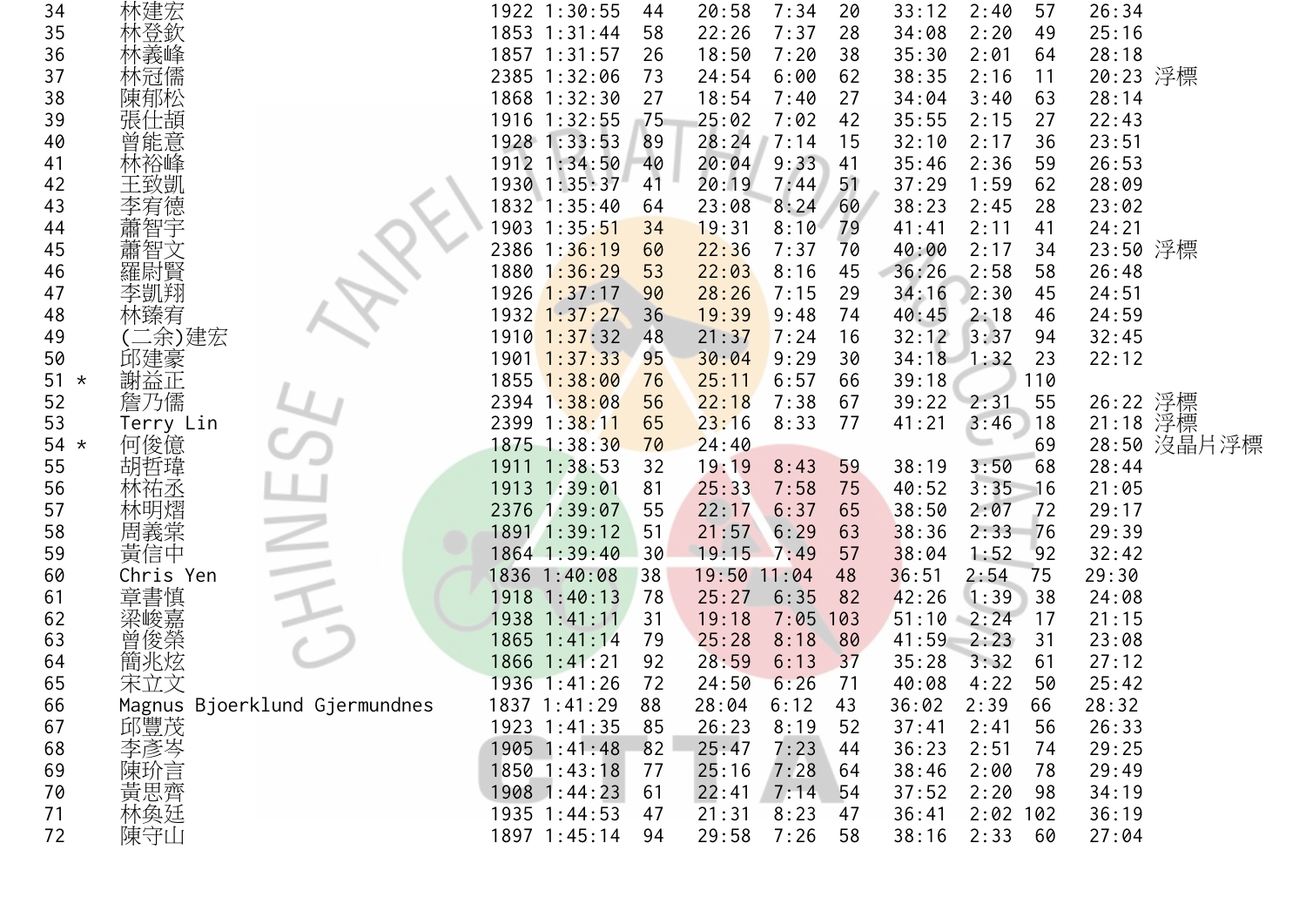| | | | | | | | | | | | | | |
|---|---|---|---|---|---|---|---|---|---|---|---|---|---|
| 34 | | 林建宏 | 1922 | 1:30:55 | 44 | 20:58 | 7:34 | 20 | 33:12 | 2:40 | 57 | 26:34 | |
| 35 | | 林登欽 | 1853 | 1:31:44 | 58 | 22:26 | 7:37 | 28 | 34:08 | 2:20 | 49 | 25:16 | |
| 36 | | 林義峰 | 1857 | 1:31:57 | 26 | 18:50 | 7:20 | 38 | 35:30 | 2:01 | 64 | 28:18 | |
| 37 | | 林冠儒 | 2385 | 1:32:06 | 73 | 24:54 | 6:00 | 62 | 38:35 | 2:16 | 11 | 20:23 | 浮標 |
| 38 | | 陳郁松 | 1868 | 1:32:30 | 27 | 18:54 | 7:40 | 27 | 34:04 | 3:40 | 63 | 28:14 | |
| 39 | | 張仕頡 | 1916 | 1:32:55 | 75 | 25:02 | 7:02 | 42 | 35:55 | 2:15 | 27 | 22:43 | |
| 40 | | 曾能意 | 1928 | 1:33:53 | 89 | 28:24 | 7:14 | 15 | 32:10 | 2:17 | 36 | 23:51 | |
| 41 | | 林裕峰 | 1912 | 1:34:50 | 40 | 20:04 | 9:33 | 41 | 35:46 | 2:36 | 59 | 26:53 | |
| 42 | | 王致凱 | 1930 | 1:35:37 | 41 | 20:19 | 7:44 | 51 | 37:29 | 1:59 | 62 | 28:09 | |
| 43 | | 李宥德 | 1832 | 1:35:40 | 64 | 23:08 | 8:24 | 60 | 38:23 | 2:45 | 28 | 23:02 | |
| 44 | | 蕭智宇 | 1903 | 1:35:51 | 34 | 19:31 | 8:10 | 79 | 41:41 | 2:11 | 41 | 24:21 | |
| 45 | | 蕭智文 | 2386 | 1:36:19 | 60 | 22:36 | 7:37 | 70 | 40:00 | 2:17 | 34 | 23:50 | 浮標 |
| 46 | | 羅尉賢 | 1880 | 1:36:29 | 53 | 22:03 | 8:16 | 45 | 36:26 | 2:58 | 58 | 26:48 | |
| 47 | | 李凱翔 | 1926 | 1:37:17 | 90 | 28:26 | 7:15 | 29 | 34:16 | 2:30 | 45 | 24:51 | |
| 48 | | 林臻宥 | 1932 | 1:37:27 | 36 | 19:39 | 9:48 | 74 | 40:45 | 2:18 | 46 | 24:59 | |
| 49 | | (二余)建宏 | 1910 | 1:37:32 | 48 | 21:37 | 7:24 | 16 | 32:12 | 3:37 | 94 | 32:45 | |
| 50 | | 邱建豪 | 1901 | 1:37:33 | 95 | 30:04 | 9:29 | 30 | 34:18 | 1:32 | 23 | 22:12 | |
| 51 | * | 謝益正 | 1855 | 1:38:00 | 76 | 25:11 | 6:57 | 66 | 39:18 | | 110 | | |
| 52 | | 詹乃儒 | 2394 | 1:38:08 | 56 | 22:18 | 7:38 | 67 | 39:22 | 2:31 | 55 | 26:22 | 浮標 |
| 53 | | Terry Lin | 2399 | 1:38:11 | 65 | 23:16 | 8:33 | 77 | 41:21 | 3:46 | 18 | 21:18 | 浮標 |
| 54 | * | 何俊億 | 1875 | 1:38:30 | 70 | 24:40 | | | | | 69 | 28:50 | 沒晶片浮標 |
| 55 | | 胡哲瑋 | 1911 | 1:38:53 | 32 | 19:19 | 8:43 | 59 | 38:19 | 3:50 | 68 | 28:44 | |
| 56 | | 林祐丞 | 1913 | 1:39:01 | 81 | 25:33 | 7:58 | 75 | 40:52 | 3:35 | 16 | 21:05 | |
| 57 | | 林明熠 | 2376 | 1:39:07 | 55 | 22:17 | 6:37 | 65 | 38:50 | 2:07 | 72 | 29:17 | |
| 58 | | 周義棠 | 1891 | 1:39:12 | 51 | 21:57 | 6:29 | 63 | 38:36 | 2:33 | 76 | 29:39 | |
| 59 | | 黃信中 | 1864 | 1:39:40 | 30 | 19:15 | 7:49 | 57 | 38:04 | 1:52 | 92 | 32:42 | |
| 60 | | Chris Yen | 1836 | 1:40:08 | 38 | 19:50 | 11:04 | 48 | 36:51 | 2:54 | 75 | 29:30 | |
| 61 | | 章書慎 | 1918 | 1:40:13 | 78 | 25:27 | 6:35 | 82 | 42:26 | 1:39 | 38 | 24:08 | |
| 62 | | 梁峻嘉 | 1938 | 1:41:11 | 31 | 19:18 | 7:05 | 103 | 51:10 | 2:24 | 17 | 21:15 | |
| 63 | | 曾俊榮 | 1865 | 1:41:14 | 79 | 25:28 | 8:18 | 80 | 41:59 | 2:23 | 31 | 23:08 | |
| 64 | | 簡兆炫 | 1866 | 1:41:21 | 92 | 28:59 | 6:13 | 37 | 35:28 | 3:32 | 61 | 27:12 | |
| 65 | | 宋立文 | 1936 | 1:41:26 | 72 | 24:50 | 6:26 | 71 | 40:08 | 4:22 | 50 | 25:42 | |
| 66 | | Magnus Bjoerklund Gjermundnes | 1837 | 1:41:29 | 88 | 28:04 | 6:12 | 43 | 36:02 | 2:39 | 66 | 28:32 | |
| 67 | | 邱豐茂 | 1923 | 1:41:35 | 85 | 26:23 | 8:19 | 52 | 37:41 | 2:41 | 56 | 26:33 | |
| 68 | | 李彥岑 | 1905 | 1:41:48 | 82 | 25:47 | 7:23 | 44 | 36:23 | 2:51 | 74 | 29:25 | |
| 69 | | 陳玠言 | 1850 | 1:43:18 | 77 | 25:16 | 7:28 | 64 | 38:46 | 2:00 | 78 | 29:49 | |
| 70 | | 黃思齊 | 1908 | 1:44:23 | 61 | 22:41 | 7:14 | 54 | 37:52 | 2:20 | 98 | 34:19 | |
| 71 | | 林奐廷 | 1935 | 1:44:53 | 47 | 21:31 | 8:23 | 47 | 36:41 | 2:02 | 102 | 36:19 | |
| 72 | | 陳守山 | 1897 | 1:45:14 | 94 | 29:58 | 7:26 | 58 | 38:16 | 2:33 | 60 | 27:04 | |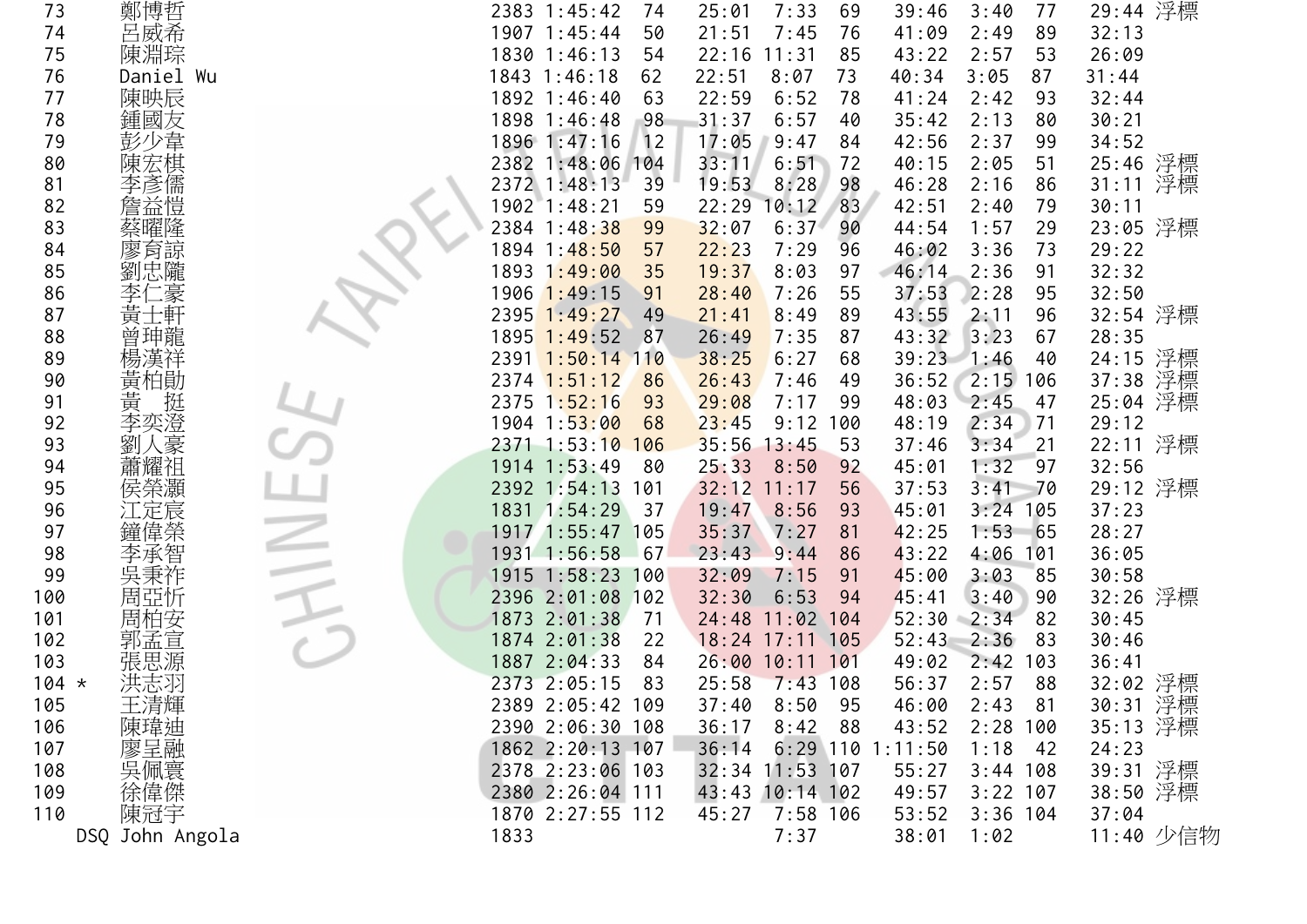| | | | | | | | | | | | | |
|---|---|---|---|---|---|---|---|---|---|---|---|---|
| 73 | 鄭博哲 | 2383 | 1:45:42 | 74 | 25:01 | 7:33 | 69 | 39:46 | 3:40 | 77 | 29:44 | 浮標 |
| 74 | 呂威希 | 1907 | 1:45:44 | 50 | 21:51 | 7:45 | 76 | 41:09 | 2:49 | 89 | 32:13 | |
| 75 | 陳淵琮 | 1830 | 1:46:13 | 54 | 22:16 | 11:31 | 85 | 43:22 | 2:57 | 53 | 26:09 | |
| 76 | Daniel Wu | 1843 | 1:46:18 | 62 | 22:51 | 8:07 | 73 | 40:34 | 3:05 | 87 | 31:44 | |
| 77 | 陳映辰 | 1892 | 1:46:40 | 63 | 22:59 | 6:52 | 78 | 41:24 | 2:42 | 93 | 32:44 | |
| 78 | 鍾國友 | 1898 | 1:46:48 | 98 | 31:37 | 6:57 | 40 | 35:42 | 2:13 | 80 | 30:21 | |
| 79 | 彭少韋 | 1896 | 1:47:16 | 12 | 17:05 | 9:47 | 84 | 42:56 | 2:37 | 99 | 34:52 | |
| 80 | 陳宏棋 | 2382 | 1:48:06 | 104 | 33:11 | 6:51 | 72 | 40:15 | 2:05 | 51 | 25:46 | 浮標 |
| 81 | 李彥儒 | 2372 | 1:48:13 | 39 | 19:53 | 8:28 | 98 | 46:28 | 2:16 | 86 | 31:11 | 浮標 |
| 82 | 詹益愷 | 1902 | 1:48:21 | 59 | 22:29 | 10:12 | 83 | 42:51 | 2:40 | 79 | 30:11 | |
| 83 | 蔡曜隆 | 2384 | 1:48:38 | 99 | 32:07 | 6:37 | 90 | 44:54 | 1:57 | 29 | 23:05 | 浮標 |
| 84 | 廖育諒 | 1894 | 1:48:50 | 57 | 22:23 | 7:29 | 96 | 46:02 | 3:36 | 73 | 29:22 | |
| 85 | 劉忠隴 | 1893 | 1:49:00 | 35 | 19:37 | 8:03 | 97 | 46:14 | 2:36 | 91 | 32:32 | |
| 86 | 李仁豪 | 1906 | 1:49:15 | 91 | 28:40 | 7:26 | 55 | 37:53 | 2:28 | 95 | 32:50 | |
| 87 | 黃士軒 | 2395 | 1:49:27 | 49 | 21:41 | 8:49 | 89 | 43:55 | 2:11 | 96 | 32:54 | 浮標 |
| 88 | 曾珅龍 | 1895 | 1:49:52 | 87 | 26:49 | 7:35 | 87 | 43:32 | 3:23 | 67 | 28:35 | |
| 89 | 楊漢祥 | 2391 | 1:50:14 | 110 | 38:25 | 6:27 | 68 | 39:23 | 1:46 | 40 | 24:15 | 浮標 |
| 90 | 黃柏勛 | 2374 | 1:51:12 | 86 | 26:43 | 7:46 | 49 | 36:52 | 2:15 | 106 | 37:38 | 浮標 |
| 91 | 黃　挺 | 2375 | 1:52:16 | 93 | 29:08 | 7:17 | 99 | 48:03 | 2:45 | 47 | 25:04 | 浮標 |
| 92 | 李奕澄 | 1904 | 1:53:00 | 68 | 23:45 | 9:12 | 100 | 48:19 | 2:34 | 71 | 29:12 | |
| 93 | 劉人豪 | 2371 | 1:53:10 | 106 | 35:56 | 13:45 | 53 | 37:46 | 3:34 | 21 | 22:11 | 浮標 |
| 94 | 蕭耀祖 | 1914 | 1:53:49 | 80 | 25:33 | 8:50 | 92 | 45:01 | 1:32 | 97 | 32:56 | |
| 95 | 侯榮灝 | 2392 | 1:54:13 | 101 | 32:12 | 11:17 | 56 | 37:53 | 3:41 | 70 | 29:12 | 浮標 |
| 96 | 江定宸 | 1831 | 1:54:29 | 37 | 19:47 | 8:56 | 93 | 45:01 | 3:24 | 105 | 37:23 | |
| 97 | 鐘偉榮 | 1917 | 1:55:47 | 105 | 35:37 | 7:27 | 81 | 42:25 | 1:53 | 65 | 28:27 | |
| 98 | 李承智 | 1931 | 1:56:58 | 67 | 23:43 | 9:44 | 86 | 43:22 | 4:06 | 101 | 36:05 | |
| 99 | 吳秉祚 | 1915 | 1:58:23 | 100 | 32:09 | 7:15 | 91 | 45:00 | 3:03 | 85 | 30:58 | |
| 100 | 周亞忻 | 2396 | 2:01:08 | 102 | 32:30 | 6:53 | 94 | 45:41 | 3:40 | 90 | 32:26 | 浮標 |
| 101 | 周柏安 | 1873 | 2:01:38 | 71 | 24:48 | 11:02 | 104 | 52:30 | 2:34 | 82 | 30:45 | |
| 102 | 郭孟宣 | 1874 | 2:01:38 | 22 | 18:24 | 17:11 | 105 | 52:43 | 2:36 | 83 | 30:46 | |
| 103 | 張思源 | 1887 | 2:04:33 | 84 | 26:00 | 10:11 | 101 | 49:02 | 2:42 | 103 | 36:41 | |
| 104 * | 洪志羽 | 2373 | 2:05:15 | 83 | 25:58 | 7:43 | 108 | 56:37 | 2:57 | 88 | 32:02 | 浮標 |
| 105 | 王清輝 | 2389 | 2:05:42 | 109 | 37:40 | 8:50 | 95 | 46:00 | 2:43 | 81 | 30:31 | 浮標 |
| 106 | 陳瑋迪 | 2390 | 2:06:30 | 108 | 36:17 | 8:42 | 88 | 43:52 | 2:28 | 100 | 35:13 | 浮標 |
| 107 | 廖呈融 | 1862 | 2:20:13 | 107 | 36:14 | 6:29 | 110 | 1:11:50 | 1:18 | 42 | 24:23 | |
| 108 | 吳佩寰 | 2378 | 2:23:06 | 103 | 32:34 | 11:53 | 107 | 55:27 | 3:44 | 108 | 39:31 | 浮標 |
| 109 | 徐偉傑 | 2380 | 2:26:04 | 111 | 43:43 | 10:14 | 102 | 49:57 | 3:22 | 107 | 38:50 | 浮標 |
| 110 | 陳冠宇 | 1870 | 2:27:55 | 112 | 45:27 | 7:58 | 106 | 53:52 | 3:36 | 104 | 37:04 | |
| DSQ | John Angola | 1833 | | | | 7:37 | | 38:01 | 1:02 | | 11:40 | 少信物 |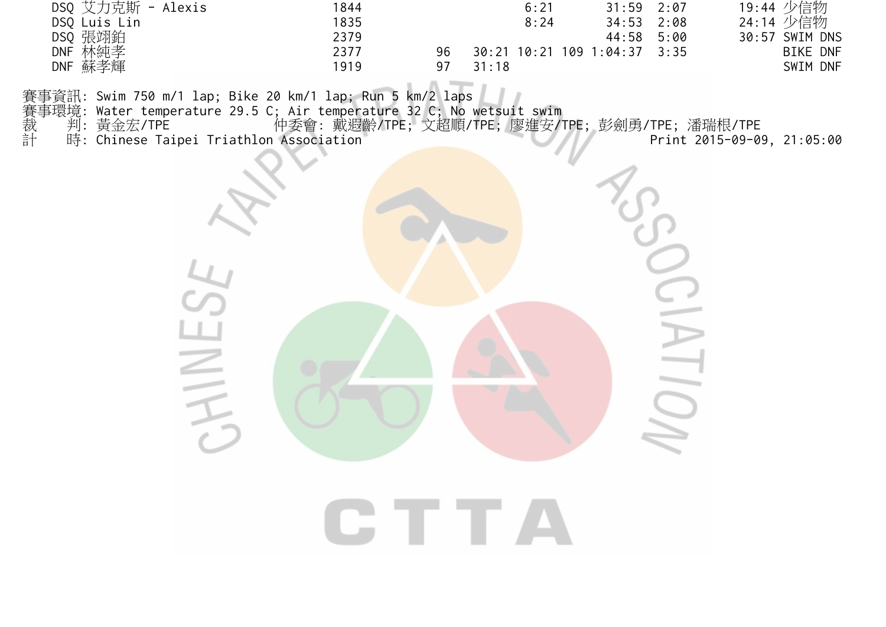| | | | | | | | | | | |
|---|---|---|---|---|---|---|---|---|---|---|
| DSQ | 艾力克斯 - Alexis | 1844 | | | 6:21 | | 31:59 | 2:07 | 19:44 | 少信物 |
| DSQ | Luis Lin | 1835 | | | 8:24 | | 34:53 | 2:08 | 24:14 | 少信物 |
| DSQ | 張翊鉑 | 2379 | | | | | 44:58 | 5:00 | 30:57 | SWIM DNS |
| DNF | 林純孝 | 2377 | 96 | 30:21 | 10:21 | 109 | 1:04:37 | 3:35 | | BIKE DNF |
| DNF | 蘇孝輝 | 1919 | 97 | 31:18 | | | | | | SWIM DNF |

賽事資訊: Swim 750 m/1 lap; Bike 20 km/1 lap; Run 5 km/2 laps
賽事環境: Water temperature 29.5 C; Air temperature 32 C; No wetsuit swim
裁　　判: 黃金宏/TPE　　仲委會: 戴遐齡/TPE; 文超順/TPE; 廖進安/TPE; 彭劍勇/TPE; 潘瑞根/TPE
計　　時: Chinese Taipei Triathlon Association　　Print 2015-09-09, 21:05:00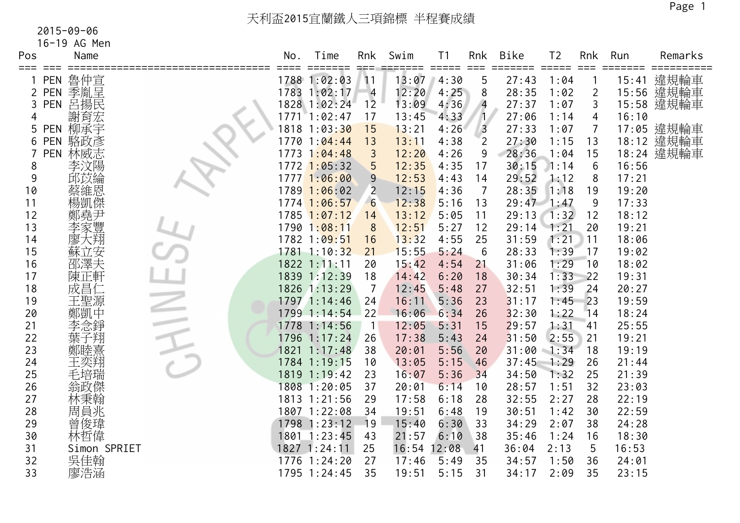# 天利盃2015宜蘭鐵人三項錦標 半程賽成績

2015-09-06

16-19 AG Men

| Pos | | Name | No. | Time | Rnk | Swim | T1 | Rnk | Bike | T2 | Rnk | Run | Remarks |
|---|---|---|---|---|---|---|---|---|---|---|---|---|---|
| 1 | PEN | 魯仲宣 | 1788 | 1:02:03 | 11 | 13:07 | 4:30 | 5 | 27:43 | 1:04 | 1 | 15:41 | 違規輪車 |
| 2 | PEN | 季胤呈 | 1783 | 1:02:17 | 4 | 12:20 | 4:25 | 8 | 28:35 | 1:02 | 2 | 15:56 | 違規輪車 |
| 3 | PEN | 呂揚民 | 1828 | 1:02:24 | 12 | 13:09 | 4:36 | 4 | 27:37 | 1:07 | 3 | 15:58 | 違規輪車 |
| 4 | | 謝育宏 | 1771 | 1:02:47 | 17 | 13:45 | 4:33 | 1 | 27:06 | 1:14 | 4 | 16:10 | |
| 5 | PEN | 柳承宇 | 1818 | 1:03:30 | 15 | 13:21 | 4:26 | 3 | 27:33 | 1:07 | 7 | 17:05 | 違規輪車 |
| 6 | PEN | 駱政彥 | 1770 | 1:04:44 | 13 | 13:11 | 4:38 | 2 | 27:30 | 1:15 | 13 | 18:12 | 違規輪車 |
| 7 | PEN | 林威志 | 1773 | 1:04:48 | 3 | 12:20 | 4:26 | 9 | 28:36 | 1:04 | 15 | 18:24 | 違規輪車 |
| 8 | | 李汶陽 | 1772 | 1:05:32 | 5 | 12:35 | 4:35 | 17 | 30:15 | 1:14 | 6 | 16:56 | |
| 9 | | 邱苡綸 | 1777 | 1:06:00 | 9 | 12:53 | 4:43 | 14 | 29:52 | 1:12 | 8 | 17:21 | |
| 10 | | 蔡維恩 | 1789 | 1:06:02 | 2 | 12:15 | 4:36 | 7 | 28:35 | 1:18 | 19 | 19:20 | |
| 11 | | 楊凱傑 | 1774 | 1:06:57 | 6 | 12:38 | 5:16 | 13 | 29:47 | 1:47 | 9 | 17:33 | |
| 12 | | 鄭堯尹 | 1785 | 1:07:12 | 14 | 13:12 | 5:05 | 11 | 29:13 | 1:32 | 12 | 18:12 | |
| 13 | | 李家豐 | 1790 | 1:08:11 | 8 | 12:51 | 5:27 | 12 | 29:14 | 1:21 | 20 | 19:21 | |
| 14 | | 廖大翔 | 1782 | 1:09:51 | 16 | 13:32 | 4:55 | 25 | 31:59 | 1:21 | 11 | 18:06 | |
| 15 | | 蘇立安 | 1781 | 1:10:32 | 21 | 15:55 | 5:24 | 6 | 28:33 | 1:39 | 17 | 19:02 | |
| 16 | | 邵澤夫 | 1822 | 1:11:11 | 20 | 15:42 | 4:54 | 21 | 31:06 | 1:29 | 10 | 18:02 | |
| 17 | | 陳正軒 | 1839 | 1:12:39 | 18 | 14:42 | 6:20 | 18 | 30:34 | 1:33 | 22 | 19:31 | |
| 18 | | 成昌仁 | 1826 | 1:13:29 | 7 | 12:45 | 5:48 | 27 | 32:51 | 1:39 | 24 | 20:27 | |
| 19 | | 王聖源 | 1797 | 1:14:46 | 24 | 16:11 | 5:36 | 23 | 31:17 | 1:45 | 23 | 19:59 | |
| 20 | | 鄭凱中 | 1799 | 1:14:54 | 22 | 16:06 | 6:34 | 26 | 32:30 | 1:22 | 14 | 18:24 | |
| 21 | | 李念錚 | 1778 | 1:14:56 | 1 | 12:05 | 5:31 | 15 | 29:57 | 1:31 | 41 | 25:55 | |
| 22 | | 葉子翔 | 1796 | 1:17:24 | 26 | 17:38 | 5:43 | 24 | 31:50 | 2:55 | 21 | 19:21 | |
| 23 | | 鄭睦熹 | 1821 | 1:17:48 | 38 | 20:01 | 5:56 | 20 | 31:00 | 1:34 | 18 | 19:19 | |
| 24 | | 王奕翔 | 1784 | 1:19:15 | 10 | 13:05 | 5:15 | 46 | 37:45 | 1:29 | 26 | 21:44 | |
| 25 | | 毛培瑞 | 1819 | 1:19:42 | 23 | 16:07 | 5:36 | 34 | 34:50 | 1:32 | 25 | 21:39 | |
| 26 | | 翁政傑 | 1808 | 1:20:05 | 37 | 20:01 | 6:14 | 10 | 28:57 | 1:51 | 32 | 23:03 | |
| 27 | | 林秉翰 | 1813 | 1:21:56 | 29 | 17:58 | 6:18 | 28 | 32:55 | 2:27 | 28 | 22:19 | |
| 28 | | 周員兆 | 1807 | 1:22:08 | 34 | 19:51 | 6:48 | 19 | 30:51 | 1:42 | 30 | 22:59 | |
| 29 | | 曾俊瑋 | 1798 | 1:23:12 | 19 | 15:40 | 6:30 | 33 | 34:29 | 2:07 | 38 | 24:28 | |
| 30 | | 林哲偉 | 1801 | 1:23:45 | 43 | 21:57 | 6:10 | 38 | 35:46 | 1:24 | 16 | 18:30 | |
| 31 | | Simon SPRIET | 1827 | 1:24:11 | 25 | 16:54 | 12:08 | 41 | 36:04 | 2:13 | 5 | 16:53 | |
| 32 | | 吳佳翰 | 1776 | 1:24:20 | 27 | 17:46 | 5:49 | 35 | 34:57 | 1:50 | 36 | 24:01 | |
| 33 | | 廖浩涵 | 1795 | 1:24:45 | 35 | 19:51 | 5:15 | 31 | 34:17 | 2:09 | 35 | 23:15 | |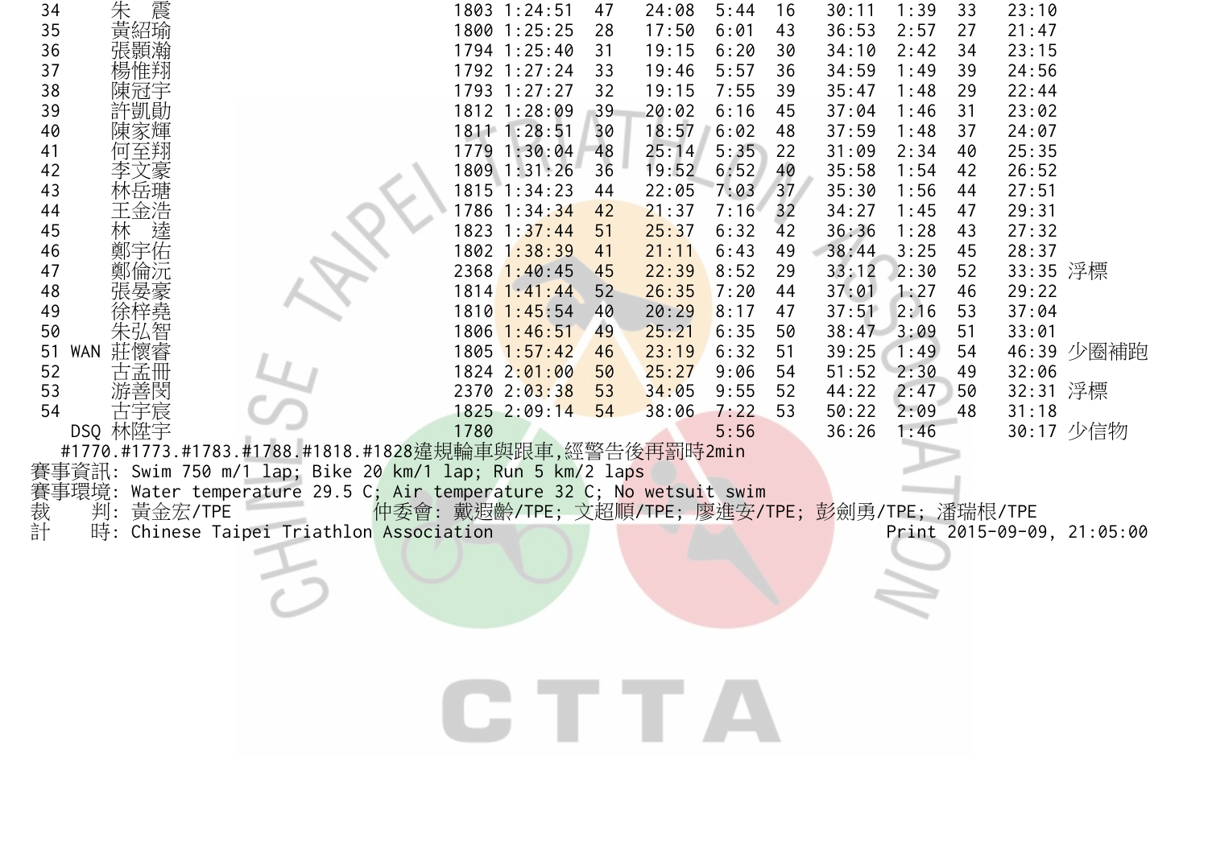| | | | | | | | | | | | | | | |
|---|---|---|---|---|---|---|---|---|---|---|---|---|---|---|
| 34 | | 朱　震 | 1803 | 1:24:51 | 47 | 24:08 | 5:44 | 16 | 30:11 | 1:39 | 33 | 23:10 | |
| 35 | | 黃紹瑜 | 1800 | 1:25:25 | 28 | 17:50 | 6:01 | 43 | 36:53 | 2:57 | 27 | 21:47 | |
| 36 | | 張顥瀚 | 1794 | 1:25:40 | 31 | 19:15 | 6:20 | 30 | 34:10 | 2:42 | 34 | 23:15 | |
| 37 | | 楊惟翔 | 1792 | 1:27:24 | 33 | 19:46 | 5:57 | 36 | 34:59 | 1:49 | 39 | 24:56 | |
| 38 | | 陳冠宇 | 1793 | 1:27:27 | 32 | 19:15 | 7:55 | 39 | 35:47 | 1:48 | 29 | 22:44 | |
| 39 | | 許凱勛 | 1812 | 1:28:09 | 39 | 20:02 | 6:16 | 45 | 37:04 | 1:46 | 31 | 23:02 | |
| 40 | | 陳家輝 | 1811 | 1:28:51 | 30 | 18:57 | 6:02 | 48 | 37:59 | 1:48 | 37 | 24:07 | |
| 41 | | 何至翔 | 1779 | 1:30:04 | 48 | 25:14 | 5:35 | 22 | 31:09 | 2:34 | 40 | 25:35 | |
| 42 | | 李文豪 | 1809 | 1:31:26 | 36 | 19:52 | 6:52 | 40 | 35:58 | 1:54 | 42 | 26:52 | |
| 43 | | 林岳瑭 | 1815 | 1:34:23 | 44 | 22:05 | 7:03 | 37 | 35:30 | 1:56 | 44 | 27:51 | |
| 44 | | 王金浩 | 1786 | 1:34:34 | 42 | 21:37 | 7:16 | 32 | 34:27 | 1:45 | 47 | 29:31 | |
| 45 | | 林　逵 | 1823 | 1:37:44 | 51 | 25:37 | 6:32 | 42 | 36:36 | 1:28 | 43 | 27:32 | |
| 46 | | 鄭宇佑 | 1802 | 1:38:39 | 41 | 21:11 | 6:43 | 49 | 38:44 | 3:25 | 45 | 28:37 | |
| 47 | | 鄭倫沅 | 2368 | 1:40:45 | 45 | 22:39 | 8:52 | 29 | 33:12 | 2:30 | 52 | 33:35 | 浮標 |
| 48 | | 張晏豪 | 1814 | 1:41:44 | 52 | 26:35 | 7:20 | 44 | 37:01 | 1:27 | 46 | 29:22 | |
| 49 | | 徐梓堯 | 1810 | 1:45:54 | 40 | 20:29 | 8:17 | 47 | 37:51 | 2:16 | 53 | 37:04 | |
| 50 | | 朱弘智 | 1806 | 1:46:51 | 49 | 25:21 | 6:35 | 50 | 38:47 | 3:09 | 51 | 33:01 | |
| 51 | WAN | 莊懷睿 | 1805 | 1:57:42 | 46 | 23:19 | 6:32 | 51 | 39:25 | 1:49 | 54 | 46:39 | 少圈補跑 |
| 52 | | 古孟冊 | 1824 | 2:01:00 | 50 | 25:27 | 9:06 | 54 | 51:52 | 2:30 | 49 | 32:06 | |
| 53 | | 游善閔 | 2370 | 2:03:38 | 53 | 34:05 | 9:55 | 52 | 44:22 | 2:47 | 50 | 32:31 | 浮標 |
| 54 | | 古宇宸 | 1825 | 2:09:14 | 54 | 38:06 | 7:22 | 53 | 50:22 | 2:09 | 48 | 31:18 | |
| | DSQ | 林陞宇 | 1780 | | | | 5:56 | | 36:26 | 1:46 | | 30:17 | 少信物 |

#1770.#1773.#1783.#1788.#1818.#1828違規輪車與跟車,經警告後再罰時2min

賽事資訊: Swim 750 m/1 lap; Bike 20 km/1 lap; Run 5 km/2 laps

賽事環境: Water temperature 29.5 C; Air temperature 32 C; No wetsuit swim

裁　判: 黃金宏/TPE　　仲委會: 戴遐齡/TPE; 文超順/TPE; 廖進安/TPE; 彭劍勇/TPE; 潘瑞根/TPE

計　時: Chinese Taipei Triathlon Association　　Print 2015-09-09, 21:05:00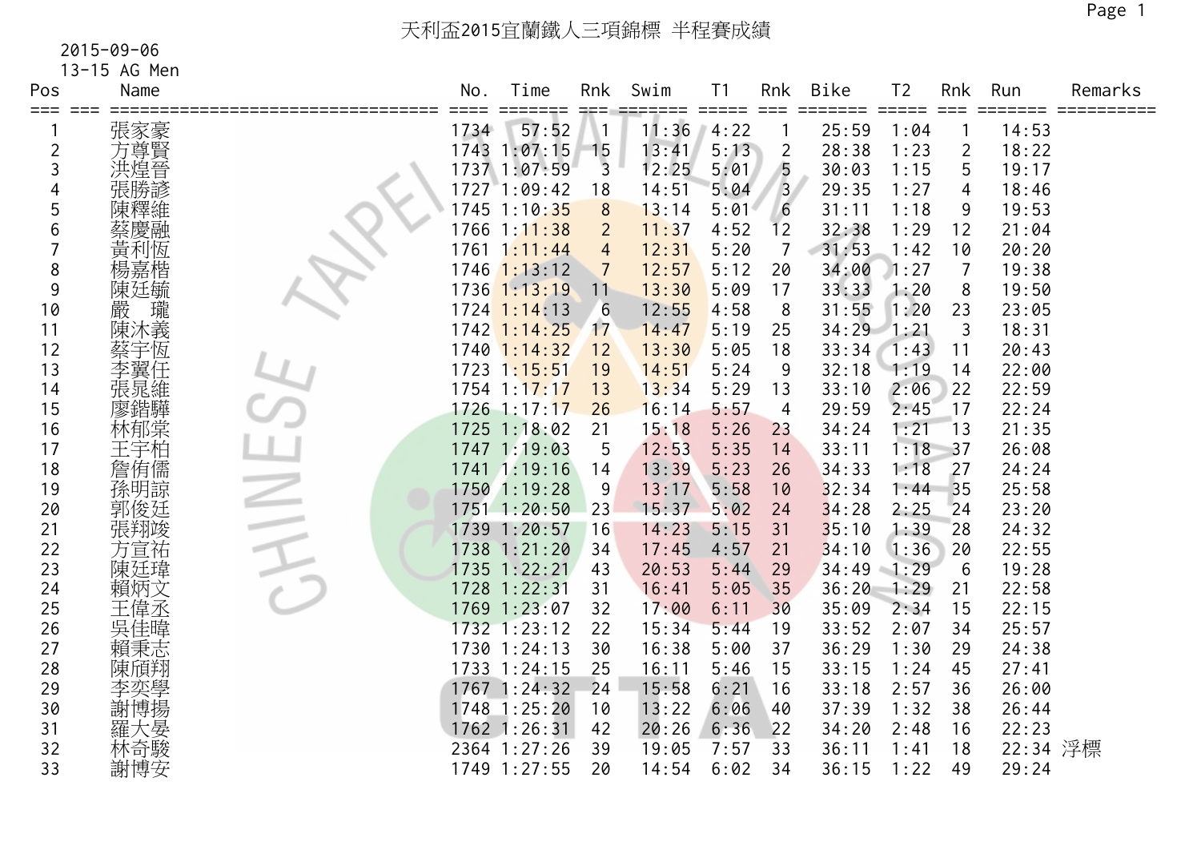# 天利盃2015宜蘭鐵人三項錦標 半程賽成績

2015-09-06

13-15 AG Men

| Pos | Name | No. | Time | Rnk | Swim | T1 | Rnk | Bike | T2 | Rnk | Run | Remarks |
|---|---|---|---|---|---|---|---|---|---|---|---|---|
| 1 | 張家豪 | 1734 | 57:52 | 1 | 11:36 | 4:22 | 1 | 25:59 | 1:04 | 1 | 14:53 | |
| 2 | 方尊賢 | 1743 | 1:07:15 | 15 | 13:41 | 5:13 | 2 | 28:38 | 1:23 | 2 | 18:22 | |
| 3 | 洪煌晉 | 1737 | 1:07:59 | 3 | 12:25 | 5:01 | 5 | 30:03 | 1:15 | 5 | 19:17 | |
| 4 | 張勝諺 | 1727 | 1:09:42 | 18 | 14:51 | 5:04 | 3 | 29:35 | 1:27 | 4 | 18:46 | |
| 5 | 陳釋維 | 1745 | 1:10:35 | 8 | 13:14 | 5:01 | 6 | 31:11 | 1:18 | 9 | 19:53 | |
| 6 | 蔡慶融 | 1766 | 1:11:38 | 2 | 11:37 | 4:52 | 12 | 32:38 | 1:29 | 12 | 21:04 | |
| 7 | 黃利恆 | 1761 | 1:11:44 | 4 | 12:31 | 5:20 | 7 | 31:53 | 1:42 | 10 | 20:20 | |
| 8 | 楊嘉楷 | 1746 | 1:13:12 | 7 | 12:57 | 5:12 | 20 | 34:00 | 1:27 | 7 | 19:38 | |
| 9 | 陳廷毓 | 1736 | 1:13:19 | 11 | 13:30 | 5:09 | 17 | 33:33 | 1:20 | 8 | 19:50 | |
| 10 | 嚴　瓏 | 1724 | 1:14:13 | 6 | 12:55 | 4:58 | 8 | 31:55 | 1:20 | 23 | 23:05 | |
| 11 | 陳沐義 | 1742 | 1:14:25 | 17 | 14:47 | 5:19 | 25 | 34:29 | 1:21 | 3 | 18:31 | |
| 12 | 蔡宇恆 | 1740 | 1:14:32 | 12 | 13:30 | 5:05 | 18 | 33:34 | 1:43 | 11 | 20:43 | |
| 13 | 李翼任 | 1723 | 1:15:51 | 19 | 14:51 | 5:24 | 9 | 32:18 | 1:19 | 14 | 22:00 | |
| 14 | 張晁維 | 1754 | 1:17:17 | 13 | 13:34 | 5:29 | 13 | 33:10 | 2:06 | 22 | 22:59 | |
| 15 | 廖鍇驊 | 1726 | 1:17:17 | 26 | 16:14 | 5:57 | 4 | 29:59 | 2:45 | 17 | 22:24 | |
| 16 | 林郁棠 | 1725 | 1:18:02 | 21 | 15:18 | 5:26 | 23 | 34:24 | 1:21 | 13 | 21:35 | |
| 17 | 王宇柏 | 1747 | 1:19:03 | 5 | 12:53 | 5:35 | 14 | 33:11 | 1:18 | 37 | 26:08 | |
| 18 | 詹侑儒 | 1741 | 1:19:16 | 14 | 13:39 | 5:23 | 26 | 34:33 | 1:18 | 27 | 24:24 | |
| 19 | 孫明諒 | 1750 | 1:19:28 | 9 | 13:17 | 5:58 | 10 | 32:34 | 1:44 | 35 | 25:58 | |
| 20 | 郭俊廷 | 1751 | 1:20:50 | 23 | 15:37 | 5:02 | 24 | 34:28 | 2:25 | 24 | 23:20 | |
| 21 | 張翔竣 | 1739 | 1:20:57 | 16 | 14:23 | 5:15 | 31 | 35:10 | 1:39 | 28 | 24:32 | |
| 22 | 方宣祐 | 1738 | 1:21:20 | 34 | 17:45 | 4:57 | 21 | 34:10 | 1:36 | 20 | 22:55 | |
| 23 | 陳廷瑋 | 1735 | 1:22:21 | 43 | 20:53 | 5:44 | 29 | 34:49 | 1:29 | 6 | 19:28 | |
| 24 | 賴炳文 | 1728 | 1:22:31 | 31 | 16:41 | 5:05 | 35 | 36:20 | 1:29 | 21 | 22:58 | |
| 25 | 王偉丞 | 1769 | 1:23:07 | 32 | 17:00 | 6:11 | 30 | 35:09 | 2:34 | 15 | 22:15 | |
| 26 | 吳佳暐 | 1732 | 1:23:12 | 22 | 15:34 | 5:44 | 19 | 33:52 | 2:07 | 34 | 25:57 | |
| 27 | 賴秉志 | 1730 | 1:24:13 | 30 | 16:38 | 5:00 | 37 | 36:29 | 1:30 | 29 | 24:38 | |
| 28 | 陳頎翔 | 1733 | 1:24:15 | 25 | 16:11 | 5:46 | 15 | 33:15 | 1:24 | 45 | 27:41 | |
| 29 | 李奕學 | 1767 | 1:24:32 | 24 | 15:58 | 6:21 | 16 | 33:18 | 2:57 | 36 | 26:00 | |
| 30 | 謝博揚 | 1748 | 1:25:20 | 10 | 13:22 | 6:06 | 40 | 37:39 | 1:32 | 38 | 26:44 | |
| 31 | 羅大晏 | 1762 | 1:26:31 | 42 | 20:26 | 6:36 | 22 | 34:20 | 2:48 | 16 | 22:23 | |
| 32 | 林奇駿 | 2364 | 1:27:26 | 39 | 19:05 | 7:57 | 33 | 36:11 | 1:41 | 18 | 22:34 | 浮標 |
| 33 | 謝博安 | 1749 | 1:27:55 | 20 | 14:54 | 6:02 | 34 | 36:15 | 1:22 | 49 | 29:24 | |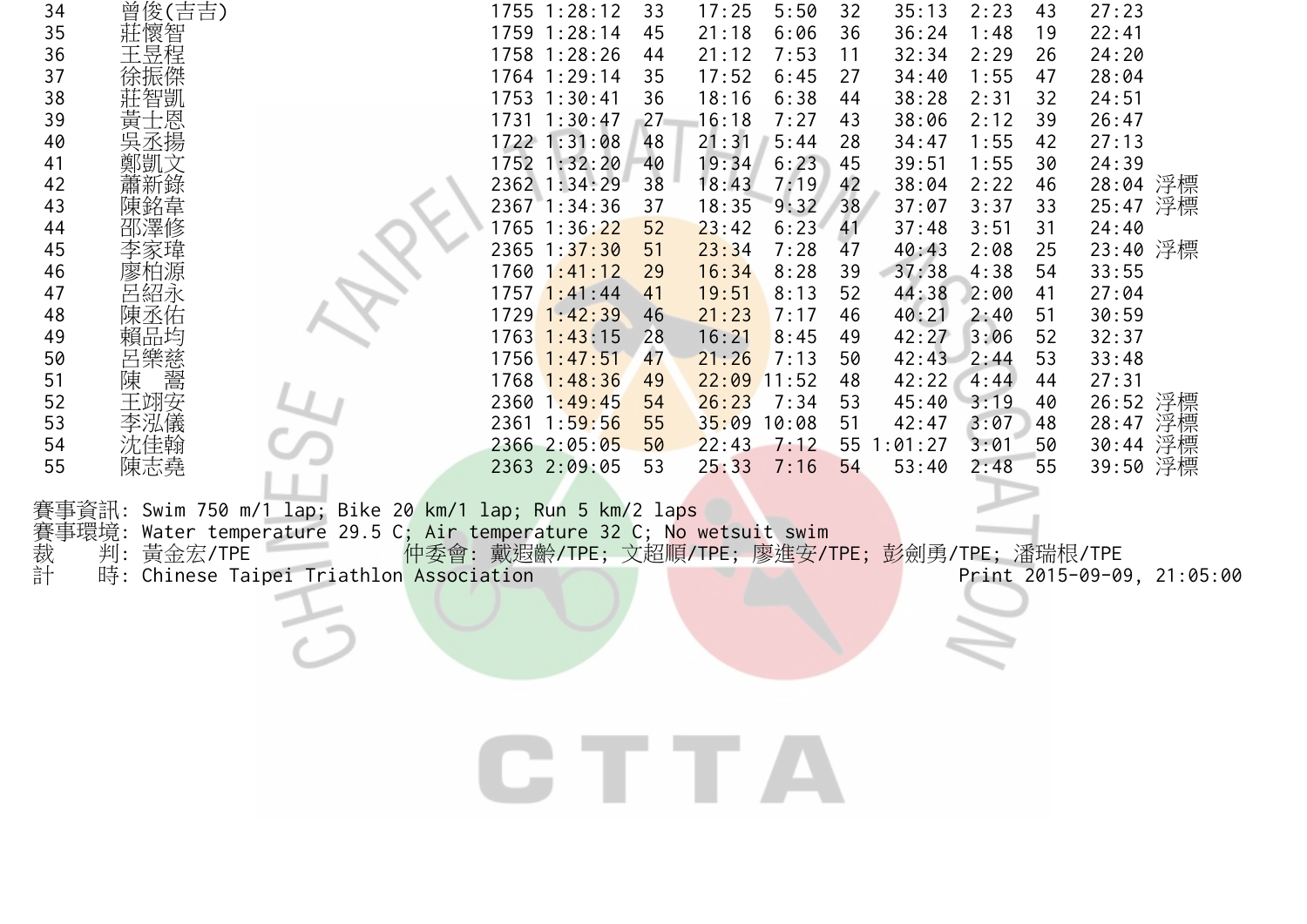| 34 | 曾俊(吉吉) | 1755 | 1:28:12 | 33 | 17:25 | 5:50 | 32 | 35:13 | 2:23 | 43 | 27:23 | |
|---|---|---|---|---|---|---|---|---|---|---|---|---|
| 35 | 莊懷智 | 1759 | 1:28:14 | 45 | 21:18 | 6:06 | 36 | 36:24 | 1:48 | 19 | 22:41 | |
| 36 | 王昱程 | 1758 | 1:28:26 | 44 | 21:12 | 7:53 | 11 | 32:34 | 2:29 | 26 | 24:20 | |
| 37 | 徐振傑 | 1764 | 1:29:14 | 35 | 17:52 | 6:45 | 27 | 34:40 | 1:55 | 47 | 28:04 | |
| 38 | 莊智凱 | 1753 | 1:30:41 | 36 | 18:16 | 6:38 | 44 | 38:28 | 2:31 | 32 | 24:51 | |
| 39 | 黃士恩 | 1731 | 1:30:47 | 27 | 16:18 | 7:27 | 43 | 38:06 | 2:12 | 39 | 26:47 | |
| 40 | 吳丞揚 | 1722 | 1:31:08 | 48 | 21:31 | 5:44 | 28 | 34:47 | 1:55 | 42 | 27:13 | |
| 41 | 鄭凱文 | 1752 | 1:32:20 | 40 | 19:34 | 6:23 | 45 | 39:51 | 1:55 | 30 | 24:39 | |
| 42 | 蕭新錄 | 2362 | 1:34:29 | 38 | 18:43 | 7:19 | 42 | 38:04 | 2:22 | 46 | 28:04 | 浮標 |
| 43 | 陳銘韋 | 2367 | 1:34:36 | 37 | 18:35 | 9:32 | 38 | 37:07 | 3:37 | 33 | 25:47 | 浮標 |
| 44 | 邵澤修 | 1765 | 1:36:22 | 52 | 23:42 | 6:23 | 41 | 37:48 | 3:51 | 31 | 24:40 | |
| 45 | 李家瑋 | 2365 | 1:37:30 | 51 | 23:34 | 7:28 | 47 | 40:43 | 2:08 | 25 | 23:40 | 浮標 |
| 46 | 廖柏源 | 1760 | 1:41:12 | 29 | 16:34 | 8:28 | 39 | 37:38 | 4:38 | 54 | 33:55 | |
| 47 | 呂紹永 | 1757 | 1:41:44 | 41 | 19:51 | 8:13 | 52 | 44:38 | 2:00 | 41 | 27:04 | |
| 48 | 陳丞佑 | 1729 | 1:42:39 | 46 | 21:23 | 7:17 | 46 | 40:21 | 2:40 | 51 | 30:59 | |
| 49 | 賴品均 | 1763 | 1:43:15 | 28 | 16:21 | 8:45 | 49 | 42:27 | 3:06 | 52 | 32:37 | |
| 50 | 呂樂慈 | 1756 | 1:47:51 | 47 | 21:26 | 7:13 | 50 | 42:43 | 2:44 | 53 | 33:48 | |
| 51 | 陳　翯 | 1768 | 1:48:36 | 49 | 22:09 | 11:52 | 48 | 42:22 | 4:44 | 44 | 27:31 | |
| 52 | 王翊安 | 2360 | 1:49:45 | 54 | 26:23 | 7:34 | 53 | 45:40 | 3:19 | 40 | 26:52 | 浮標 |
| 53 | 李泓儀 | 2361 | 1:59:56 | 55 | 35:09 | 10:08 | 51 | 42:47 | 3:07 | 48 | 28:47 | 浮標 |
| 54 | 沈佳翰 | 2366 | 2:05:05 | 50 | 22:43 | 7:12 | 55 | 1:01:27 | 3:01 | 50 | 30:44 | 浮標 |
| 55 | 陳志堯 | 2363 | 2:09:05 | 53 | 25:33 | 7:16 | 54 | 53:40 | 2:48 | 55 | 39:50 | 浮標 |

賽事資訊: Swim 750 m/1 lap; Bike 20 km/1 lap; Run 5 km/2 laps
賽事環境: Water temperature 29.5 C; Air temperature 32 C; No wetsuit swim
裁　　判: 黃金宏/TPE　　仲委會: 戴遐齡/TPE; 文超順/TPE; 廖進安/TPE; 彭劍勇/TPE; 潘瑞根/TPE
計　　時: Chinese Taipei Triathlon Association　　Print 2015-09-09, 21:05:00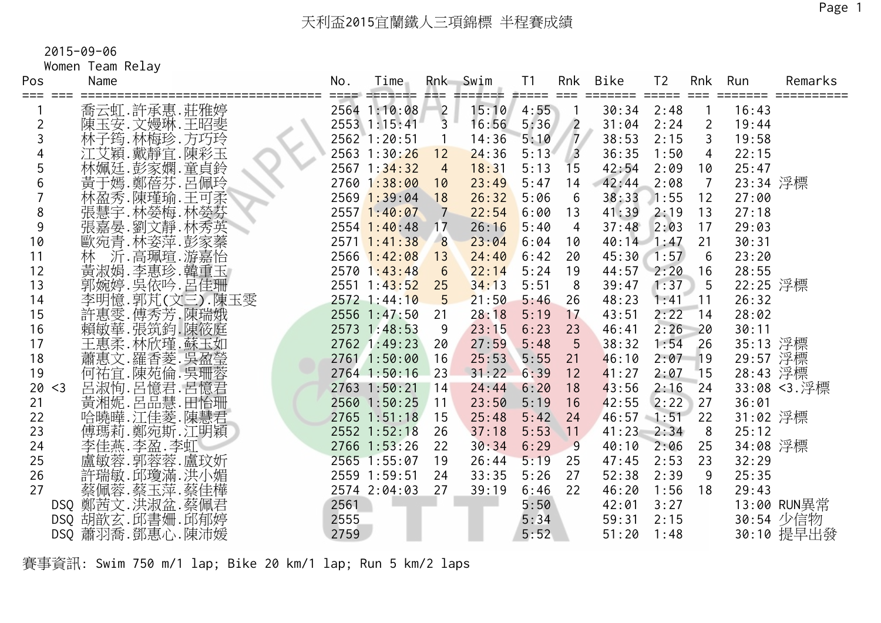# 天利盃2015宜蘭鐵人三項錦標 半程賽成績

2015-09-06

Women Team Relay

| Pos | | Name | No. | Time | Rnk | Swim | T1 | Rnk | Bike | T2 | Rnk | Run | Remarks |
|---|---|---|---|---|---|---|---|---|---|---|---|---|---|
| 1 | | 喬云虹.許承惠.莊雅婷 | 2564 | 1:10:08 | 2 | 15:10 | 4:55 | 1 | 30:34 | 2:48 | 1 | 16:43 | |
| 2 | | 陳玉安.文嫚琳.王昭斐 | 2553 | 1:15:41 | 3 | 16:56 | 5:36 | 2 | 31:04 | 2:24 | 2 | 19:44 | |
| 3 | | 林子筠.林梅珍.方巧玲 | 2562 | 1:20:51 | 1 | 14:36 | 5:10 | 7 | 38:53 | 2:15 | 3 | 19:58 | |
| 4 | | 江艾穎.戴靜宜.陳彩玉 | 2563 | 1:30:26 | 12 | 24:36 | 5:13 | 3 | 36:35 | 1:50 | 4 | 22:15 | |
| 5 | | 林姵廷.彭家嫻.童貞鈴 | 2567 | 1:34:32 | 4 | 18:31 | 5:13 | 15 | 42:54 | 2:09 | 10 | 25:47 | |
| 6 | | 黃于嫣.鄭蓓芬.呂佩玲 | 2760 | 1:38:00 | 10 | 23:49 | 5:47 | 14 | 42:44 | 2:08 | 7 | 23:34 | 浮標 |
| 7 | | 林盈秀.陳瑾瑜.王可柔 | 2569 | 1:39:04 | 18 | 26:32 | 5:06 | 6 | 38:33 | 1:55 | 12 | 27:00 | |
| 8 | | 張慧宇.林嫈梅.林嫈芬 | 2557 | 1:40:07 | 7 | 22:54 | 6:00 | 13 | 41:39 | 2:19 | 13 | 27:18 | |
| 9 | | 張嘉晏.劉文靜.林秀英 | 2554 | 1:40:48 | 17 | 26:16 | 5:40 | 4 | 37:48 | 2:03 | 17 | 29:03 | |
| 10 | | 歐宛青.林姿萍.彭家蓁 | 2571 | 1:41:38 | 8 | 23:04 | 6:04 | 10 | 40:14 | 1:47 | 21 | 30:31 | |
| 11 | | 林　沂.高珮瑄.游嘉怡 | 2566 | 1:42:08 | 13 | 24:40 | 6:42 | 20 | 45:30 | 1:57 | 6 | 23:20 | |
| 12 | | 黃淑娟.李惠珍.韓重玉 | 2570 | 1:43:48 | 6 | 22:14 | 5:24 | 19 | 44:57 | 2:20 | 16 | 28:55 | |
| 13 | | 郭婉婷.吳依吟.呂佳珊 | 2551 | 1:43:52 | 25 | 34:13 | 5:51 | 8 | 39:47 | 1:37 | 5 | 22:25 | 浮標 |
| 14 | | 李明憶.郭芃(文三).陳玉雯 | 2572 | 1:44:10 | 5 | 21:50 | 5:46 | 26 | 48:23 | 1:41 | 11 | 26:32 | |
| 15 | | 許惠雯.傅秀芳.陳瑞娥 | 2556 | 1:47:50 | 21 | 28:18 | 5:19 | 17 | 43:51 | 2:22 | 14 | 28:02 | |
| 16 | | 賴敏華.張筑鈞.陳筱庭 | 2573 | 1:48:53 | 9 | 23:15 | 6:23 | 23 | 46:41 | 2:26 | 20 | 30:11 | |
| 17 | | 王惠柔.林欣瑾.蘇玉如 | 2762 | 1:49:23 | 20 | 27:59 | 5:48 | 5 | 38:32 | 1:54 | 26 | 35:13 | 浮標 |
| 18 | | 蕭惠文.羅香菱.吳盈瑩 | 2761 | 1:50:00 | 16 | 25:53 | 5:55 | 21 | 46:10 | 2:07 | 19 | 29:57 | 浮標 |
| 19 | | 何祐宜.陳苑倫.吳珊蓉 | 2764 | 1:50:16 | 23 | 31:22 | 6:39 | 12 | 41:27 | 2:07 | 15 | 28:43 | 浮標 |
| 20 | <3 | 呂淑恂.呂憶君.呂憶君 | 2763 | 1:50:21 | 14 | 24:44 | 6:20 | 18 | 43:56 | 2:16 | 24 | 33:08 | <3.浮標 |
| 21 | | 黃湘妮.呂品慧.田怡珊 | 2560 | 1:50:25 | 11 | 23:50 | 5:19 | 16 | 42:55 | 2:22 | 27 | 36:01 | |
| 22 | | 哈曉曄.江佳菱.陳慧君 | 2765 | 1:51:18 | 15 | 25:48 | 5:42 | 24 | 46:57 | 1:51 | 22 | 31:02 | 浮標 |
| 23 | | 傅瑪莉.鄭宛斯.江明穎 | 2552 | 1:52:18 | 26 | 37:18 | 5:53 | 11 | 41:23 | 2:34 | 8 | 25:12 | |
| 24 | | 李佳燕.李盈.李虹 | 2766 | 1:53:26 | 22 | 30:34 | 6:29 | 9 | 40:10 | 2:06 | 25 | 34:08 | 浮標 |
| 25 | | 盧敏蓉.郭蓉蓉.盧玟terminology | 2565 | 1:55:07 | 19 | 26:44 | 5:19 | 25 | 47:45 | 2:53 | 23 | 32:29 | |
| 26 | | 許瑞敏.邱瓊滿.洪小媚 | 2559 | 1:59:51 | 24 | 33:35 | 5:26 | 27 | 52:38 | 2:39 | 9 | 25:35 | |
| 27 | | 蔡佩蓉.蔡玉萍.蔡佳樺 | 2574 | 2:04:03 | 27 | 39:19 | 6:46 | 22 | 46:20 | 1:56 | 18 | 29:43 | |
| | DSQ | 鄭茜文.洪淑盆.蔡佩君 | 2561 | | | | 5:50 | | 42:01 | 3:27 | | 13:00 | RUN異常 |
| | DSQ | 胡歆玄.邱書姍.邱郁婷 | 2555 | | | | 5:34 | | 59:31 | 2:15 | | 30:54 | 少信物 |
| | DSQ | 蕭羽喬.鄧惠心.陳沛媛 | 2759 | | | | 5:52 | | 51:20 | 1:48 | | 30:10 | 提早出發 |

賽事資訊: Swim 750 m/1 lap; Bike 20 km/1 lap; Run 5 km/2 laps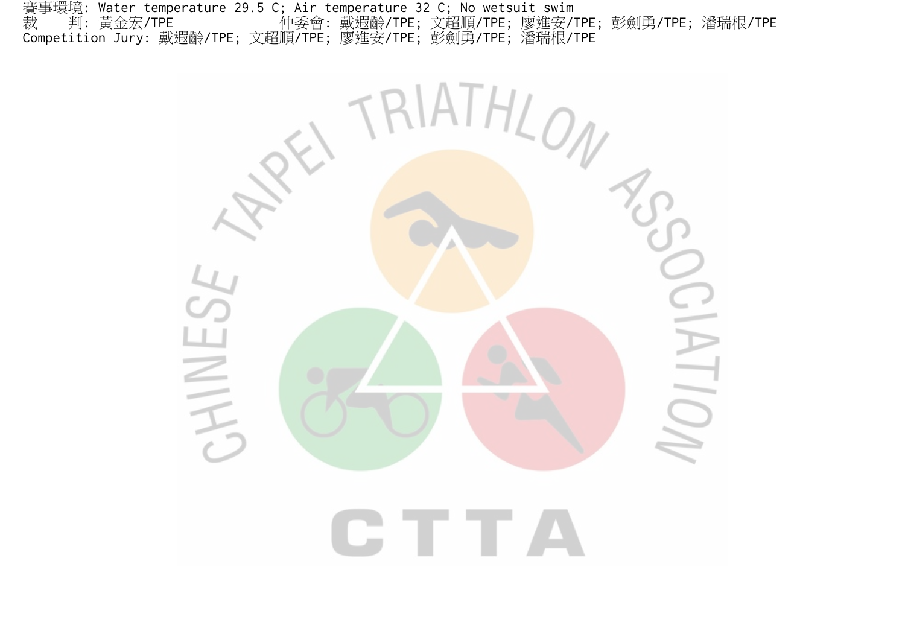賽事環境: Water temperature 29.5 C; Air temperature 32 C; No wetsuit swim

裁　　判: 黃金宏/TPE　　　　　　　仲委會: 戴遐齡/TPE; 文超順/TPE; 廖進安/TPE; 彭劍勇/TPE; 潘瑞根/TPE

Competition Jury: 戴遐齡/TPE; 文超順/TPE; 廖進安/TPE; 彭劍勇/TPE; 潘瑞根/TPE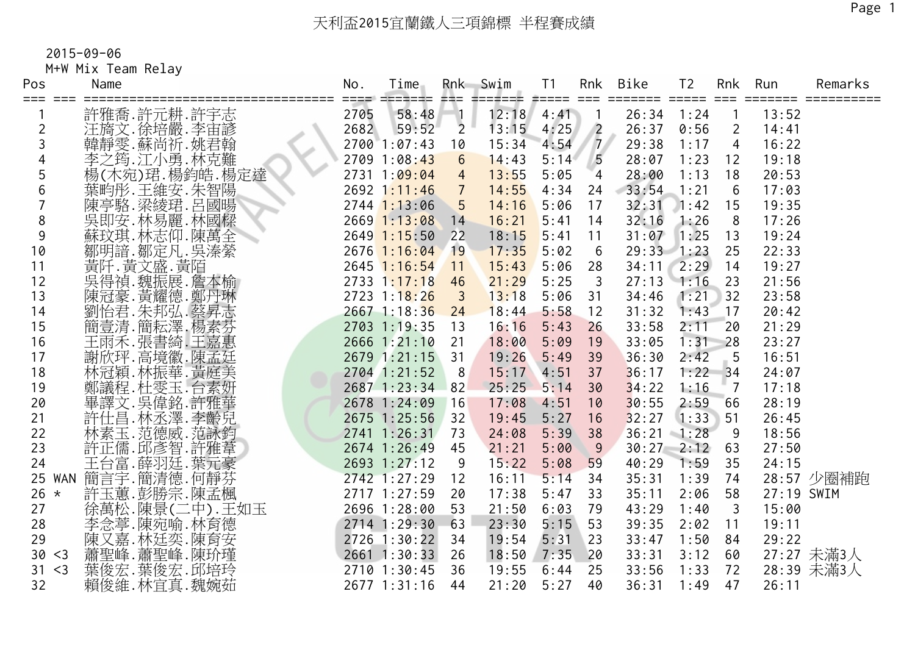# 天利盃2015宜蘭鐵人三項錦標 半程賽成績

2015-09-06

M+W Mix Team Relay

| Pos | | Name | No. | Time | Rnk | Swim | T1 | Rnk | Bike | T2 | Rnk | Run | Remarks |
|---|---|---|---|---|---|---|---|---|---|---|---|---|---|
| 1 | | 許雅喬.許元耕.許宇志 | 2705 | 58:48 | 1 | 12:18 | 4:41 | 1 | 26:34 | 1:24 | 1 | 13:52 | |
| 2 | | 汪旖文.徐培嚴.李宙諺 | 2682 | 59:52 | 2 | 13:15 | 4:25 | 2 | 26:37 | 0:56 | 2 | 14:41 | |
| 3 | | 韓靜雯.蘇尚祈.姚君翰 | 2700 | 1:07:43 | 10 | 15:34 | 4:54 | 7 | 29:38 | 1:17 | 4 | 16:22 | |
| 4 | | 李之筠.江小勇.林克難 | 2709 | 1:08:43 | 6 | 14:43 | 5:14 | 5 | 28:07 | 1:23 | 12 | 19:18 | |
| 5 | | 楊(木宛)珺.楊鈞皓.楊定達 | 2731 | 1:09:04 | 4 | 13:55 | 5:05 | 4 | 28:00 | 1:13 | 18 | 20:53 | |
| 6 | | 葉昀彤.王維安.朱智陽 | 2692 | 1:11:46 | 7 | 14:55 | 4:34 | 24 | 33:54 | 1:21 | 6 | 17:03 | |
| 7 | | 陳亭駱.梁綾珺.呂國暘 | 2744 | 1:13:06 | 5 | 14:16 | 5:06 | 17 | 32:31 | 1:42 | 15 | 19:35 | |
| 8 | | 吳即安.林易麗.林國樑 | 2669 | 1:13:08 | 14 | 16:21 | 5:41 | 14 | 32:16 | 1:26 | 8 | 17:26 | |
| 9 | | 蘇玟琪.林志仰.陳萬全 | 2649 | 1:15:50 | 22 | 18:15 | 5:41 | 11 | 31:07 | 1:25 | 13 | 19:24 | |
| 10 | | 鄒明諳.鄒定凡.吳溱縈 | 2676 | 1:16:04 | 19 | 17:35 | 5:02 | 6 | 29:33 | 1:23 | 25 | 22:33 | |
| 11 | | 黃阡.黃文盛.黃陌 | 2645 | 1:16:54 | 11 | 15:43 | 5:06 | 28 | 34:11 | 2:29 | 14 | 19:27 | |
| 12 | | 吳得禎.魏振展.詹本榆 | 2733 | 1:17:18 | 46 | 21:29 | 5:25 | 3 | 27:13 | 1:16 | 23 | 21:56 | |
| 13 | | 陳冠豪.黃耀德.鄭丹琳 | 2723 | 1:18:26 | 3 | 13:18 | 5:06 | 31 | 34:46 | 1:21 | 32 | 23:58 | |
| 14 | | 劉怡君.朱邦弘.蔡昇志 | 2667 | 1:18:36 | 24 | 18:44 | 5:58 | 12 | 31:32 | 1:43 | 17 | 20:42 | |
| 15 | | 簡壹清.簡耘澤.楊素芬 | 2703 | 1:19:35 | 13 | 16:16 | 5:43 | 26 | 33:58 | 2:11 | 20 | 21:29 | |
| 16 | | 王雨禾.張書綺.王嘉惠 | 2666 | 1:21:10 | 21 | 18:00 | 5:09 | 19 | 33:05 | 1:31 | 28 | 23:27 | |
| 17 | | 謝欣玶.高境徽.陳孟廷 | 2679 | 1:21:15 | 31 | 19:26 | 5:49 | 39 | 36:30 | 2:42 | 5 | 16:51 | |
| 18 | | 林冠穎.林振華.黃庭美 | 2704 | 1:21:52 | 8 | 15:17 | 4:51 | 37 | 36:17 | 1:22 | 34 | 24:07 | |
| 19 | | 鄭議程.杜雯玉.台素妍 | 2687 | 1:23:34 | 82 | 25:25 | 5:14 | 30 | 34:22 | 1:16 | 7 | 17:18 | |
| 20 | | 畢譯文.吳偉銘.許雅華 | 2678 | 1:24:09 | 16 | 17:08 | 4:51 | 10 | 30:55 | 2:59 | 66 | 28:19 | |
| 21 | | 許仕昌.林丞澤.李齡兒 | 2675 | 1:25:56 | 32 | 19:45 | 5:27 | 16 | 32:27 | 1:33 | 51 | 26:45 | |
| 22 | | 林素玉.范德威.范詠鈞 | 2741 | 1:26:31 | 73 | 24:08 | 5:39 | 38 | 36:21 | 1:28 | 9 | 18:56 | |
| 23 | | 許正儒.邱彥智.許雅萱 | 2674 | 1:26:49 | 45 | 21:21 | 5:00 | 9 | 30:27 | 2:12 | 63 | 27:50 | |
| 24 | | 王台富.薛羽廷.葉元豪 | 2693 | 1:27:12 | 9 | 15:22 | 5:08 | 59 | 40:29 | 1:59 | 35 | 24:15 | |
| 25 | WAN | 簡言宇.簡清德.何靜芬 | 2742 | 1:27:29 | 12 | 16:11 | 5:14 | 34 | 35:31 | 1:39 | 74 | 28:57 | 少圈補跑 |
| 26 | * | 許玉蕙.彭勝宗.陳孟楓 | 2717 | 1:27:59 | 20 | 17:38 | 5:47 | 33 | 35:11 | 2:06 | 58 | 27:19 | SWIM |
| 27 | | 徐萬松.陳景(二中).王如玉 | 2696 | 1:28:00 | 53 | 21:50 | 6:03 | 79 | 43:29 | 1:40 | 3 | 15:00 | |
| 28 | | 李念葶.陳宛喻.林育德 | 2714 | 1:29:30 | 63 | 23:30 | 5:15 | 53 | 39:35 | 2:02 | 11 | 19:11 | |
| 29 | | 陳又嘉.林廷奕.陳育安 | 2726 | 1:30:22 | 34 | 19:54 | 5:31 | 23 | 33:47 | 1:50 | 84 | 29:22 | |
| 30 | <3 | 蕭聖峰.蕭聖峰.陳玠瑾 | 2661 | 1:30:33 | 26 | 18:50 | 7:35 | 20 | 33:31 | 3:12 | 60 | 27:27 | 未滿3人 |
| 31 | <3 | 葉俊宏.葉俊宏.邱培玲 | 2710 | 1:30:45 | 36 | 19:55 | 6:44 | 25 | 33:56 | 1:33 | 72 | 28:39 | 未滿3人 |
| 32 | | 賴俊維.林宜真.魏婉茹 | 2677 | 1:31:16 | 44 | 21:20 | 5:27 | 40 | 36:31 | 1:49 | 47 | 26:11 | |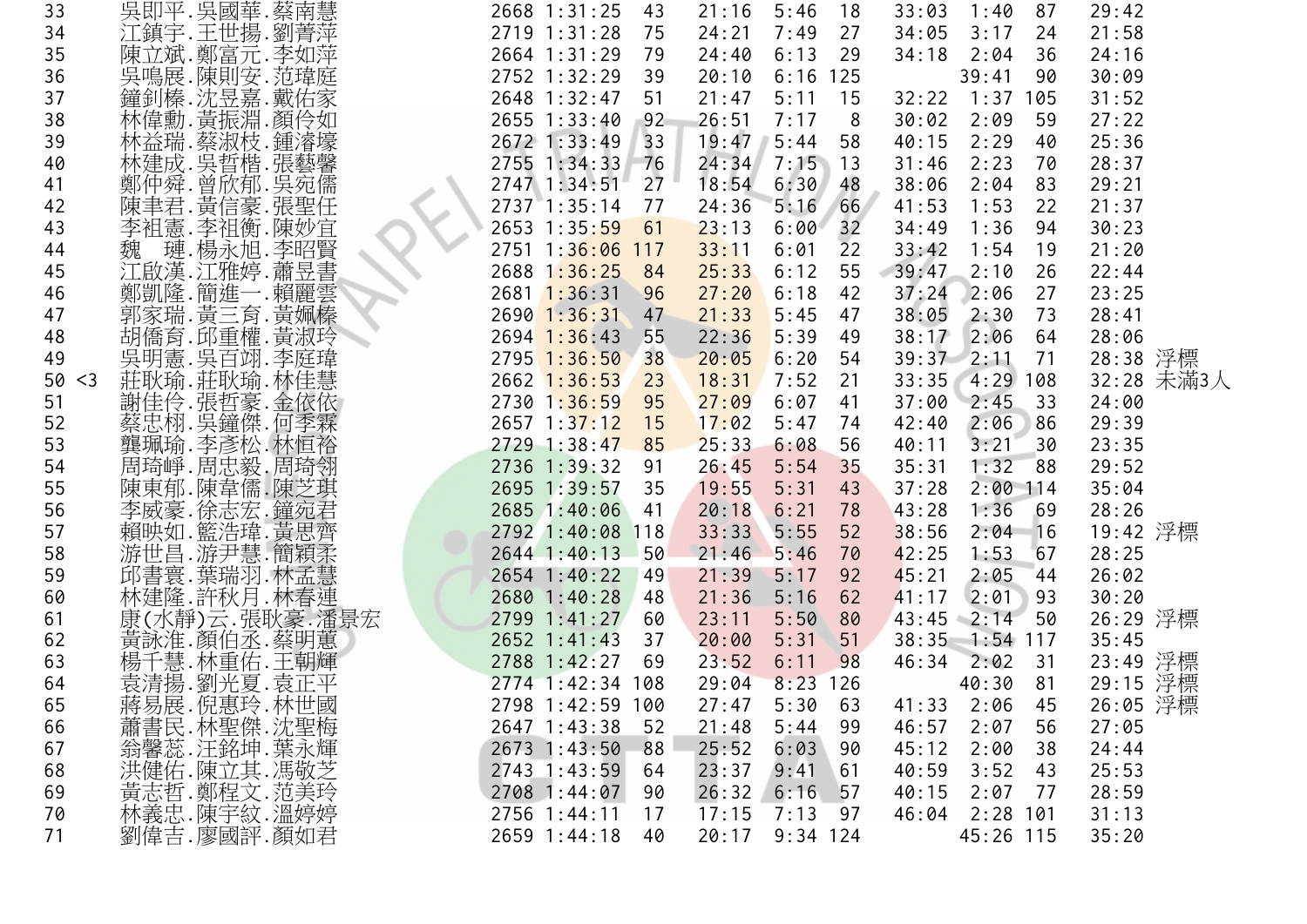| | | | | | | | | | | | | |
|---|---|---|---|---|---|---|---|---|---|---|---|---|
| 33 | | 吳即平.吳國華.蔡南慧 | 2668 | 1:31:25 | 43 | 21:16 | 5:46 | 18 | 33:03 | 1:40 | 87 | 29:42 | |
| 34 | | 江鎮宇.王世揚.劉菁萍 | 2719 | 1:31:28 | 75 | 24:21 | 7:49 | 27 | 34:05 | 3:17 | 24 | 21:58 | |
| 35 | | 陳立斌.鄭富元.李如萍 | 2664 | 1:31:29 | 79 | 24:40 | 6:13 | 29 | 34:18 | 2:04 | 36 | 24:16 | |
| 36 | | 吳鳴展.陳則安.范瑋庭 | 2752 | 1:32:29 | 39 | 20:10 | 6:16 | 125 | | 39:41 | 90 | 30:09 | |
| 37 | | 鐘釗榛.沈昱嘉.戴佑家 | 2648 | 1:32:47 | 51 | 21:47 | 5:11 | 15 | 32:22 | 1:37 | 105 | 31:52 | |
| 38 | | 林偉勳.黃振淵.顏伶如 | 2655 | 1:33:40 | 92 | 26:51 | 7:17 | 8 | 30:02 | 2:09 | 59 | 27:22 | |
| 39 | | 林益瑞.蔡淑枝.鍾濬壕 | 2672 | 1:33:49 | 33 | 19:47 | 5:44 | 58 | 40:15 | 2:29 | 40 | 25:36 | |
| 40 | | 林建成.吳哲楷.張藝馨 | 2755 | 1:34:33 | 76 | 24:34 | 7:15 | 13 | 31:46 | 2:23 | 70 | 28:37 | |
| 41 | | 鄭仲舜.曾欣郁.吳宛儒 | 2747 | 1:34:51 | 27 | 18:54 | 6:30 | 48 | 38:06 | 2:04 | 83 | 29:21 | |
| 42 | | 陳聿君.黃信豪.張聖任 | 2737 | 1:35:14 | 77 | 24:36 | 5:16 | 66 | 41:53 | 1:53 | 22 | 21:37 | |
| 43 | | 李祖憲.李祖衡.陳妙宜 | 2653 | 1:35:59 | 61 | 23:13 | 6:00 | 32 | 34:49 | 1:36 | 94 | 30:23 | |
| 44 | | 魏 璉.楊永旭.李昭賢 | 2751 | 1:36:06 | 117 | 33:11 | 6:01 | 22 | 33:42 | 1:54 | 19 | 21:20 | |
| 45 | | 江啟漢.江雅婷.蕭昱書 | 2688 | 1:36:25 | 84 | 25:33 | 6:12 | 55 | 39:47 | 2:10 | 26 | 22:44 | |
| 46 | | 鄭凱隆.簡進一.賴麗雲 | 2681 | 1:36:31 | 96 | 27:20 | 6:18 | 42 | 37:24 | 2:06 | 27 | 23:25 | |
| 47 | | 郭家瑞.黃三育.黃姵榛 | 2690 | 1:36:31 | 47 | 21:33 | 5:45 | 47 | 38:05 | 2:30 | 73 | 28:41 | |
| 48 | | 胡僑育.邱重權.黃淑玲 | 2694 | 1:36:43 | 55 | 22:36 | 5:39 | 49 | 38:17 | 2:06 | 64 | 28:06 | |
| 49 | | 吳明憲.吳百翊.李庭瑋 | 2795 | 1:36:50 | 38 | 20:05 | 6:20 | 54 | 39:37 | 2:11 | 71 | 28:38 | 浮標 |
| 50 | <3 | 莊耿瑜.莊耿瑜.林佳慧 | 2662 | 1:36:53 | 23 | 18:31 | 7:52 | 21 | 33:35 | 4:29 | 108 | 32:28 | 未滿3人 |
| 51 | | 謝佳伶.張哲豪.金依依 | 2730 | 1:36:59 | 95 | 27:09 | 6:07 | 41 | 37:00 | 2:45 | 33 | 24:00 | |
| 52 | | 蔡忠栩.吳鐘傑.何季霖 | 2657 | 1:37:12 | 15 | 17:02 | 5:47 | 74 | 42:40 | 2:06 | 86 | 29:39 | |
| 53 | | 龔珮瑜.李彥松.林恒裕 | 2729 | 1:38:47 | 85 | 25:33 | 6:08 | 56 | 40:11 | 3:21 | 30 | 23:35 | |
| 54 | | 周琦崢.周忠毅.周琦翎 | 2736 | 1:39:32 | 91 | 26:45 | 5:54 | 35 | 35:31 | 1:32 | 88 | 29:52 | |
| 55 | | 陳東郁.陳韋儒.陳芝琪 | 2695 | 1:39:57 | 35 | 19:55 | 5:31 | 43 | 37:28 | 2:00 | 114 | 35:04 | |
| 56 | | 李威豪.徐志宏.鐘宛君 | 2685 | 1:40:06 | 41 | 20:18 | 6:21 | 78 | 43:28 | 1:36 | 69 | 28:26 | |
| 57 | | 賴映如.籃浩瑋.黃思齊 | 2792 | 1:40:08 | 118 | 33:33 | 5:55 | 52 | 38:56 | 2:04 | 16 | 19:42 | 浮標 |
| 58 | | 游世昌.游尹慧.簡穎柔 | 2644 | 1:40:13 | 50 | 21:46 | 5:46 | 70 | 42:25 | 1:53 | 67 | 28:25 | |
| 59 | | 邱書寰.葉瑞羽.林孟慧 | 2654 | 1:40:22 | 49 | 21:39 | 5:17 | 92 | 45:21 | 2:05 | 44 | 26:02 | |
| 60 | | 林建隆.許秋月.林春連 | 2680 | 1:40:28 | 48 | 21:36 | 5:16 | 62 | 41:17 | 2:01 | 93 | 30:20 | |
| 61 | | 康(水静)云.張耿豪.潘景宏 | 2799 | 1:41:27 | 60 | 23:11 | 5:50 | 80 | 43:45 | 2:14 | 50 | 26:29 | 浮標 |
| 62 | | 黃詠淮.顏伯丞.蔡明蕙 | 2652 | 1:41:43 | 37 | 20:00 | 5:31 | 51 | 38:35 | 1:54 | 117 | 35:45 | |
| 63 | | 楊千慧.林重佑.王朝輝 | 2788 | 1:42:27 | 69 | 23:52 | 6:11 | 98 | 46:34 | 2:02 | 31 | 23:49 | 浮標 |
| 64 | | 袁清揚.劉光夏.袁正平 | 2774 | 1:42:34 | 108 | 29:04 | 8:23 | 126 | | 40:30 | 81 | 29:15 | 浮標 |
| 65 | | 蔣易展.倪惠玲.林世國 | 2798 | 1:42:59 | 100 | 27:47 | 5:30 | 63 | 41:33 | 2:06 | 45 | 26:05 | 浮標 |
| 66 | | 蕭書民.林聖傑.沈聖梅 | 2647 | 1:43:38 | 52 | 21:48 | 5:44 | 99 | 46:57 | 2:07 | 56 | 27:05 | |
| 67 | | 翁馨蕊.汪銘坤.葉永輝 | 2673 | 1:43:50 | 88 | 25:52 | 6:03 | 90 | 45:12 | 2:00 | 38 | 24:44 | |
| 68 | | 洪健佑.陳立其.馮敬芝 | 2743 | 1:43:59 | 64 | 23:37 | 9:41 | 61 | 40:59 | 3:52 | 43 | 25:53 | |
| 69 | | 黃志哲.鄭程文.范美玲 | 2708 | 1:44:07 | 90 | 26:32 | 6:16 | 57 | 40:15 | 2:07 | 77 | 28:59 | |
| 70 | | 林義忠.陳宇紋.溫婷婷 | 2756 | 1:44:11 | 17 | 17:15 | 7:13 | 97 | 46:04 | 2:28 | 101 | 31:13 | |
| 71 | | 劉偉吉.廖國評.顏如君 | 2659 | 1:44:18 | 40 | 20:17 | 9:34 | 124 | | 45:26 | 115 | 35:20 | |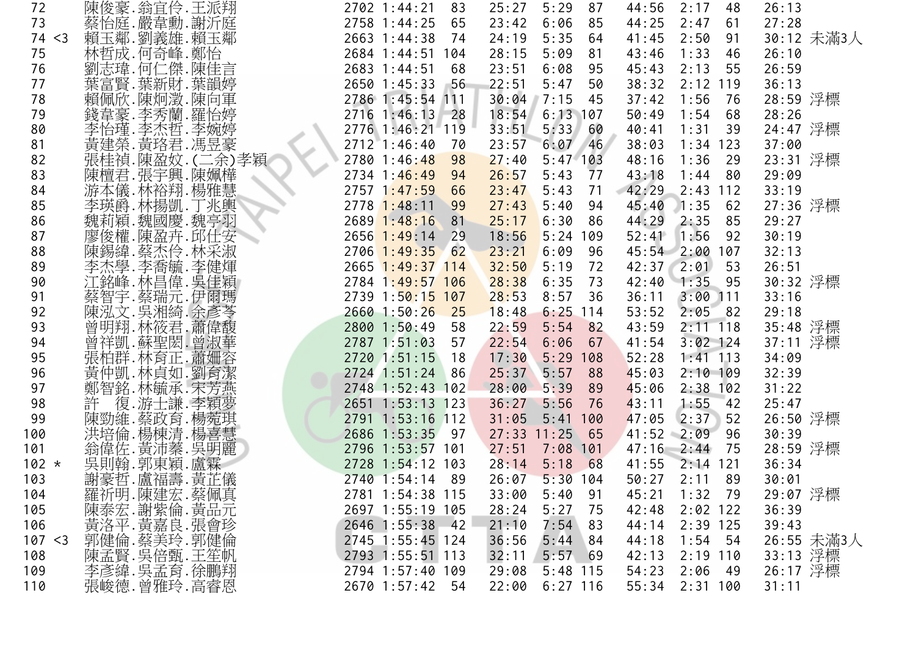| | | | | | | | | | | | | | |
|---|---|---|---|---|---|---|---|---|---|---|---|---|---|
| 72 | | 陳俊豪.翁宜伶.王派翔 | 2702 | 1:44:21 | 83 | 25:27 | 5:29 | 87 | 44:56 | 2:17 | 48 | 26:13 | |
| 73 | | 蔡怡庭.嚴韋勳.謝沂庭 | 2758 | 1:44:25 | 65 | 23:42 | 6:06 | 85 | 44:25 | 2:47 | 61 | 27:28 | |
| 74 | <3 | 賴玉鄰.劉義雄.賴玉鄰 | 2663 | 1:44:38 | 74 | 24:19 | 5:35 | 64 | 41:45 | 2:50 | 91 | 30:12 | 未滿3人 |
| 75 | | 林哲成.何奇峰.鄭怡 | 2684 | 1:44:51 | 104 | 28:15 | 5:09 | 81 | 43:46 | 1:33 | 46 | 26:10 | |
| 76 | | 劉志瑋.何仁傑.陳佳言 | 2683 | 1:44:51 | 68 | 23:51 | 6:08 | 95 | 45:43 | 2:13 | 55 | 26:59 | |
| 77 | | 葉富賢.葉新財.葉韻婷 | 2650 | 1:45:33 | 56 | 22:51 | 5:47 | 50 | 38:32 | 2:12 | 119 | 36:13 | |
| 78 | | 賴佩欣.陳炯澂.陳向軍 | 2786 | 1:45:54 | 111 | 30:04 | 7:15 | 45 | 37:42 | 1:56 | 76 | 28:59 | 浮標 |
| 79 | | 錢韋豪.李秀蘭.羅怡婷 | 2716 | 1:46:13 | 28 | 18:54 | 6:13 | 107 | 50:49 | 1:54 | 68 | 28:26 | |
| 80 | | 李怡瑾.李杰哲.李婉婷 | 2776 | 1:46:21 | 119 | 33:51 | 5:33 | 60 | 40:41 | 1:31 | 39 | 24:47 | 浮標 |
| 81 | | 黃建榮.黃珞君.馮昱豪 | 2712 | 1:46:40 | 70 | 23:57 | 6:07 | 46 | 38:03 | 1:34 | 123 | 37:00 | |
| 82 | | 張桂禎.陳盈妏.(二余)孝穎 | 2780 | 1:46:48 | 98 | 27:40 | 5:47 | 103 | 48:16 | 1:36 | 29 | 23:31 | 浮標 |
| 83 | | 陳檀君.張宇興.陳姵樺 | 2734 | 1:46:49 | 94 | 26:57 | 5:43 | 77 | 43:18 | 1:44 | 80 | 29:09 | |
| 84 | | 游本儀.林裕翔.楊雅慧 | 2757 | 1:47:59 | 66 | 23:47 | 5:43 | 71 | 42:29 | 2:43 | 112 | 33:19 | |
| 85 | | 李瑛爵.林揚凱.丁兆輿 | 2778 | 1:48:11 | 99 | 27:43 | 5:40 | 94 | 45:40 | 1:35 | 62 | 27:36 | 浮標 |
| 86 | | 魏莉穎.魏國慶.魏亭羽 | 2689 | 1:48:16 | 81 | 25:17 | 6:30 | 86 | 44:29 | 2:35 | 85 | 29:27 | |
| 87 | | 廖俊權.陳盈卉.邱仕安 | 2656 | 1:49:14 | 29 | 18:56 | 5:24 | 109 | 52:41 | 1:56 | 92 | 30:19 | |
| 88 | | 陳錫緯.蔡杰伶.林采淑 | 2706 | 1:49:35 | 62 | 23:21 | 6:09 | 96 | 45:54 | 2:00 | 107 | 32:13 | |
| 89 | | 李杰學.李喬毓.李健輝 | 2665 | 1:49:37 | 114 | 32:50 | 5:19 | 72 | 42:37 | 2:01 | 53 | 26:51 | |
| 90 | | 江銘峰.林昌偉.吳佳穎 | 2784 | 1:49:57 | 106 | 28:38 | 6:35 | 73 | 42:40 | 1:35 | 95 | 30:32 | 浮標 |
| 91 | | 蔡智宇.蔡瑞元.伊爾瑪 | 2739 | 1:50:15 | 107 | 28:53 | 8:57 | 36 | 36:11 | 3:00 | 111 | 33:16 | |
| 92 | | 陳泓文.吳湘綺.余彥岑 | 2660 | 1:50:26 | 25 | 18:48 | 6:25 | 114 | 53:52 | 2:05 | 82 | 29:18 | |
| 93 | | 曾明翔.林筱君.蕭偉馥 | 2800 | 1:50:49 | 58 | 22:59 | 5:54 | 82 | 43:59 | 2:11 | 118 | 35:48 | 浮標 |
| 94 | | 曾祥凱.蘇聖閔.曾淑華 | 2787 | 1:51:03 | 57 | 22:54 | 6:06 | 67 | 41:54 | 3:02 | 124 | 37:11 | 浮標 |
| 95 | | 張柏群.林育正.蕭姍容 | 2720 | 1:51:15 | 18 | 17:30 | 5:29 | 108 | 52:28 | 1:41 | 113 | 34:09 | |
| 96 | | 黃仲凱.林貞如.劉育潔 | 2724 | 1:51:24 | 86 | 25:37 | 5:57 | 88 | 45:03 | 2:10 | 109 | 32:39 | |
| 97 | | 鄭智銘.林毓承.宋芳燕 | 2748 | 1:52:43 | 102 | 28:00 | 5:39 | 89 | 45:06 | 2:38 | 102 | 31:22 | |
| 98 | | 許　復.游士謙.李穎夢 | 2651 | 1:53:13 | 123 | 36:27 | 5:56 | 76 | 43:11 | 1:55 | 42 | 25:47 | |
| 99 | | 陳勁維.蔡政育.楊菀琪 | 2791 | 1:53:16 | 112 | 31:05 | 5:41 | 100 | 47:05 | 2:37 | 52 | 26:50 | 浮標 |
| 100 | | 洪培倫.楊棟清.楊喜慧 | 2686 | 1:53:35 | 97 | 27:33 | 11:25 | 65 | 41:52 | 2:09 | 96 | 30:39 | |
| 101 | | 翁偉佐.黃沛蓁.吳明麗 | 2796 | 1:53:57 | 101 | 27:51 | 7:08 | 101 | 47:16 | 2:44 | 75 | 28:59 | 浮標 |
| 102 | * | 吳則翰.郭東穎.盧霖 | 2728 | 1:54:12 | 103 | 28:14 | 5:18 | 68 | 41:55 | 2:14 | 121 | 36:34 | |
| 103 | | 謝豪哲.盧福壽.黃芷儀 | 2740 | 1:54:14 | 89 | 26:07 | 5:30 | 104 | 50:27 | 2:11 | 89 | 30:01 | |
| 104 | | 羅祈明.陳建宏.蔡佩真 | 2781 | 1:54:38 | 115 | 33:00 | 5:40 | 91 | 45:21 | 1:32 | 79 | 29:07 | 浮標 |
| 105 | | 陳泰宏.謝紫倫.黃品元 | 2697 | 1:55:19 | 105 | 28:24 | 5:27 | 75 | 42:48 | 2:02 | 122 | 36:39 | |
| 106 | | 黃洛平.黃嘉良.張會珍 | 2646 | 1:55:38 | 42 | 21:10 | 7:54 | 83 | 44:14 | 2:39 | 125 | 39:43 | |
| 107 | <3 | 郭健倫.蔡美玲.郭健倫 | 2745 | 1:55:45 | 124 | 36:56 | 5:44 | 84 | 44:18 | 1:54 | 54 | 26:55 | 未滿3人 |
| 108 | | 陳孟賢.吳倍甄.王笙帆 | 2793 | 1:55:51 | 113 | 32:11 | 5:57 | 69 | 42:13 | 2:19 | 110 | 33:13 | 浮標 |
| 109 | | 李彥緯.吳孟育.徐鵬翔 | 2794 | 1:57:40 | 109 | 29:08 | 5:48 | 115 | 54:23 | 2:06 | 49 | 26:17 | 浮標 |
| 110 | | 張峻德.曾雅玲.高睿恩 | 2670 | 1:57:42 | 54 | 22:00 | 6:27 | 116 | 55:34 | 2:31 | 100 | 31:11 | |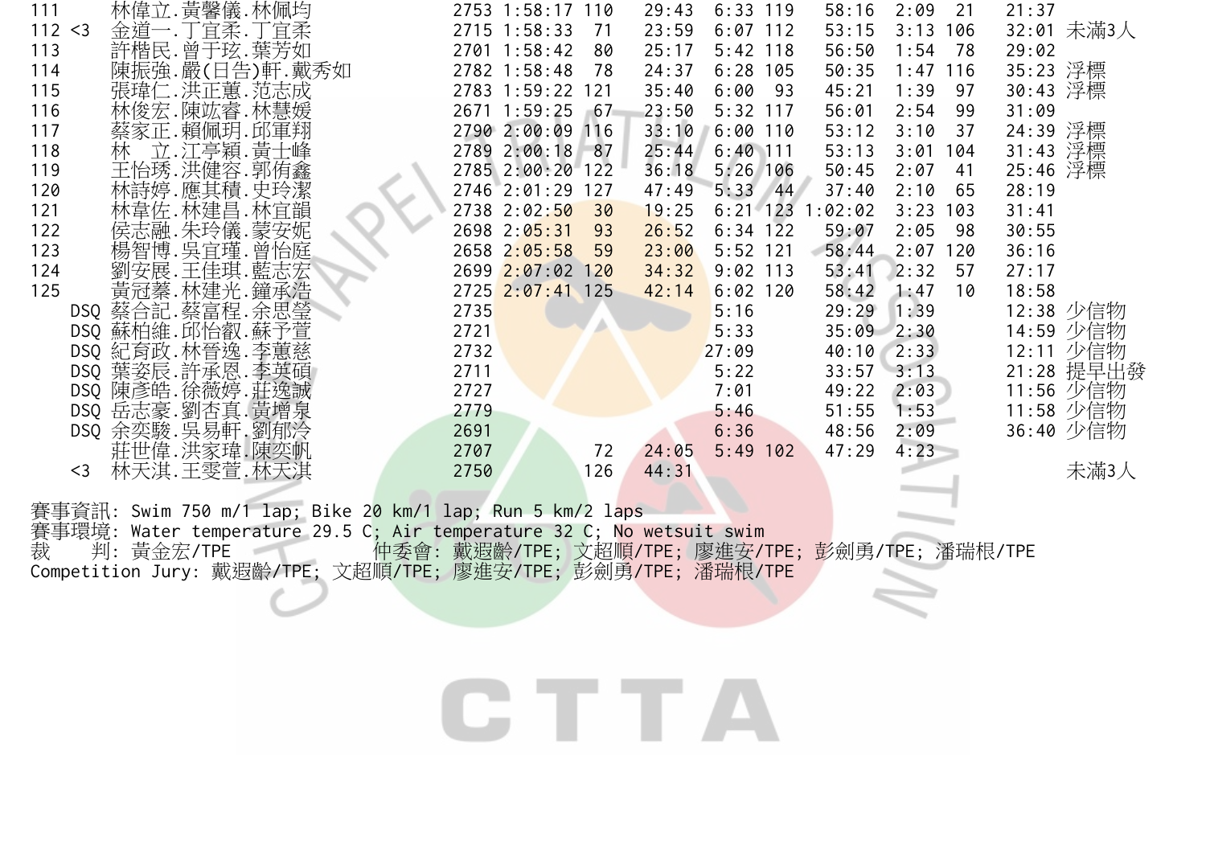| | | | | | | | | | | | | | |
|---|---|---|---|---|---|---|---|---|---|---|---|---|---|
| 111 | | 林偉立.黃馨儀.林佩均 | 2753 | 1:58:17 | 110 | 29:43 | 6:33 | 119 | 58:16 | 2:09 | 21 | 21:37 | |
| 112 | <3 | 金道一.丁宜柔.丁宜柔 | 2715 | 1:58:33 | 71 | 23:59 | 6:07 | 112 | 53:15 | 3:13 | 106 | 32:01 | 未滿3人 |
| 113 | | 許楷民.曾于玹.葉芳如 | 2701 | 1:58:42 | 80 | 25:17 | 5:42 | 118 | 56:50 | 1:54 | 78 | 29:02 | |
| 114 | | 陳振強.嚴(日告)軒.戴秀如 | 2782 | 1:58:48 | 78 | 24:37 | 6:28 | 105 | 50:35 | 1:47 | 116 | 35:23 | 浮標 |
| 115 | | 張瑋仁.洪正蕙.范志成 | 2783 | 1:59:22 | 121 | 35:40 | 6:00 | 93 | 45:21 | 1:39 | 97 | 30:43 | 浮標 |
| 116 | | 林俊宏.陳竑睿.林慧媛 | 2671 | 1:59:25 | 67 | 23:50 | 5:32 | 117 | 56:01 | 2:54 | 99 | 31:09 | |
| 117 | | 蔡家正.賴佩玥.邱軍翔 | 2790 | 2:00:09 | 116 | 33:10 | 6:00 | 110 | 53:12 | 3:10 | 37 | 24:39 | 浮標 |
| 118 | | 林 立.江亭穎.黃士峰 | 2789 | 2:00:18 | 87 | 25:44 | 6:40 | 111 | 53:13 | 3:01 | 104 | 31:43 | 浮標 |
| 119 | | 王怡琇.洪健容.郭侑鑫 | 2785 | 2:00:20 | 122 | 36:18 | 5:26 | 106 | 50:45 | 2:07 | 41 | 25:46 | 浮標 |
| 120 | | 林詩婷.應其積.史玲潔 | 2746 | 2:01:29 | 127 | 47:49 | 5:33 | 44 | 37:40 | 2:10 | 65 | 28:19 | |
| 121 | | 林韋佐.林建昌.林宜韻 | 2738 | 2:02:50 | 30 | 19:25 | 6:21 | 123 | 1:02:02 | 3:23 | 103 | 31:41 | |
| 122 | | 侯志融.朱玲儀.蒙安妮 | 2698 | 2:05:31 | 93 | 26:52 | 6:34 | 122 | 59:07 | 2:05 | 98 | 30:55 | |
| 123 | | 楊智博.吳宜瑾.曾怡庭 | 2658 | 2:05:58 | 59 | 23:00 | 5:52 | 121 | 58:44 | 2:07 | 120 | 36:16 | |
| 124 | | 劉安展.王佳琪.藍志宏 | 2699 | 2:07:02 | 120 | 34:32 | 9:02 | 113 | 53:41 | 2:32 | 57 | 27:17 | |
| 125 | | 黃冠蓁.林建光.鐘承浩 | 2725 | 2:07:41 | 125 | 42:14 | 6:02 | 120 | 58:42 | 1:47 | 10 | 18:58 | |
| | DSQ | 蔡合記.蔡富程.余思瑩 | 2735 | | | | 5:16 | | 29:29 | 1:39 | | 12:38 | 少信物 |
| | DSQ | 蘇柏維.邱怡叡.蘇予萱 | 2721 | | | | 5:33 | | 35:09 | 2:30 | | 14:59 | 少信物 |
| | DSQ | 紀育政.林晉逸.李蕙慈 | 2732 | | | | 27:09 | | 40:10 | 2:33 | | 12:11 | 少信物 |
| | DSQ | 葉姿辰.許承恩.李英碩 | 2711 | | | | 5:22 | | 33:57 | 3:13 | | 21:28 | 提早出發 |
| | DSQ | 陳彥皓.徐薇婷.莊逸誠 | 2727 | | | | 7:01 | | 49:22 | 2:03 | | 11:56 | 少信物 |
| | DSQ | 岳志豪.劉杏真.黃增泉 | 2779 | | | | 5:46 | | 51:55 | 1:53 | | 11:58 | 少信物 |
| | DSQ | 余奕駿.吳易軒.劉郁泠 | 2691 | | | | 6:36 | | 48:56 | 2:09 | | 36:40 | 少信物 |
| | | 莊世偉.洪家瑋.陳奕帆 | 2707 | | 72 | 24:05 | 5:49 | 102 | 47:29 | 4:23 | | | |
| | <3 | 林天淇.王雯萱.林天淇 | 2750 | | 126 | 44:31 | | | | | | | 未滿3人 |

賽事資訊: Swim 750 m/1 lap; Bike 20 km/1 lap; Run 5 km/2 laps
賽事環境: Water temperature 29.5 C; Air temperature 32 C; No wetsuit swim
裁　　判: 黃金宏/TPE　　　　仲委會: 戴遐齡/TPE; 文超順/TPE; 廖進安/TPE; 彭劍勇/TPE; 潘瑞根/TPE
Competition Jury: 戴遐齡/TPE; 文超順/TPE; 廖進安/TPE; 彭劍勇/TPE; 潘瑞根/TPE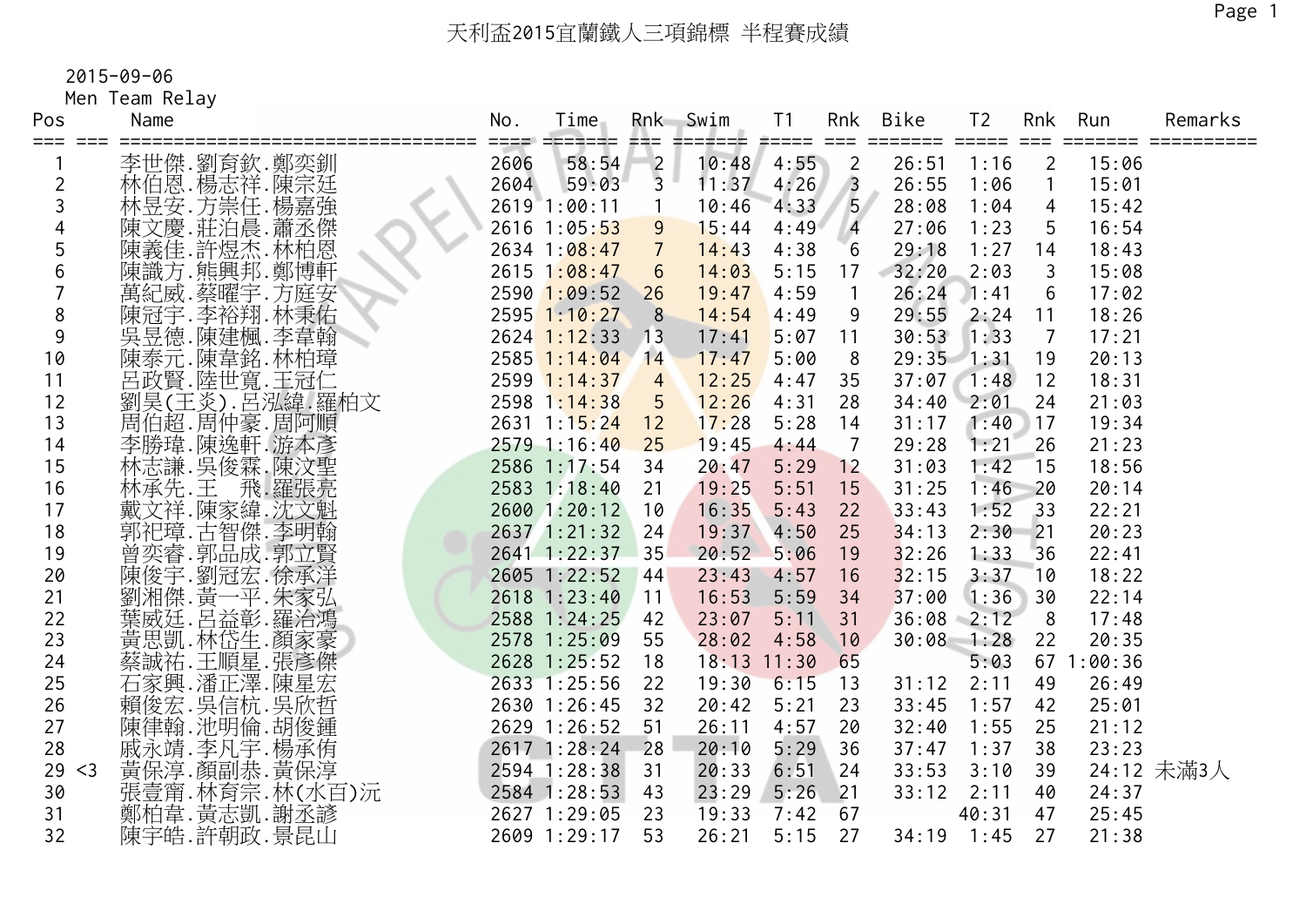# 天利盃2015宜蘭鐵人三項錦標 半程賽成績

2015-09-06

Men Team Relay

| Pos | | Name | No. | Time | Rnk | Swim | T1 | Rnk | Bike | T2 | Rnk | Run | Remarks |
|---|---|---|---|---|---|---|---|---|---|---|---|---|---|
| 1 | | 李世傑.劉育欽.鄭奕釧 | 2606 | 58:54 | 2 | 10:48 | 4:55 | 2 | 26:51 | 1:16 | 2 | 15:06 | |
| 2 | | 林伯恩.楊志祥.陳宗廷 | 2604 | 59:03 | 3 | 11:37 | 4:26 | 3 | 26:55 | 1:06 | 1 | 15:01 | |
| 3 | | 林昱安.方崇任.楊嘉強 | 2619 | 1:00:11 | 1 | 10:46 | 4:33 | 5 | 28:08 | 1:04 | 4 | 15:42 | |
| 4 | | 陳文慶.莊泊晨.蕭丞傑 | 2616 | 1:05:53 | 9 | 15:44 | 4:49 | 4 | 27:06 | 1:23 | 5 | 16:54 | |
| 5 | | 陳義佳.許煜杰.林柏恩 | 2634 | 1:08:47 | 7 | 14:43 | 4:38 | 6 | 29:18 | 1:27 | 14 | 18:43 | |
| 6 | | 陳識方.熊興邦.鄭博軒 | 2615 | 1:08:47 | 6 | 14:03 | 5:15 | 17 | 32:20 | 2:03 | 3 | 15:08 | |
| 7 | | 萬紀威.蔡曜宇.方庭安 | 2590 | 1:09:52 | 26 | 19:47 | 4:59 | 1 | 26:24 | 1:41 | 6 | 17:02 | |
| 8 | | 陳冠宇.李裕翔.林秉佑 | 2595 | 1:10:27 | 8 | 14:54 | 4:49 | 9 | 29:55 | 2:24 | 11 | 18:26 | |
| 9 | | 吳昱德.陳建楓.李韋翰 | 2624 | 1:12:33 | 13 | 17:41 | 5:07 | 11 | 30:53 | 1:33 | 7 | 17:21 | |
| 10 | | 陳泰元.陳韋銘.林柏璋 | 2585 | 1:14:04 | 14 | 17:47 | 5:00 | 8 | 29:35 | 1:31 | 19 | 20:13 | |
| 11 | | 呂政賢.陸世寬.王冠仁 | 2599 | 1:14:37 | 4 | 12:25 | 4:47 | 35 | 37:07 | 1:48 | 12 | 18:31 | |
| 12 | | 劉昊(王炎).呂泓緯.羅柏文 | 2598 | 1:14:38 | 5 | 12:26 | 4:31 | 28 | 34:40 | 2:01 | 24 | 21:03 | |
| 13 | | 周伯超.周仲豪.周阿順 | 2631 | 1:15:24 | 12 | 17:28 | 5:28 | 14 | 31:17 | 1:40 | 17 | 19:34 | |
| 14 | | 李勝璋.陳逸軒.游本彥 | 2579 | 1:16:40 | 25 | 19:45 | 4:44 | 7 | 29:28 | 1:21 | 26 | 21:23 | |
| 15 | | 林志謙.吳俊霖.陳汶聖 | 2586 | 1:17:54 | 34 | 20:47 | 5:29 | 12 | 31:03 | 1:42 | 15 | 18:56 | |
| 16 | | 林承先.王　飛.羅張亮 | 2583 | 1:18:40 | 21 | 19:25 | 5:51 | 15 | 31:25 | 1:46 | 20 | 20:14 | |
| 17 | | 戴文祥.陳家緯.沈文魁 | 2600 | 1:20:12 | 10 | 16:35 | 5:43 | 22 | 33:43 | 1:52 | 33 | 22:21 | |
| 18 | | 郭祀璋.古智傑.李明翰 | 2637 | 1:21:32 | 24 | 19:37 | 4:50 | 25 | 34:13 | 2:30 | 21 | 20:23 | |
| 19 | | 曾奕睿.郭品成.郭立賢 | 2641 | 1:22:37 | 35 | 20:52 | 5:06 | 19 | 32:26 | 1:33 | 36 | 22:41 | |
| 20 | | 陳俊宇.劉冠宏.徐承洋 | 2605 | 1:22:52 | 44 | 23:43 | 4:57 | 16 | 32:15 | 3:37 | 10 | 18:22 | |
| 21 | | 劉湘傑.黃一平.朱家弘 | 2618 | 1:23:40 | 11 | 16:53 | 5:59 | 34 | 37:00 | 1:36 | 30 | 22:14 | |
| 22 | | 葉威廷.呂益彰.羅治鴻 | 2588 | 1:24:25 | 42 | 23:07 | 5:11 | 31 | 36:08 | 2:12 | 8 | 17:48 | |
| 23 | | 黃思凱.林岱生.顏家豪 | 2578 | 1:25:09 | 55 | 28:02 | 4:58 | 10 | 30:08 | 1:28 | 22 | 20:35 | |
| 24 | | 蔡誠祐.王順星.張彥傑 | 2628 | 1:25:52 | 18 | 18:13 | 11:30 | 65 | | 5:03 | 67 | 1:00:36 | |
| 25 | | 石家興.潘正澤.陳星宏 | 2633 | 1:25:56 | 22 | 19:30 | 6:15 | 13 | 31:12 | 2:11 | 49 | 26:49 | |
| 26 | | 賴俊宏.吳信杭.吳欣哲 | 2630 | 1:26:45 | 32 | 20:42 | 5:21 | 23 | 33:45 | 1:57 | 42 | 25:01 | |
| 27 | | 陳律翰.池明倫.胡俊鍾 | 2629 | 1:26:52 | 51 | 26:11 | 4:57 | 20 | 32:40 | 1:55 | 25 | 21:12 | |
| 28 | | 戚永靖.李凡宇.楊承侑 | 2617 | 1:28:24 | 28 | 20:10 | 5:29 | 36 | 37:47 | 1:37 | 38 | 23:23 | |
| 29 | <3 | 黃保淳.顏副恭.黃保淳 | 2594 | 1:28:38 | 31 | 20:33 | 6:51 | 24 | 33:53 | 3:10 | 39 | 24:12 | 未滿3人 |
| 30 | | 張壹甯.林育宗.林(水百)沅 | 2584 | 1:28:53 | 43 | 23:29 | 5:26 | 21 | 33:12 | 2:11 | 40 | 24:37 | |
| 31 | | 鄭柏韋.黃志凱.謝丞諺 | 2627 | 1:29:05 | 23 | 19:33 | 7:42 | 67 | | 40:31 | 47 | 25:45 | |
| 32 | | 陳宇皓.許朝政.景昆山 | 2609 | 1:29:17 | 53 | 26:21 | 5:15 | 27 | 34:19 | 1:45 | 27 | 21:38 | |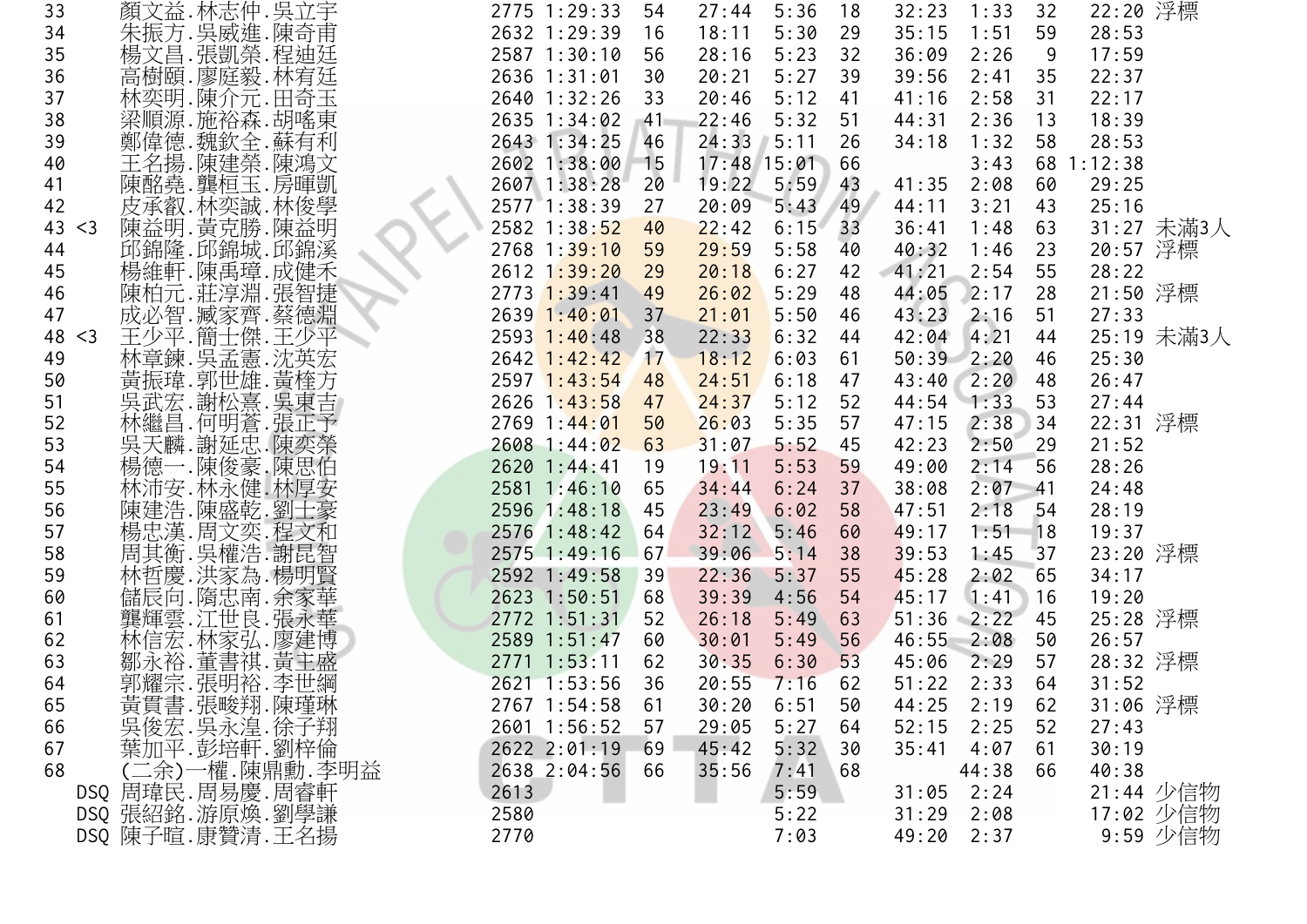| 33 | | 顏文益.林志仲.吳立宇 | 2775 | 1:29:33 | 54 | 27:44 | 5:36 | 18 | 32:23 | 1:33 | 32 | 22:20 | 浮標 |
|---|---|---|---|---|---|---|---|---|---|---|---|---|---|
| 34 | | 朱振方.吳威進.陳奇甫 | 2632 | 1:29:39 | 16 | 18:11 | 5:30 | 29 | 35:15 | 1:51 | 59 | 28:53 | |
| 35 | | 楊文昌.張凱榮.程迪廷 | 2587 | 1:30:10 | 56 | 28:16 | 5:23 | 32 | 36:09 | 2:26 | 9 | 17:59 | |
| 36 | | 高樹頤.廖庭毅.林宥廷 | 2636 | 1:31:01 | 30 | 20:21 | 5:27 | 39 | 39:56 | 2:41 | 35 | 22:37 | |
| 37 | | 林奕明.陳介元.田奇玉 | 2640 | 1:32:26 | 33 | 20:46 | 5:12 | 41 | 41:16 | 2:58 | 31 | 22:17 | |
| 38 | | 梁順源.施裕森.胡噅東 | 2635 | 1:34:02 | 41 | 22:46 | 5:32 | 51 | 44:31 | 2:36 | 13 | 18:39 | |
| 39 | | 鄭偉德.魏欽全.蘇有利 | 2643 | 1:34:25 | 46 | 24:33 | 5:11 | 26 | 34:18 | 1:32 | 58 | 28:53 | |
| 40 | | 王名揚.陳建榮.陳鴻文 | 2602 | 1:38:00 | 15 | 17:48 | 15:01 | 66 | | 3:43 | 68 | 1:12:38 | |
| 41 | | 陳酩堯.龔桓玉.房暉凱 | 2607 | 1:38:28 | 20 | 19:22 | 5:59 | 43 | 41:35 | 2:08 | 60 | 29:25 | |
| 42 | | 皮承叡.林奕誠.林俊學 | 2577 | 1:38:39 | 27 | 20:09 | 5:43 | 49 | 44:11 | 3:21 | 43 | 25:16 | |
| 43 | <3 | 陳益明.黃克勝.陳益明 | 2582 | 1:38:52 | 40 | 22:42 | 6:15 | 33 | 36:41 | 1:48 | 63 | 31:27 | 未滿3人 |
| 44 | | 邱錦隆.邱錦城.邱錦溪 | 2768 | 1:39:10 | 59 | 29:59 | 5:58 | 40 | 40:32 | 1:46 | 23 | 20:57 | 浮標 |
| 45 | | 楊維軒.陳禹璋.成健禾 | 2612 | 1:39:20 | 29 | 20:18 | 6:27 | 42 | 41:21 | 2:54 | 55 | 28:22 | |
| 46 | | 陳柏元.莊淳淵.張智捷 | 2773 | 1:39:41 | 49 | 26:02 | 5:29 | 48 | 44:05 | 2:17 | 28 | 21:50 | 浮標 |
| 47 | | 成必智.臧家齊.蔡德淵 | 2639 | 1:40:01 | 37 | 21:01 | 5:50 | 46 | 43:23 | 2:16 | 51 | 27:33 | |
| 48 | <3 | 王少平.簡士傑.王少平 | 2593 | 1:40:48 | 38 | 22:33 | 6:32 | 44 | 42:04 | 4:21 | 44 | 25:19 | 未滿3人 |
| 49 | | 林章鍊.吳孟憲.沈英宏 | 2642 | 1:42:42 | 17 | 18:12 | 6:03 | 61 | 50:39 | 2:20 | 46 | 25:30 | |
| 50 | | 黃振瑋.郭世雄.黃槿方 | 2597 | 1:43:54 | 48 | 24:51 | 6:18 | 47 | 43:40 | 2:20 | 48 | 26:47 | |
| 51 | | 吳武宏.謝松熹.吳東吉 | 2626 | 1:43:58 | 47 | 24:37 | 5:12 | 52 | 44:54 | 1:33 | 53 | 27:44 | |
| 52 | | 林繼昌.何明蒼.張正予 | 2769 | 1:44:01 | 50 | 26:03 | 5:35 | 57 | 47:15 | 2:38 | 34 | 22:31 | 浮標 |
| 53 | | 吳天麟.謝延忠.陳奕榮 | 2608 | 1:44:02 | 63 | 31:07 | 5:52 | 45 | 42:23 | 2:50 | 29 | 21:52 | |
| 54 | | 楊德一.陳俊豪.陳思伯 | 2620 | 1:44:41 | 19 | 19:11 | 5:53 | 59 | 49:00 | 2:14 | 56 | 28:26 | |
| 55 | | 林沛安.林永健.林厚安 | 2581 | 1:46:10 | 65 | 34:44 | 6:24 | 37 | 38:08 | 2:07 | 41 | 24:48 | |
| 56 | | 陳建浩.陳盛乾.劉士豪 | 2596 | 1:48:18 | 45 | 23:49 | 6:02 | 58 | 47:51 | 2:18 | 54 | 28:19 | |
| 57 | | 楊忠漢.周文奕.程文和 | 2576 | 1:48:42 | 64 | 32:12 | 5:46 | 60 | 49:17 | 1:51 | 18 | 19:37 | |
| 58 | | 周其衡.吳權浩.謝昆智 | 2575 | 1:49:16 | 67 | 39:06 | 5:14 | 38 | 39:53 | 1:45 | 37 | 23:20 | 浮標 |
| 59 | | 林哲慶.洪家為.楊明賢 | 2592 | 1:49:58 | 39 | 22:36 | 5:37 | 55 | 45:28 | 2:02 | 65 | 34:17 | |
| 60 | | 儲辰向.隋忠南.余家華 | 2623 | 1:50:51 | 68 | 39:39 | 4:56 | 54 | 45:17 | 1:41 | 16 | 19:20 | |
| 61 | | 龔輝雲.江世良.張永華 | 2772 | 1:51:31 | 52 | 26:18 | 5:49 | 63 | 51:36 | 2:22 | 45 | 25:28 | 浮標 |
| 62 | | 林信宏.林家弘.廖建博 | 2589 | 1:51:47 | 60 | 30:01 | 5:49 | 56 | 46:55 | 2:08 | 50 | 26:57 | |
| 63 | | 鄒永裕.董書祺.黃主盛 | 2771 | 1:53:11 | 62 | 30:35 | 6:30 | 53 | 45:06 | 2:29 | 57 | 28:32 | 浮標 |
| 64 | | 郭耀宗.張明裕.李世綱 | 2621 | 1:53:56 | 36 | 20:55 | 7:16 | 62 | 51:22 | 2:33 | 64 | 31:52 | |
| 65 | | 黃貫書.張畯翔.陳瑾琳 | 2767 | 1:54:58 | 61 | 30:20 | 6:51 | 50 | 44:25 | 2:19 | 62 | 31:06 | 浮標 |
| 66 | | 吳俊宏.吳永湟.徐子翔 | 2601 | 1:56:52 | 57 | 29:05 | 5:27 | 64 | 52:15 | 2:25 | 52 | 27:43 | |
| 67 | | 葉加平.彭培軒.劉梓倫 | 2622 | 2:01:19 | 69 | 45:42 | 5:32 | 30 | 35:41 | 4:07 | 61 | 30:19 | |
| 68 | | (二余)一權.陳鼎勳.李明益 | 2638 | 2:04:56 | 66 | 35:56 | 7:41 | 68 | | 44:38 | 66 | 40:38 | |
| DSQ | | 周瑋民.周易慶.周睿軒 | 2613 | | | | 5:59 | | 31:05 | 2:24 | | 21:44 | 少信物 |
| DSQ | | 張紹銘.游原煥.劉學謙 | 2580 | | | | 5:22 | | 31:29 | 2:08 | | 17:02 | 少信物 |
| DSQ | | 陳子暄.康贊清.王名揚 | 2770 | | | | 7:03 | | 49:20 | 2:37 | | 9:59 | 少信物 |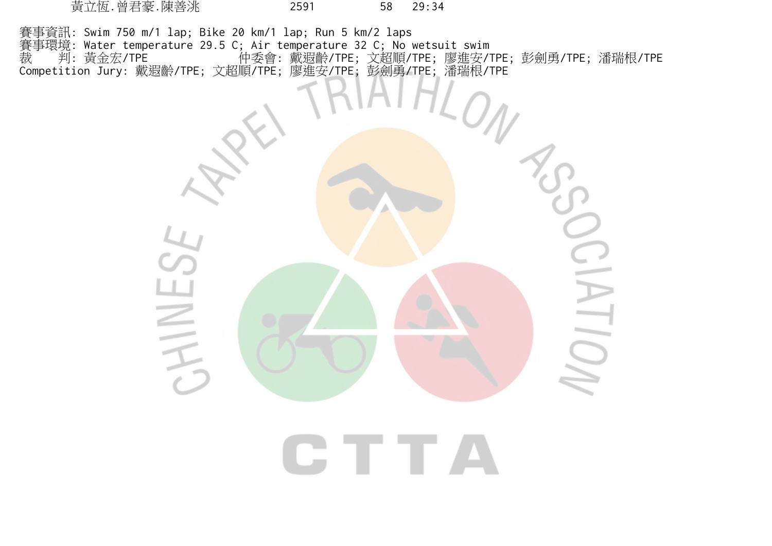| | | | |
|---|---|---|---|
| 黃立恆.曾君豪.陳善洮 | 2591 | 58 | 29:34 |

賽事資訊: Swim 750 m/1 lap; Bike 20 km/1 lap; Run 5 km/2 laps
賽事環境: Water temperature 29.5 C; Air temperature 32 C; No wetsuit swim
裁　　判: 黃金宏/TPE　　　　　　仲委會: 戴遐齡/TPE; 文超順/TPE; 廖進安/TPE; 彭劍勇/TPE; 潘瑞根/TPE
Competition Jury: 戴遐齡/TPE; 文超順/TPE; 廖進安/TPE; 彭劍勇/TPE; 潘瑞根/TPE